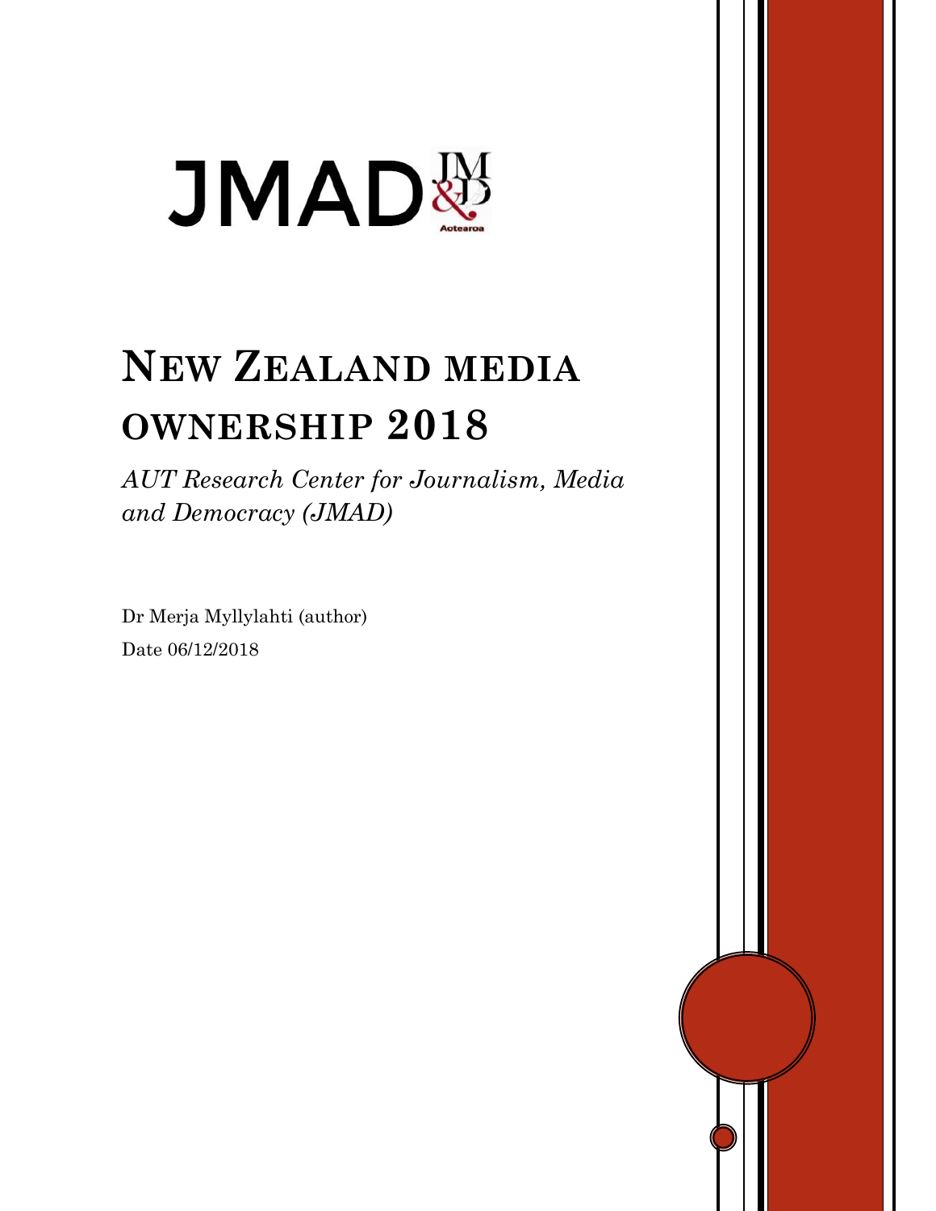JMAD

# New Zealand media ownership 2018

*AUT Research Center for Journalism, Media and Democracy (JMAD)*

Dr Merja Myllylahti (author)

Date 06/12/2018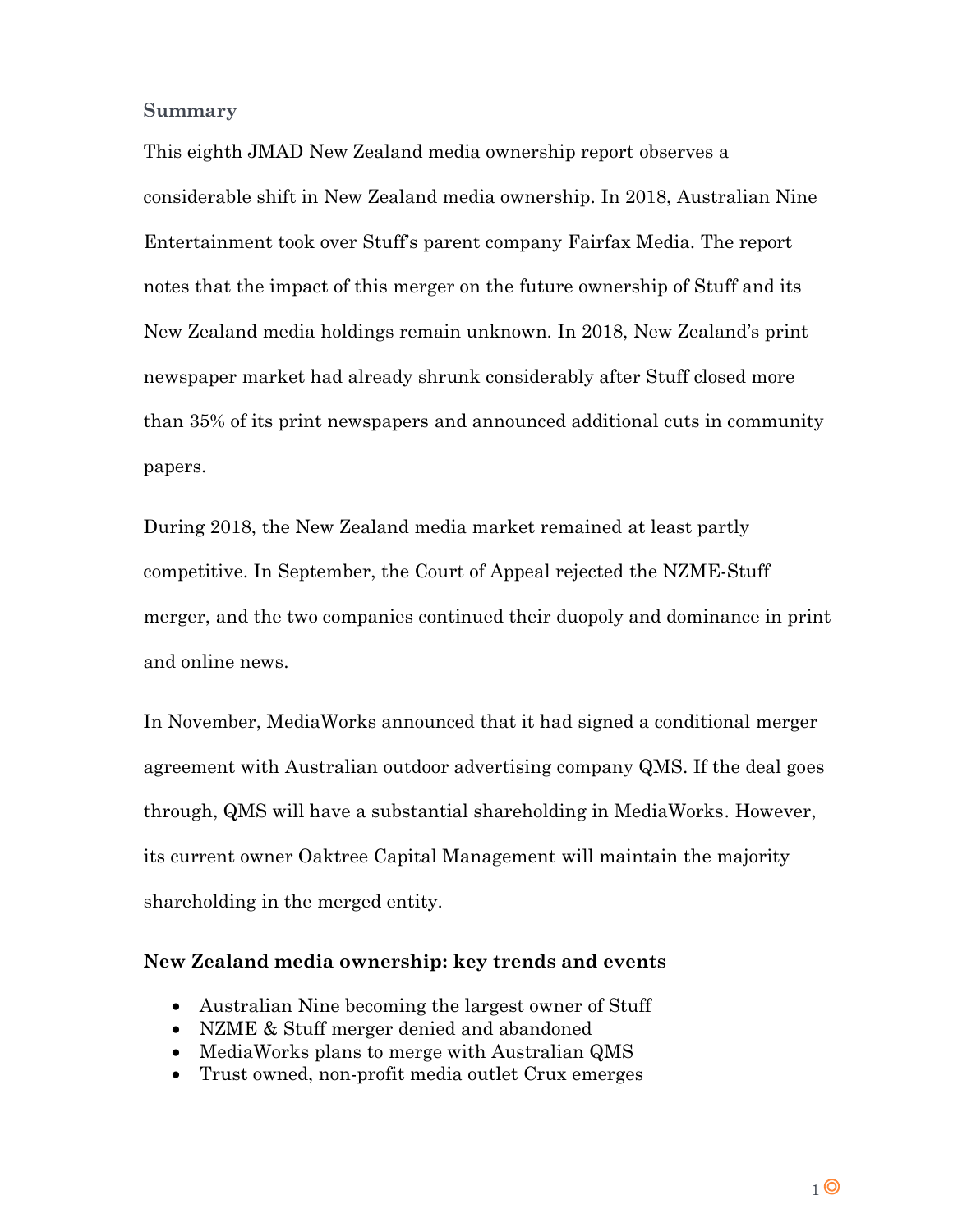### Summary

This eighth JMAD New Zealand media ownership report observes a considerable shift in New Zealand media ownership. In 2018, Australian Nine Entertainment took over Stuff's parent company Fairfax Media. The report notes that the impact of this merger on the future ownership of Stuff and its New Zealand media holdings remain unknown. In 2018, New Zealand's print newspaper market had already shrunk considerably after Stuff closed more than 35% of its print newspapers and announced additional cuts in community papers.

During 2018, the New Zealand media market remained at least partly competitive. In September, the Court of Appeal rejected the NZME-Stuff merger, and the two companies continued their duopoly and dominance in print and online news.

In November, MediaWorks announced that it had signed a conditional merger agreement with Australian outdoor advertising company QMS. If the deal goes through, QMS will have a substantial shareholding in MediaWorks. However, its current owner Oaktree Capital Management will maintain the majority shareholding in the merged entity.

### New Zealand media ownership: key trends and events

- Australian Nine becoming the largest owner of Stuff
- NZME & Stuff merger denied and abandoned
- MediaWorks plans to merge with Australian QMS
- Trust owned, non-profit media outlet Crux emerges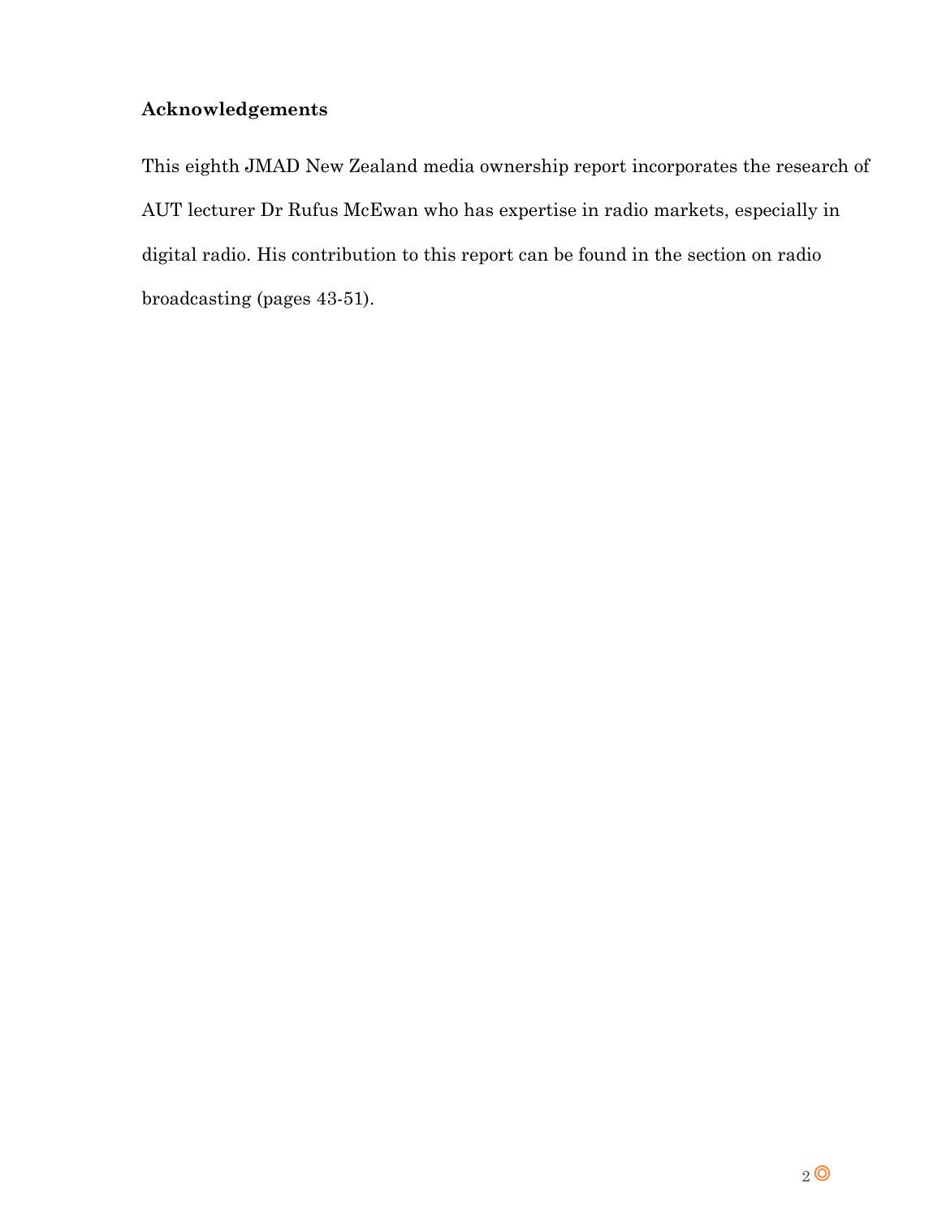**Acknowledgements**

This eighth JMAD New Zealand media ownership report incorporates the research of AUT lecturer Dr Rufus McEwan who has expertise in radio markets, especially in digital radio. His contribution to this report can be found in the section on radio broadcasting (pages 43-51).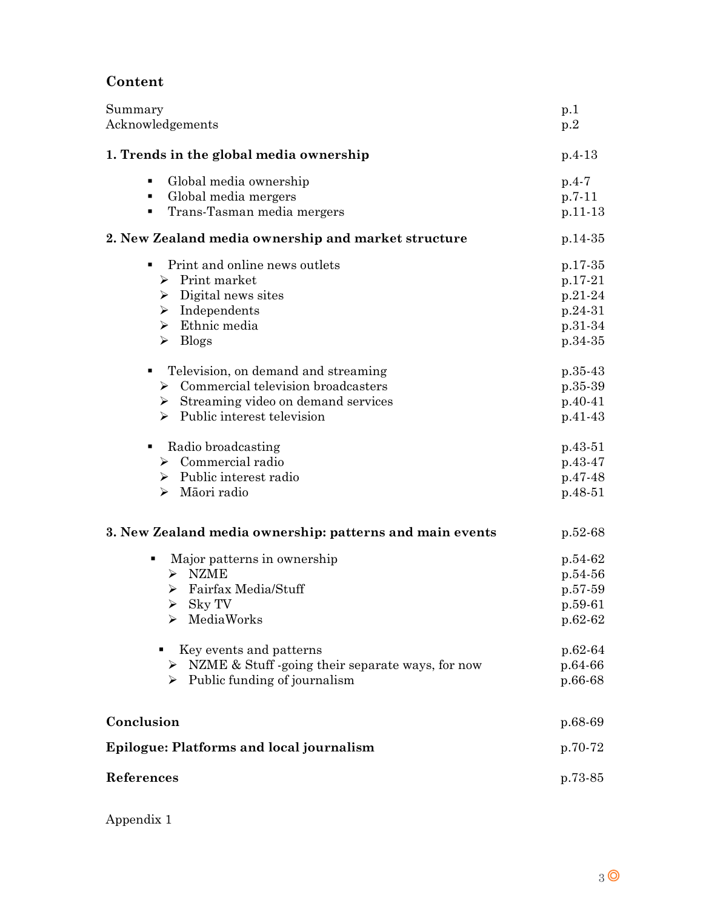## Content

| | |
|---|---|
| Summary | p.1 |
| Acknowledgements | p.2 |
| **1. Trends in the global media ownership** | p.4-13 |
| ▪ Global media ownership | p.4-7 |
| ▪ Global media mergers | p.7-11 |
| ▪ Trans-Tasman media mergers | p.11-13 |
| **2. New Zealand media ownership and market structure** | p.14-35 |
| ▪ Print and online news outlets | p.17-35 |
| ➢ Print market | p.17-21 |
| ➢ Digital news sites | p.21-24 |
| ➢ Independents | p.24-31 |
| ➢ Ethnic media | p.31-34 |
| ➢ Blogs | p.34-35 |
| ▪ Television, on demand and streaming | p.35-43 |
| ➢ Commercial television broadcasters | p.35-39 |
| ➢ Streaming video on demand services | p.40-41 |
| ➢ Public interest television | p.41-43 |
| ▪ Radio broadcasting | p.43-51 |
| ➢ Commercial radio | p.43-47 |
| ➢ Public interest radio | p.47-48 |
| ➢ Māori radio | p.48-51 |
| **3. New Zealand media ownership: patterns and main events** | p.52-68 |
| ▪ Major patterns in ownership | p.54-62 |
| ➢ NZME | p.54-56 |
| ➢ Fairfax Media/Stuff | p.57-59 |
| ➢ Sky TV | p.59-61 |
| ➢ MediaWorks | p.62-62 |
| ▪ Key events and patterns | p.62-64 |
| ➢ NZME & Stuff -going their separate ways, for now | p.64-66 |
| ➢ Public funding of journalism | p.66-68 |
| **Conclusion** | p.68-69 |
| **Epilogue: Platforms and local journalism** | p.70-72 |
| **References** | p.73-85 |

Appendix 1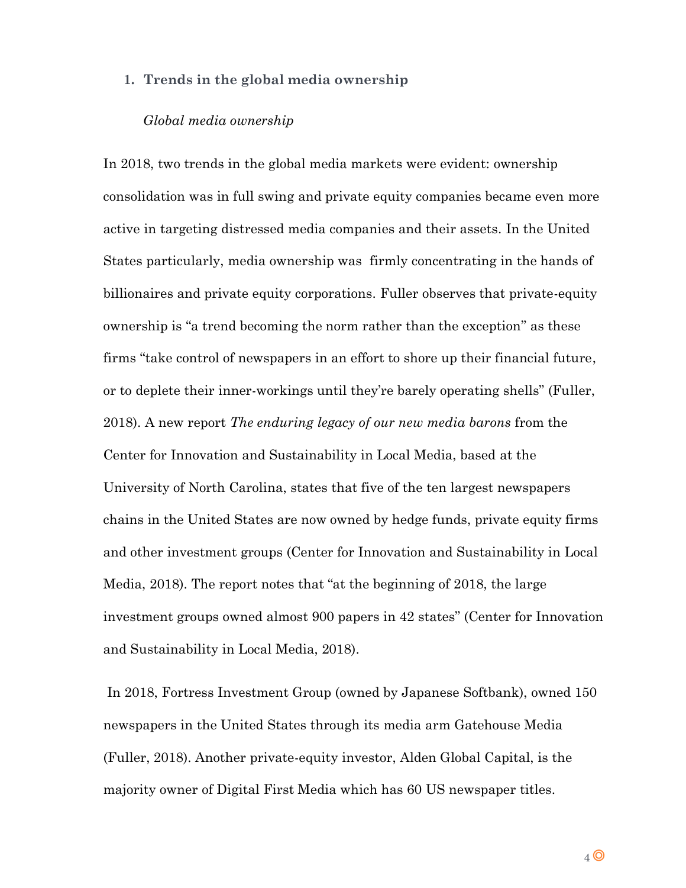## 1. Trends in the global media ownership

*Global media ownership*

In 2018, two trends in the global media markets were evident: ownership consolidation was in full swing and private equity companies became even more active in targeting distressed media companies and their assets. In the United States particularly, media ownership was firmly concentrating in the hands of billionaires and private equity corporations. Fuller observes that private-equity ownership is "a trend becoming the norm rather than the exception" as these firms "take control of newspapers in an effort to shore up their financial future, or to deplete their inner-workings until they're barely operating shells" (Fuller, 2018). A new report *The enduring legacy of our new media barons* from the Center for Innovation and Sustainability in Local Media, based at the University of North Carolina, states that five of the ten largest newspapers chains in the United States are now owned by hedge funds, private equity firms and other investment groups (Center for Innovation and Sustainability in Local Media, 2018). The report notes that "at the beginning of 2018, the large investment groups owned almost 900 papers in 42 states" (Center for Innovation and Sustainability in Local Media, 2018).

In 2018, Fortress Investment Group (owned by Japanese Softbank), owned 150 newspapers in the United States through its media arm Gatehouse Media (Fuller, 2018). Another private-equity investor, Alden Global Capital, is the majority owner of Digital First Media which has 60 US newspaper titles.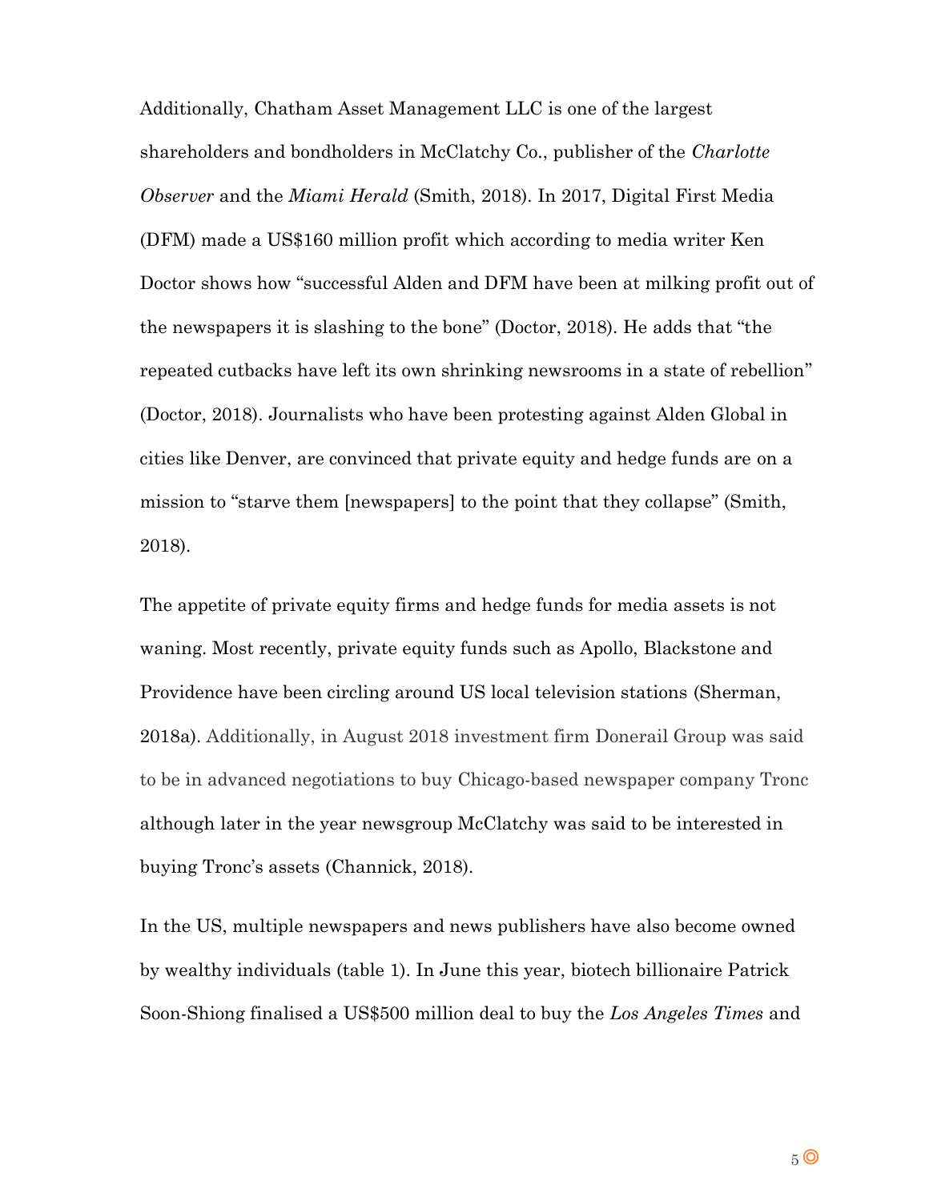Additionally, Chatham Asset Management LLC is one of the largest shareholders and bondholders in McClatchy Co., publisher of the *Charlotte Observer* and the *Miami Herald* (Smith, 2018). In 2017, Digital First Media (DFM) made a US$160 million profit which according to media writer Ken Doctor shows how "successful Alden and DFM have been at milking profit out of the newspapers it is slashing to the bone" (Doctor, 2018). He adds that "the repeated cutbacks have left its own shrinking newsrooms in a state of rebellion" (Doctor, 2018). Journalists who have been protesting against Alden Global in cities like Denver, are convinced that private equity and hedge funds are on a mission to "starve them [newspapers] to the point that they collapse" (Smith, 2018).

The appetite of private equity firms and hedge funds for media assets is not waning. Most recently, private equity funds such as Apollo, Blackstone and Providence have been circling around US local television stations (Sherman, 2018a). Additionally, in August 2018 investment firm Donerail Group was said to be in advanced negotiations to buy Chicago-based newspaper company Tronc although later in the year newsgroup McClatchy was said to be interested in buying Tronc's assets (Channick, 2018).

In the US, multiple newspapers and news publishers have also become owned by wealthy individuals (table 1). In June this year, biotech billionaire Patrick Soon-Shiong finalised a US$500 million deal to buy the *Los Angeles Times* and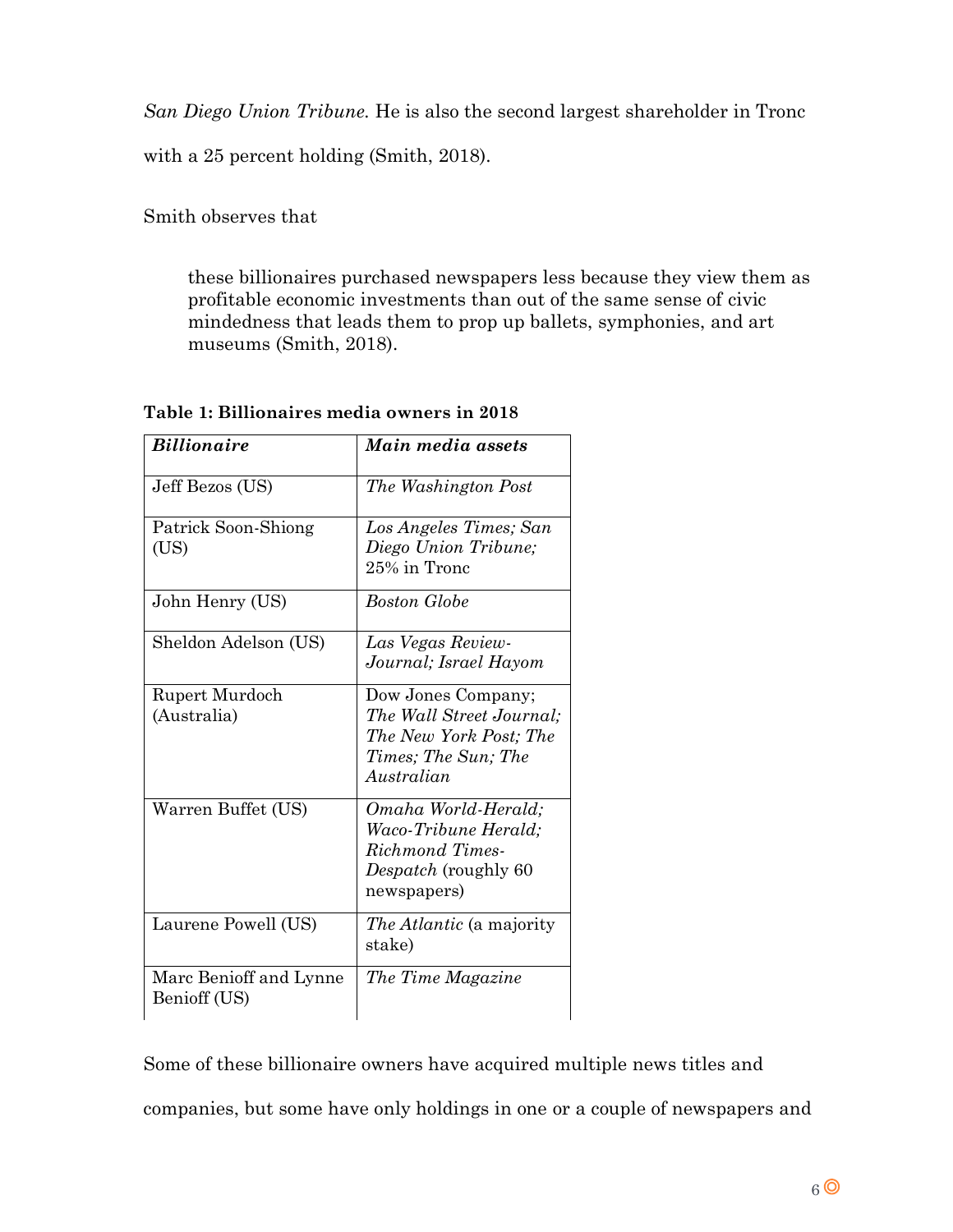*San Diego Union Tribune*. He is also the second largest shareholder in Tronc with a 25 percent holding (Smith, 2018).

Smith observes that

> these billionaires purchased newspapers less because they view them as profitable economic investments than out of the same sense of civic mindedness that leads them to prop up ballets, symphonies, and art museums (Smith, 2018).

**Table 1: Billionaires media owners in 2018**

| ***Billionaire*** | ***Main media assets*** |
|---|---|
| Jeff Bezos (US) | *The Washington Post* |
| Patrick Soon-Shiong (US) | *Los Angeles Times; San Diego Union Tribune;* 25% in Tronc |
| John Henry (US) | *Boston Globe* |
| Sheldon Adelson (US) | *Las Vegas Review-Journal; Israel Hayom* |
| Rupert Murdoch (Australia) | Dow Jones Company; *The Wall Street Journal; The New York Post; The Times; The Sun; The Australian* |
| Warren Buffet (US) | *Omaha World-Herald; Waco-Tribune Herald; Richmond Times-Despatch* (roughly 60 newspapers) |
| Laurene Powell (US) | *The Atlantic* (a majority stake) |
| Marc Benioff and Lynne Benioff (US) | *The Time Magazine* |

Some of these billionaire owners have acquired multiple news titles and companies, but some have only holdings in one or a couple of newspapers and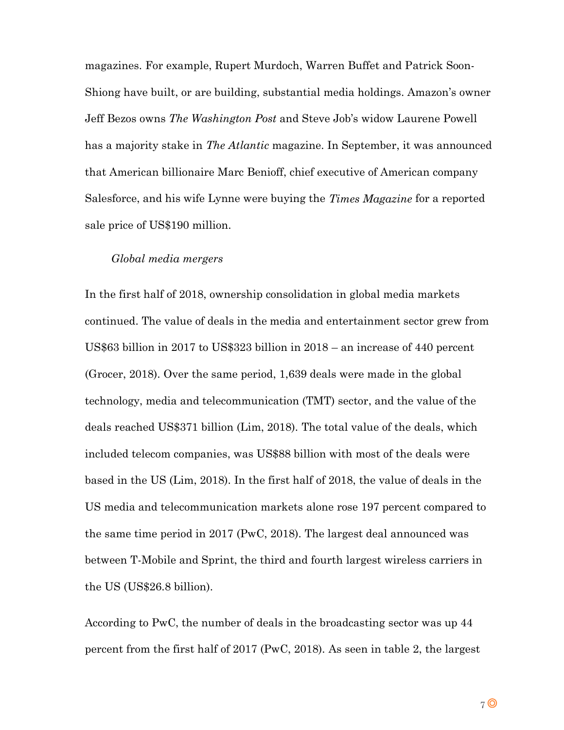magazines. For example, Rupert Murdoch, Warren Buffet and Patrick Soon-Shiong have built, or are building, substantial media holdings. Amazon's owner Jeff Bezos owns *The Washington Post* and Steve Job's widow Laurene Powell has a majority stake in *The Atlantic* magazine. In September, it was announced that American billionaire Marc Benioff, chief executive of American company Salesforce, and his wife Lynne were buying the *Times Magazine* for a reported sale price of US$190 million.

### *Global media mergers*

In the first half of 2018, ownership consolidation in global media markets continued. The value of deals in the media and entertainment sector grew from US$63 billion in 2017 to US$323 billion in 2018 – an increase of 440 percent (Grocer, 2018). Over the same period, 1,639 deals were made in the global technology, media and telecommunication (TMT) sector, and the value of the deals reached US$371 billion (Lim, 2018). The total value of the deals, which included telecom companies, was US$88 billion with most of the deals were based in the US (Lim, 2018). In the first half of 2018, the value of deals in the US media and telecommunication markets alone rose 197 percent compared to the same time period in 2017 (PwC, 2018). The largest deal announced was between T-Mobile and Sprint, the third and fourth largest wireless carriers in the US (US$26.8 billion).

According to PwC, the number of deals in the broadcasting sector was up 44 percent from the first half of 2017 (PwC, 2018). As seen in table 2, the largest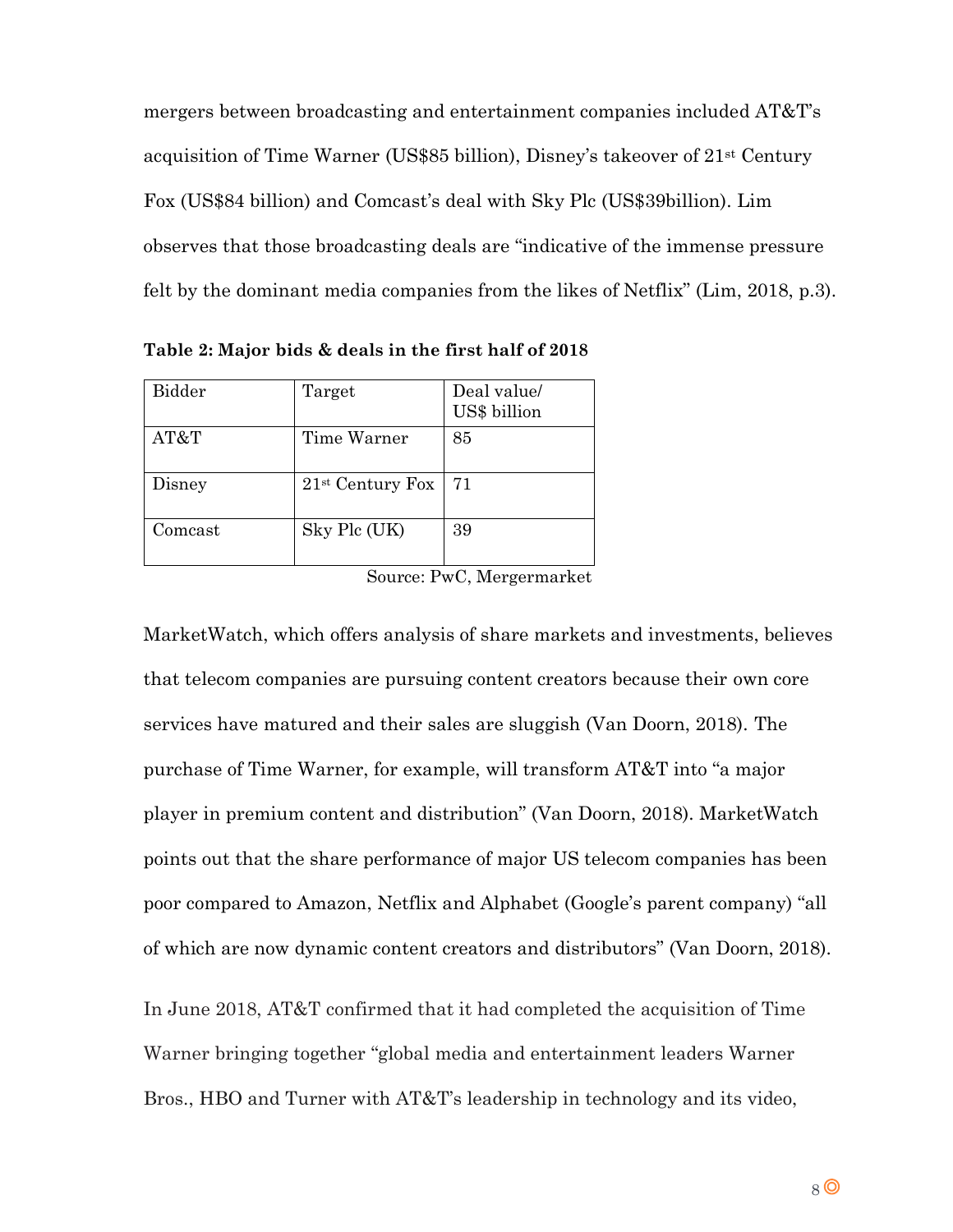mergers between broadcasting and entertainment companies included AT&T's acquisition of Time Warner (US$85 billion), Disney's takeover of 21st Century Fox (US$84 billion) and Comcast's deal with Sky Plc (US$39billion). Lim observes that those broadcasting deals are "indicative of the immense pressure felt by the dominant media companies from the likes of Netflix" (Lim, 2018, p.3).

**Table 2: Major bids & deals in the first half of 2018**

| Bidder | Target | Deal value/ US$ billion |
| --- | --- | --- |
| AT&T | Time Warner | 85 |
| Disney | 21st Century Fox | 71 |
| Comcast | Sky Plc (UK) | 39 |

Source: PwC, Mergermarket

MarketWatch, which offers analysis of share markets and investments, believes that telecom companies are pursuing content creators because their own core services have matured and their sales are sluggish (Van Doorn, 2018). The purchase of Time Warner, for example, will transform AT&T into "a major player in premium content and distribution" (Van Doorn, 2018). MarketWatch points out that the share performance of major US telecom companies has been poor compared to Amazon, Netflix and Alphabet (Google's parent company) "all of which are now dynamic content creators and distributors" (Van Doorn, 2018).

In June 2018, AT&T confirmed that it had completed the acquisition of Time Warner bringing together "global media and entertainment leaders Warner Bros., HBO and Turner with AT&T's leadership in technology and its video,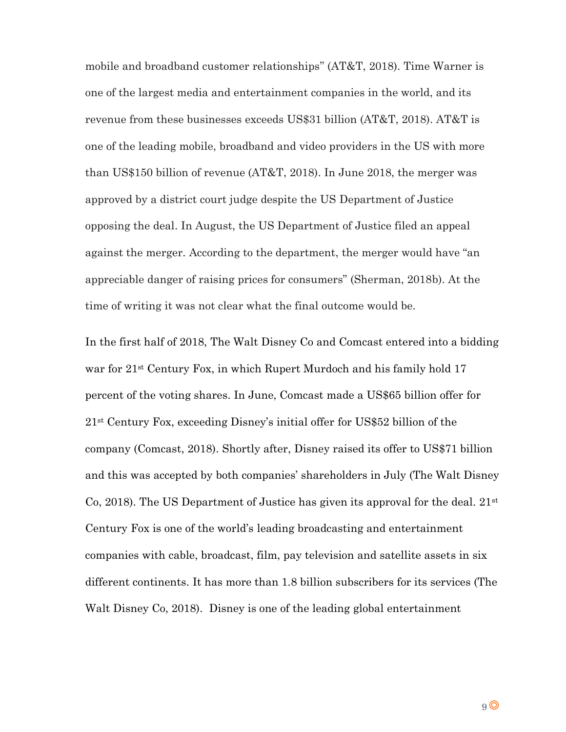mobile and broadband customer relationships" (AT&T, 2018). Time Warner is one of the largest media and entertainment companies in the world, and its revenue from these businesses exceeds US$31 billion (AT&T, 2018). AT&T is one of the leading mobile, broadband and video providers in the US with more than US$150 billion of revenue (AT&T, 2018). In June 2018, the merger was approved by a district court judge despite the US Department of Justice opposing the deal. In August, the US Department of Justice filed an appeal against the merger. According to the department, the merger would have "an appreciable danger of raising prices for consumers" (Sherman, 2018b). At the time of writing it was not clear what the final outcome would be.

In the first half of 2018, The Walt Disney Co and Comcast entered into a bidding war for 21st Century Fox, in which Rupert Murdoch and his family hold 17 percent of the voting shares. In June, Comcast made a US$65 billion offer for 21st Century Fox, exceeding Disney's initial offer for US$52 billion of the company (Comcast, 2018). Shortly after, Disney raised its offer to US$71 billion and this was accepted by both companies' shareholders in July (The Walt Disney Co, 2018). The US Department of Justice has given its approval for the deal. 21st Century Fox is one of the world's leading broadcasting and entertainment companies with cable, broadcast, film, pay television and satellite assets in six different continents. It has more than 1.8 billion subscribers for its services (The Walt Disney Co, 2018). Disney is one of the leading global entertainment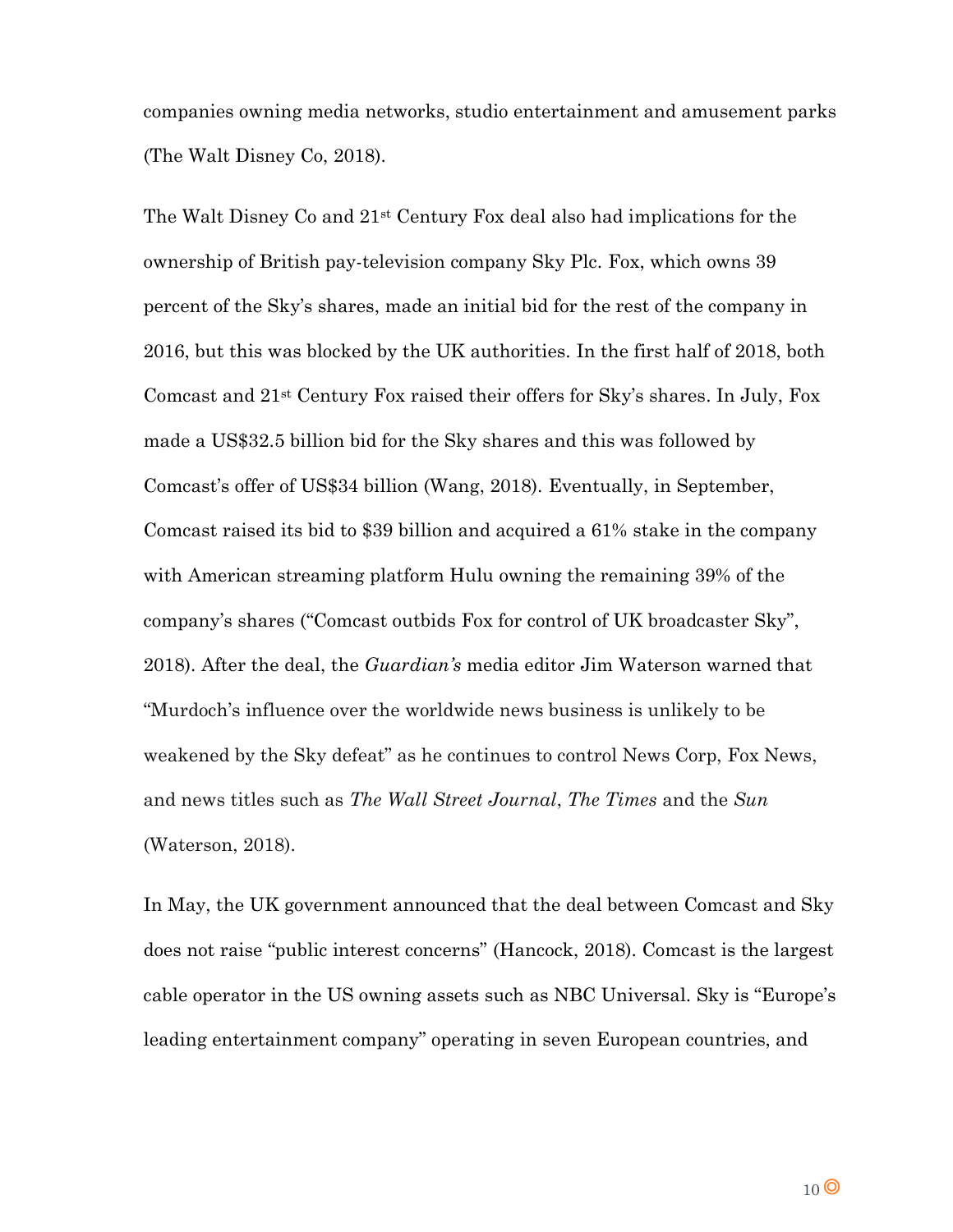companies owning media networks, studio entertainment and amusement parks (The Walt Disney Co, 2018).

The Walt Disney Co and 21st Century Fox deal also had implications for the ownership of British pay-television company Sky Plc. Fox, which owns 39 percent of the Sky's shares, made an initial bid for the rest of the company in 2016, but this was blocked by the UK authorities. In the first half of 2018, both Comcast and 21st Century Fox raised their offers for Sky's shares. In July, Fox made a US$32.5 billion bid for the Sky shares and this was followed by Comcast's offer of US$34 billion (Wang, 2018). Eventually, in September, Comcast raised its bid to $39 billion and acquired a 61% stake in the company with American streaming platform Hulu owning the remaining 39% of the company's shares ("Comcast outbids Fox for control of UK broadcaster Sky", 2018). After the deal, the *Guardian's* media editor Jim Waterson warned that "Murdoch's influence over the worldwide news business is unlikely to be weakened by the Sky defeat" as he continues to control News Corp, Fox News, and news titles such as *The Wall Street Journal*, *The Times* and the *Sun* (Waterson, 2018).

In May, the UK government announced that the deal between Comcast and Sky does not raise "public interest concerns" (Hancock, 2018). Comcast is the largest cable operator in the US owning assets such as NBC Universal. Sky is "Europe's leading entertainment company" operating in seven European countries, and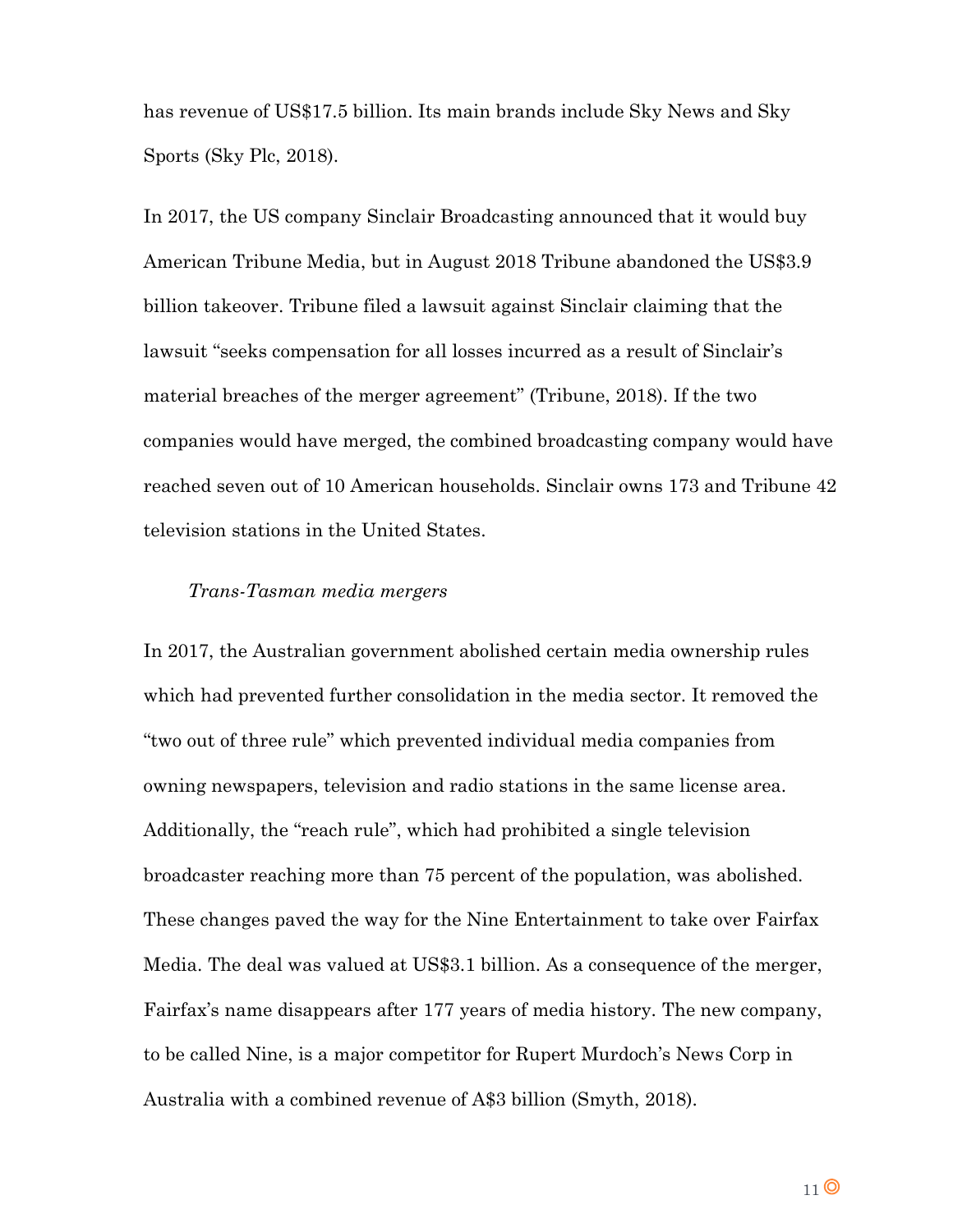has revenue of US$17.5 billion. Its main brands include Sky News and Sky Sports (Sky Plc, 2018).

In 2017, the US company Sinclair Broadcasting announced that it would buy American Tribune Media, but in August 2018 Tribune abandoned the US$3.9 billion takeover. Tribune filed a lawsuit against Sinclair claiming that the lawsuit "seeks compensation for all losses incurred as a result of Sinclair's material breaches of the merger agreement" (Tribune, 2018). If the two companies would have merged, the combined broadcasting company would have reached seven out of 10 American households. Sinclair owns 173 and Tribune 42 television stations in the United States.

*Trans-Tasman media mergers*

In 2017, the Australian government abolished certain media ownership rules which had prevented further consolidation in the media sector. It removed the "two out of three rule" which prevented individual media companies from owning newspapers, television and radio stations in the same license area. Additionally, the "reach rule", which had prohibited a single television broadcaster reaching more than 75 percent of the population, was abolished. These changes paved the way for the Nine Entertainment to take over Fairfax Media. The deal was valued at US$3.1 billion. As a consequence of the merger, Fairfax's name disappears after 177 years of media history. The new company, to be called Nine, is a major competitor for Rupert Murdoch's News Corp in Australia with a combined revenue of A$3 billion (Smyth, 2018).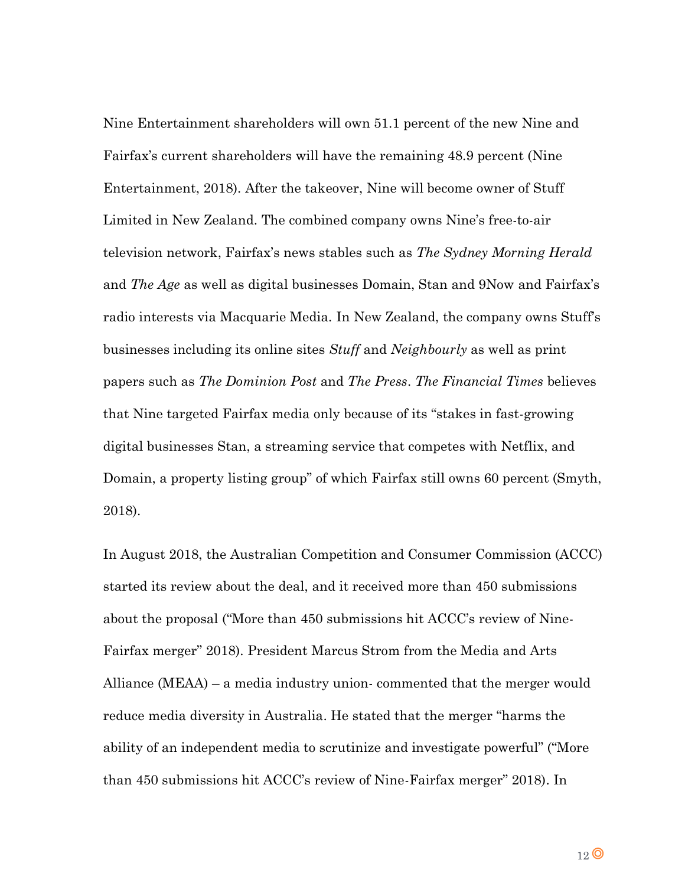Nine Entertainment shareholders will own 51.1 percent of the new Nine and Fairfax's current shareholders will have the remaining 48.9 percent (Nine Entertainment, 2018). After the takeover, Nine will become owner of Stuff Limited in New Zealand. The combined company owns Nine's free-to-air television network, Fairfax's news stables such as *The Sydney Morning Herald* and *The Age* as well as digital businesses Domain, Stan and 9Now and Fairfax's radio interests via Macquarie Media. In New Zealand, the company owns Stuff's businesses including its online sites *Stuff* and *Neighbourly* as well as print papers such as *The Dominion Post* and *The Press*. *The Financial Times* believes that Nine targeted Fairfax media only because of its "stakes in fast-growing digital businesses Stan, a streaming service that competes with Netflix, and Domain, a property listing group" of which Fairfax still owns 60 percent (Smyth, 2018).

In August 2018, the Australian Competition and Consumer Commission (ACCC) started its review about the deal, and it received more than 450 submissions about the proposal ("More than 450 submissions hit ACCC's review of Nine-Fairfax merger" 2018). President Marcus Strom from the Media and Arts Alliance (MEAA) – a media industry union- commented that the merger would reduce media diversity in Australia. He stated that the merger "harms the ability of an independent media to scrutinize and investigate powerful" ("More than 450 submissions hit ACCC's review of Nine-Fairfax merger" 2018). In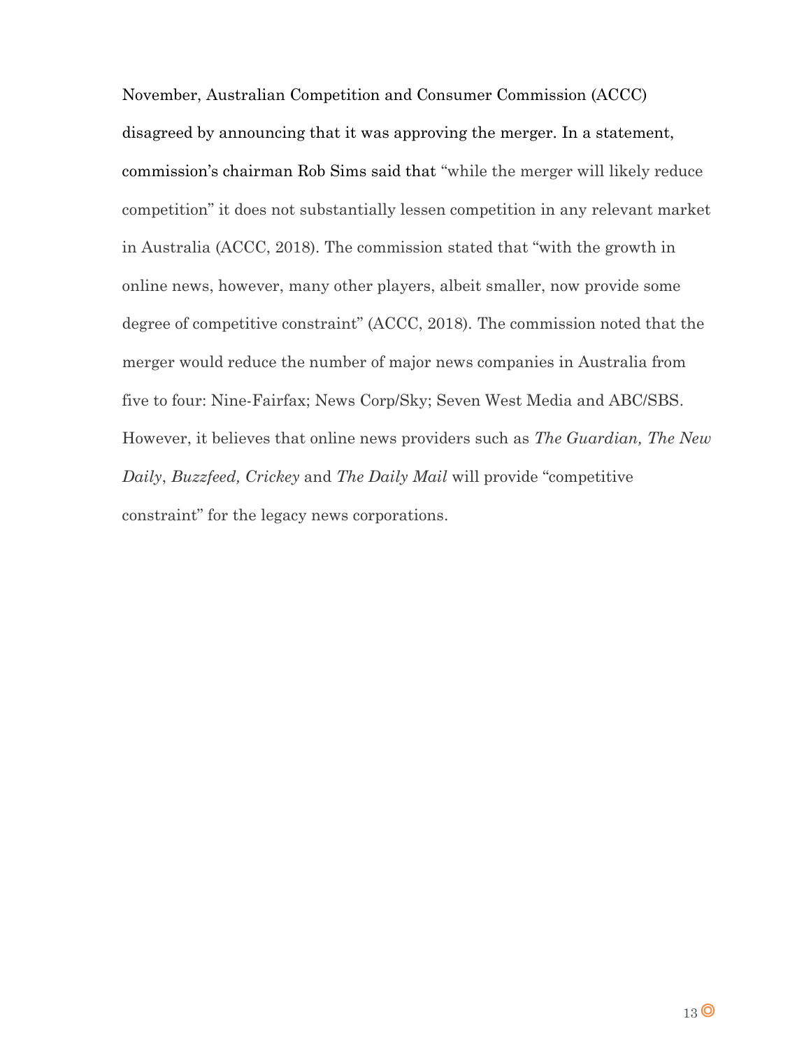November, Australian Competition and Consumer Commission (ACCC) disagreed by announcing that it was approving the merger. In a statement, commission's chairman Rob Sims said that "while the merger will likely reduce competition" it does not substantially lessen competition in any relevant market in Australia (ACCC, 2018). The commission stated that "with the growth in online news, however, many other players, albeit smaller, now provide some degree of competitive constraint" (ACCC, 2018). The commission noted that the merger would reduce the number of major news companies in Australia from five to four: Nine-Fairfax; News Corp/Sky; Seven West Media and ABC/SBS. However, it believes that online news providers such as *The Guardian, The New Daily*, *Buzzfeed, Crickey* and *The Daily Mail* will provide "competitive constraint" for the legacy news corporations.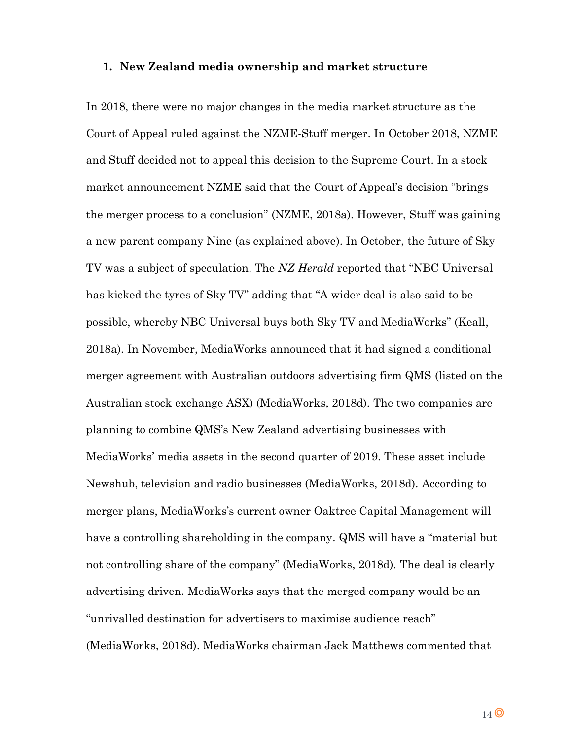## 1. New Zealand media ownership and market structure

In 2018, there were no major changes in the media market structure as the Court of Appeal ruled against the NZME-Stuff merger. In October 2018, NZME and Stuff decided not to appeal this decision to the Supreme Court. In a stock market announcement NZME said that the Court of Appeal's decision "brings the merger process to a conclusion" (NZME, 2018a). However, Stuff was gaining a new parent company Nine (as explained above). In October, the future of Sky TV was a subject of speculation. The *NZ Herald* reported that "NBC Universal has kicked the tyres of Sky TV" adding that "A wider deal is also said to be possible, whereby NBC Universal buys both Sky TV and MediaWorks" (Keall, 2018a). In November, MediaWorks announced that it had signed a conditional merger agreement with Australian outdoors advertising firm QMS (listed on the Australian stock exchange ASX) (MediaWorks, 2018d). The two companies are planning to combine QMS's New Zealand advertising businesses with MediaWorks' media assets in the second quarter of 2019. These asset include Newshub, television and radio businesses (MediaWorks, 2018d). According to merger plans, MediaWorks's current owner Oaktree Capital Management will have a controlling shareholding in the company. QMS will have a "material but not controlling share of the company" (MediaWorks, 2018d). The deal is clearly advertising driven. MediaWorks says that the merged company would be an "unrivalled destination for advertisers to maximise audience reach" (MediaWorks, 2018d). MediaWorks chairman Jack Matthews commented that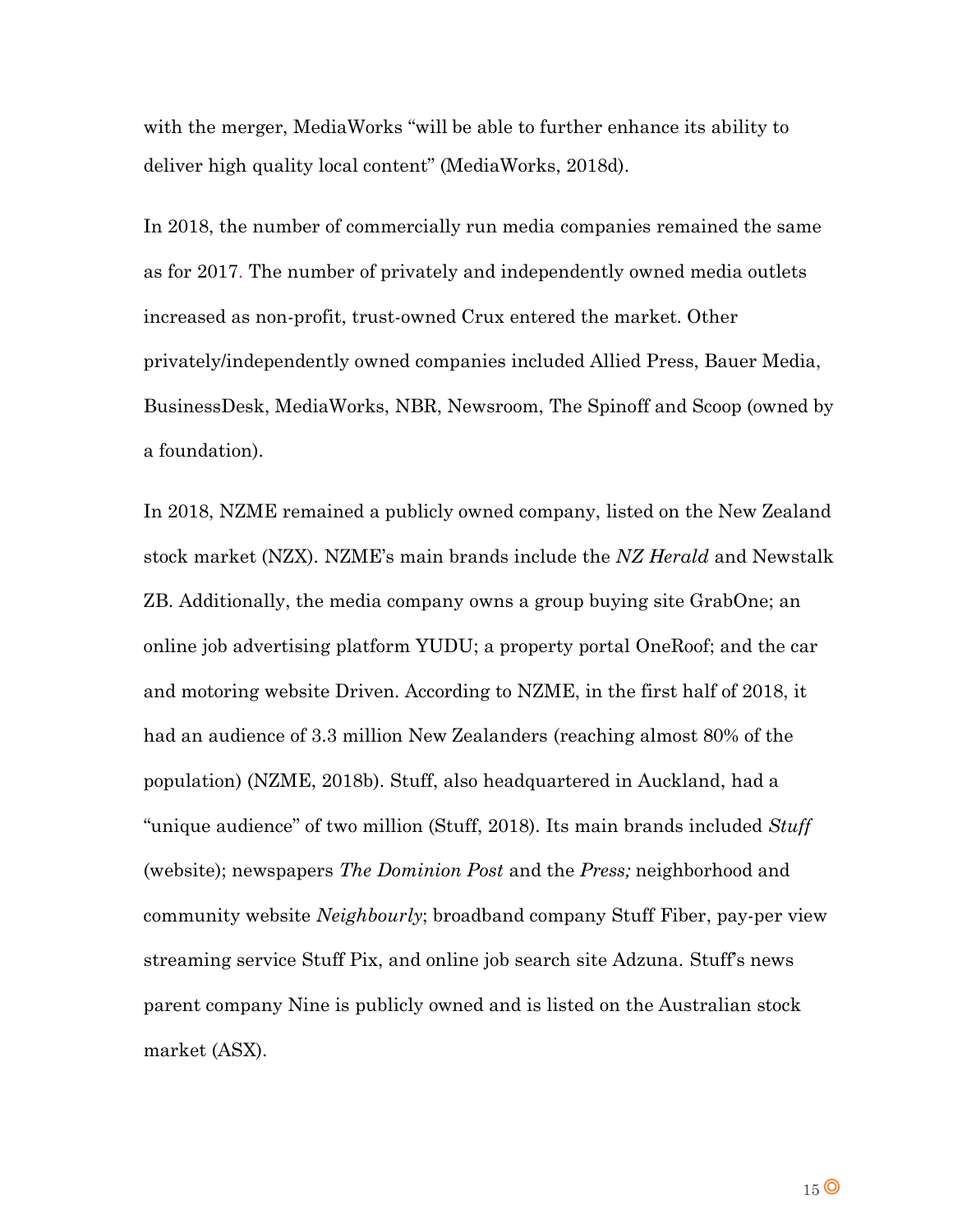with the merger, MediaWorks "will be able to further enhance its ability to deliver high quality local content" (MediaWorks, 2018d).

In 2018, the number of commercially run media companies remained the same as for 2017. The number of privately and independently owned media outlets increased as non-profit, trust-owned Crux entered the market. Other privately/independently owned companies included Allied Press, Bauer Media, BusinessDesk, MediaWorks, NBR, Newsroom, The Spinoff and Scoop (owned by a foundation).

In 2018, NZME remained a publicly owned company, listed on the New Zealand stock market (NZX). NZME's main brands include the *NZ Herald* and Newstalk ZB. Additionally, the media company owns a group buying site GrabOne; an online job advertising platform YUDU; a property portal OneRoof; and the car and motoring website Driven. According to NZME, in the first half of 2018, it had an audience of 3.3 million New Zealanders (reaching almost 80% of the population) (NZME, 2018b). Stuff, also headquartered in Auckland, had a "unique audience" of two million (Stuff, 2018). Its main brands included *Stuff* (website); newspapers *The Dominion Post* and the *Press;* neighborhood and community website *Neighbourly*; broadband company Stuff Fiber, pay-per view streaming service Stuff Pix, and online job search site Adzuna. Stuff's news parent company Nine is publicly owned and is listed on the Australian stock market (ASX).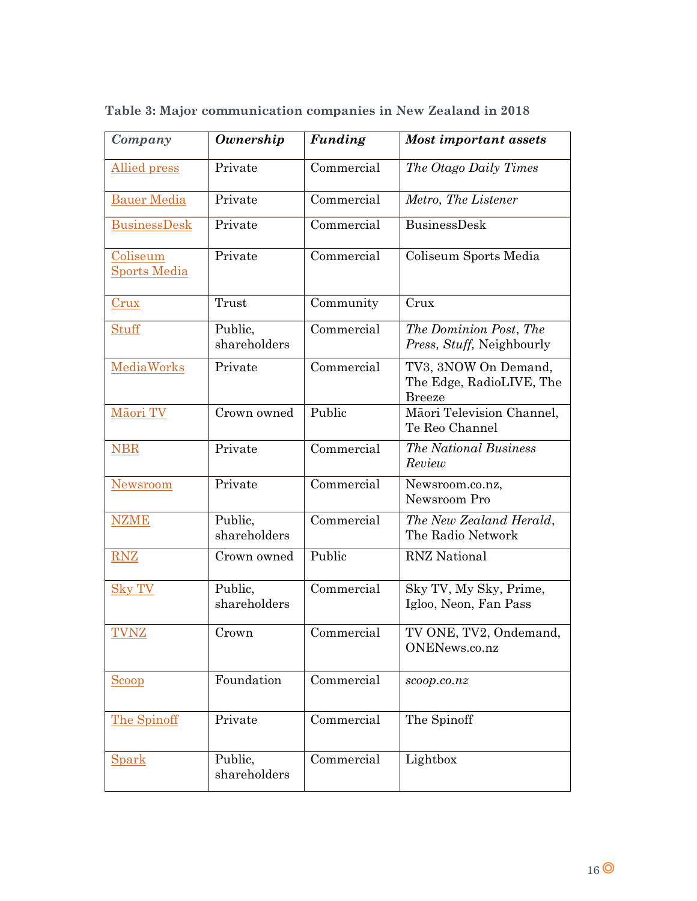**Table 3: Major communication companies in New Zealand in 2018**

| *Company* | *Ownership* | *Funding* | *Most important assets* |
|---|---|---|---|
| Allied press | Private | Commercial | *The Otago Daily Times* |
| Bauer Media | Private | Commercial | *Metro, The Listener* |
| BusinessDesk | Private | Commercial | BusinessDesk |
| Coliseum Sports Media | Private | Commercial | Coliseum Sports Media |
| Crux | Trust | Community | Crux |
| Stuff | Public, shareholders | Commercial | *The Dominion Post*, *The Press, Stuff,* Neighbourly |
| MediaWorks | Private | Commercial | TV3, 3NOW On Demand, The Edge, RadioLIVE, The Breeze |
| Māori TV | Crown owned | Public | Māori Television Channel, Te Reo Channel |
| NBR | Private | Commercial | *The National Business Review* |
| Newsroom | Private | Commercial | Newsroom.co.nz, Newsroom Pro |
| NZME | Public, shareholders | Commercial | *The New Zealand Herald*, The Radio Network |
| RNZ | Crown owned | Public | RNZ National |
| Sky TV | Public, shareholders | Commercial | Sky TV, My Sky, Prime, Igloo, Neon, Fan Pass |
| TVNZ | Crown | Commercial | TV ONE, TV2, Ondemand, ONENews.co.nz |
| Scoop | Foundation | Commercial | *scoop.co.nz* |
| The Spinoff | Private | Commercial | The Spinoff |
| Spark | Public, shareholders | Commercial | Lightbox |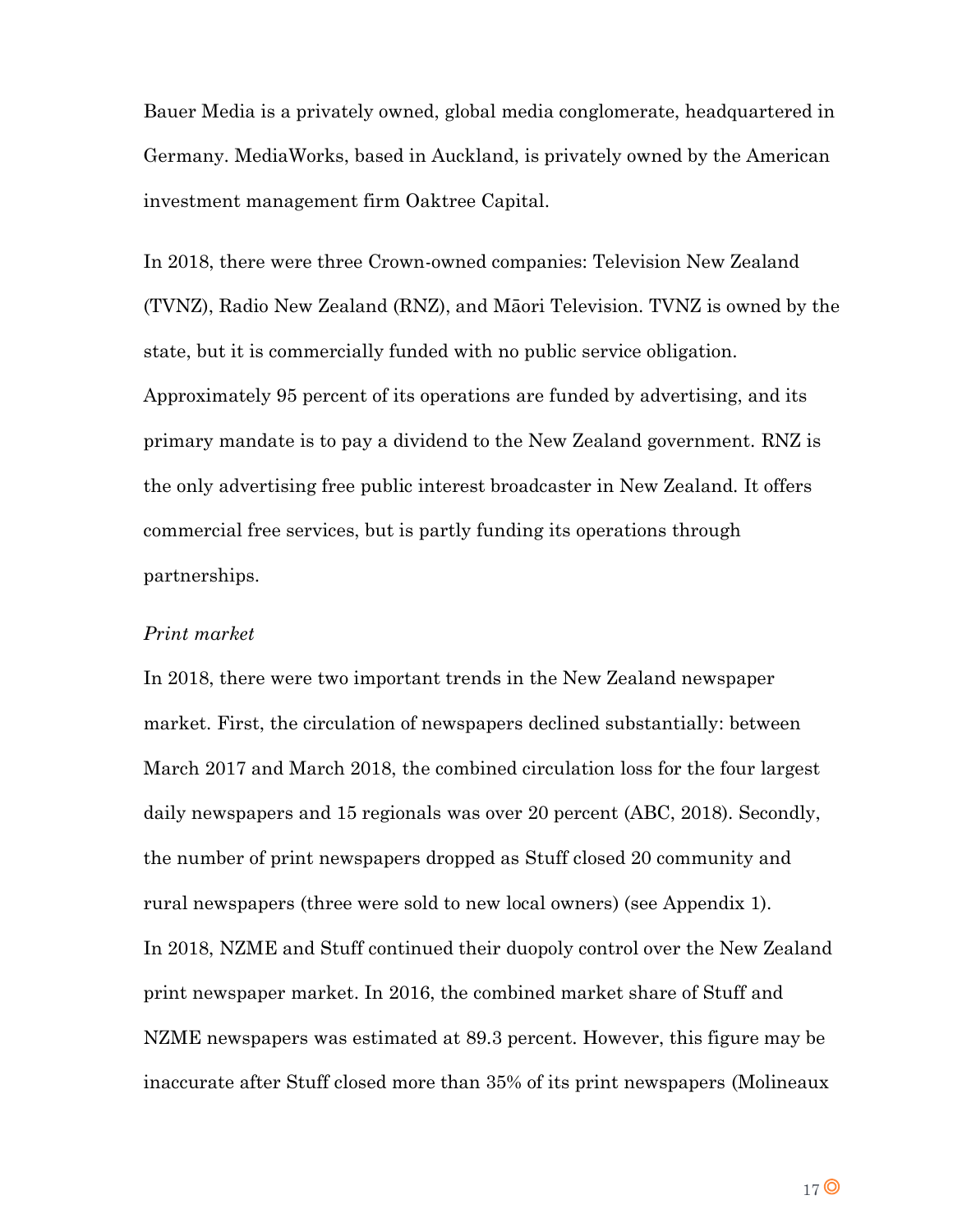Bauer Media is a privately owned, global media conglomerate, headquartered in Germany. MediaWorks, based in Auckland, is privately owned by the American investment management firm Oaktree Capital.

In 2018, there were three Crown-owned companies: Television New Zealand (TVNZ), Radio New Zealand (RNZ), and Māori Television. TVNZ is owned by the state, but it is commercially funded with no public service obligation. Approximately 95 percent of its operations are funded by advertising, and its primary mandate is to pay a dividend to the New Zealand government. RNZ is the only advertising free public interest broadcaster in New Zealand. It offers commercial free services, but is partly funding its operations through partnerships.

*Print market*

In 2018, there were two important trends in the New Zealand newspaper market. First, the circulation of newspapers declined substantially: between March 2017 and March 2018, the combined circulation loss for the four largest daily newspapers and 15 regionals was over 20 percent (ABC, 2018). Secondly, the number of print newspapers dropped as Stuff closed 20 community and rural newspapers (three were sold to new local owners) (see Appendix 1).
In 2018, NZME and Stuff continued their duopoly control over the New Zealand print newspaper market. In 2016, the combined market share of Stuff and NZME newspapers was estimated at 89.3 percent. However, this figure may be inaccurate after Stuff closed more than 35% of its print newspapers (Molineaux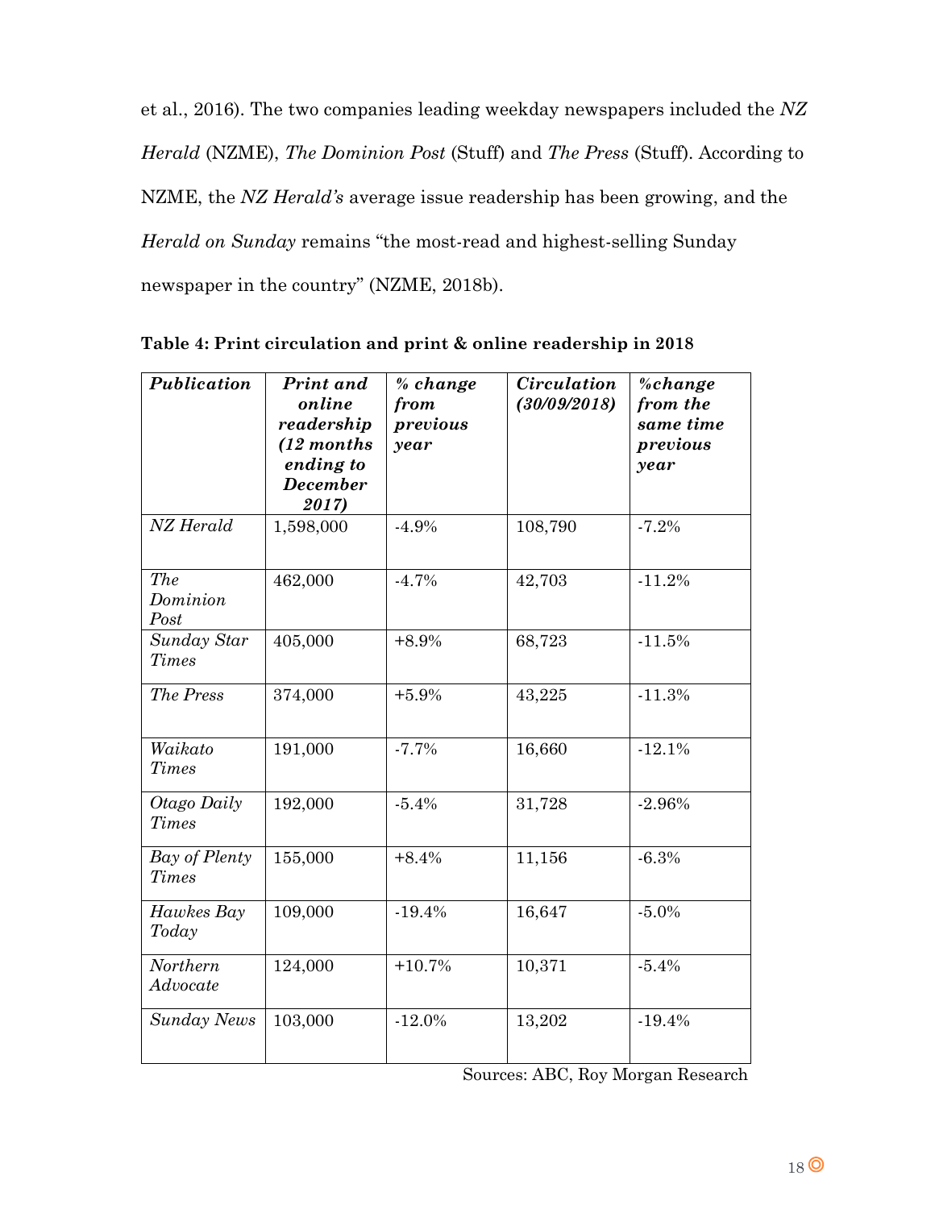et al., 2016). The two companies leading weekday newspapers included the *NZ Herald* (NZME), *The Dominion Post* (Stuff) and *The Press* (Stuff). According to NZME, the *NZ Herald's* average issue readership has been growing, and the *Herald on Sunday* remains "the most-read and highest-selling Sunday newspaper in the country" (NZME, 2018b).

**Table 4: Print circulation and print & online readership in 2018**

| ***Publication*** | ***Print and online readership (12 months ending to December 2017)*** | ***% change from previous year*** | ***Circulation (30/09/2018)*** | ***%change from the same time previous year*** |
|---|---|---|---|---|
| *NZ Herald* | 1,598,000 | -4.9% | 108,790 | -7.2% |
| *The Dominion Post* | 462,000 | -4.7% | 42,703 | -11.2% |
| *Sunday Star Times* | 405,000 | +8.9% | 68,723 | -11.5% |
| *The Press* | 374,000 | +5.9% | 43,225 | -11.3% |
| *Waikato Times* | 191,000 | -7.7% | 16,660 | -12.1% |
| *Otago Daily Times* | 192,000 | -5.4% | 31,728 | -2.96% |
| *Bay of Plenty Times* | 155,000 | +8.4% | 11,156 | -6.3% |
| *Hawkes Bay Today* | 109,000 | -19.4% | 16,647 | -5.0% |
| *Northern Advocate* | 124,000 | +10.7% | 10,371 | -5.4% |
| *Sunday News* | 103,000 | -12.0% | 13,202 | -19.4% |

Sources: ABC, Roy Morgan Research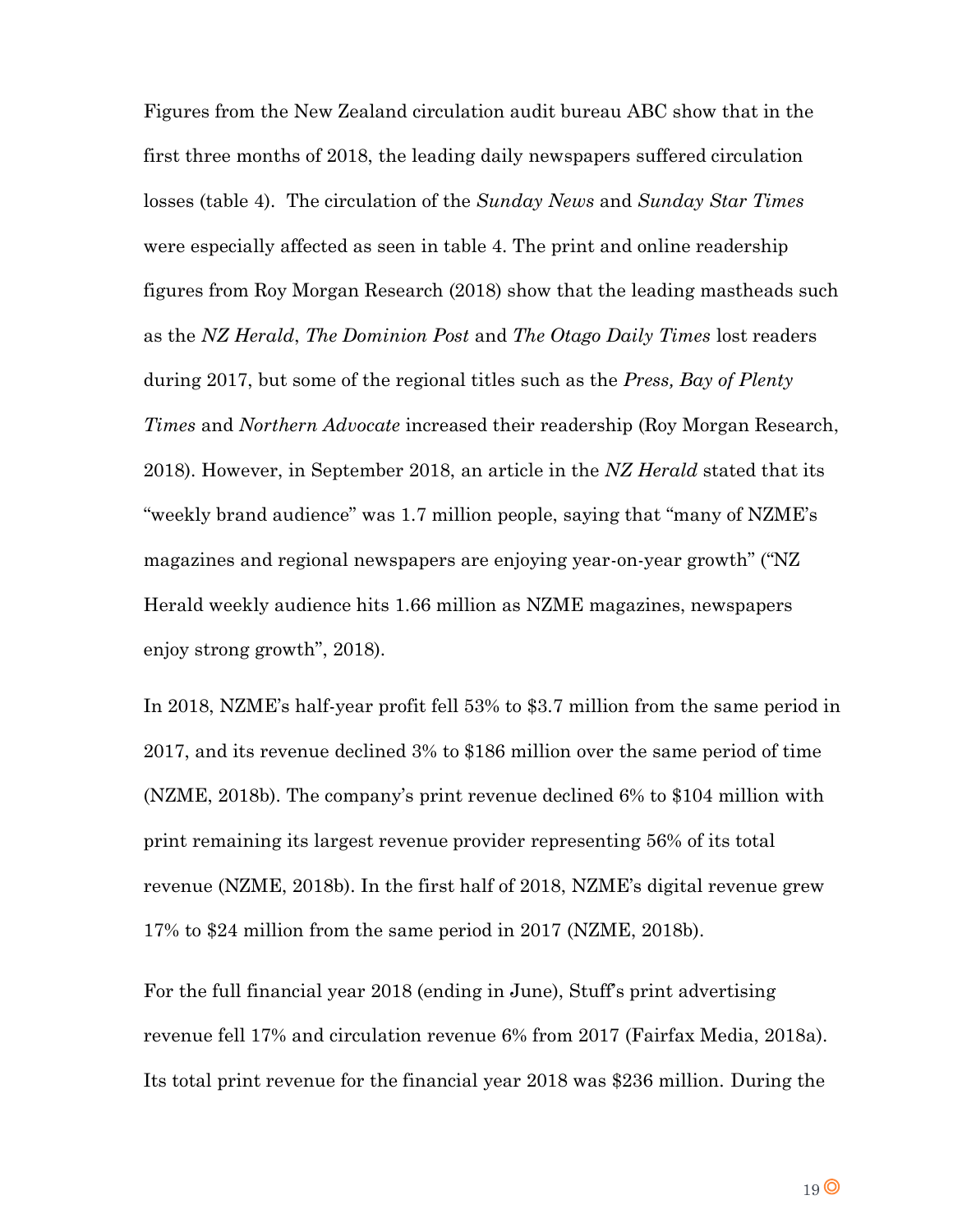Figures from the New Zealand circulation audit bureau ABC show that in the first three months of 2018, the leading daily newspapers suffered circulation losses (table 4). The circulation of the *Sunday News* and *Sunday Star Times* were especially affected as seen in table 4. The print and online readership figures from Roy Morgan Research (2018) show that the leading mastheads such as the *NZ Herald*, *The Dominion Post* and *The Otago Daily Times* lost readers during 2017, but some of the regional titles such as the *Press, Bay of Plenty Times* and *Northern Advocate* increased their readership (Roy Morgan Research, 2018). However, in September 2018, an article in the *NZ Herald* stated that its "weekly brand audience" was 1.7 million people, saying that "many of NZME's magazines and regional newspapers are enjoying year-on-year growth" ("NZ Herald weekly audience hits 1.66 million as NZME magazines, newspapers enjoy strong growth", 2018).

In 2018, NZME's half-year profit fell 53% to $3.7 million from the same period in 2017, and its revenue declined 3% to $186 million over the same period of time (NZME, 2018b). The company's print revenue declined 6% to $104 million with print remaining its largest revenue provider representing 56% of its total revenue (NZME, 2018b). In the first half of 2018, NZME's digital revenue grew 17% to $24 million from the same period in 2017 (NZME, 2018b).

For the full financial year 2018 (ending in June), Stuff's print advertising revenue fell 17% and circulation revenue 6% from 2017 (Fairfax Media, 2018a). Its total print revenue for the financial year 2018 was $236 million. During the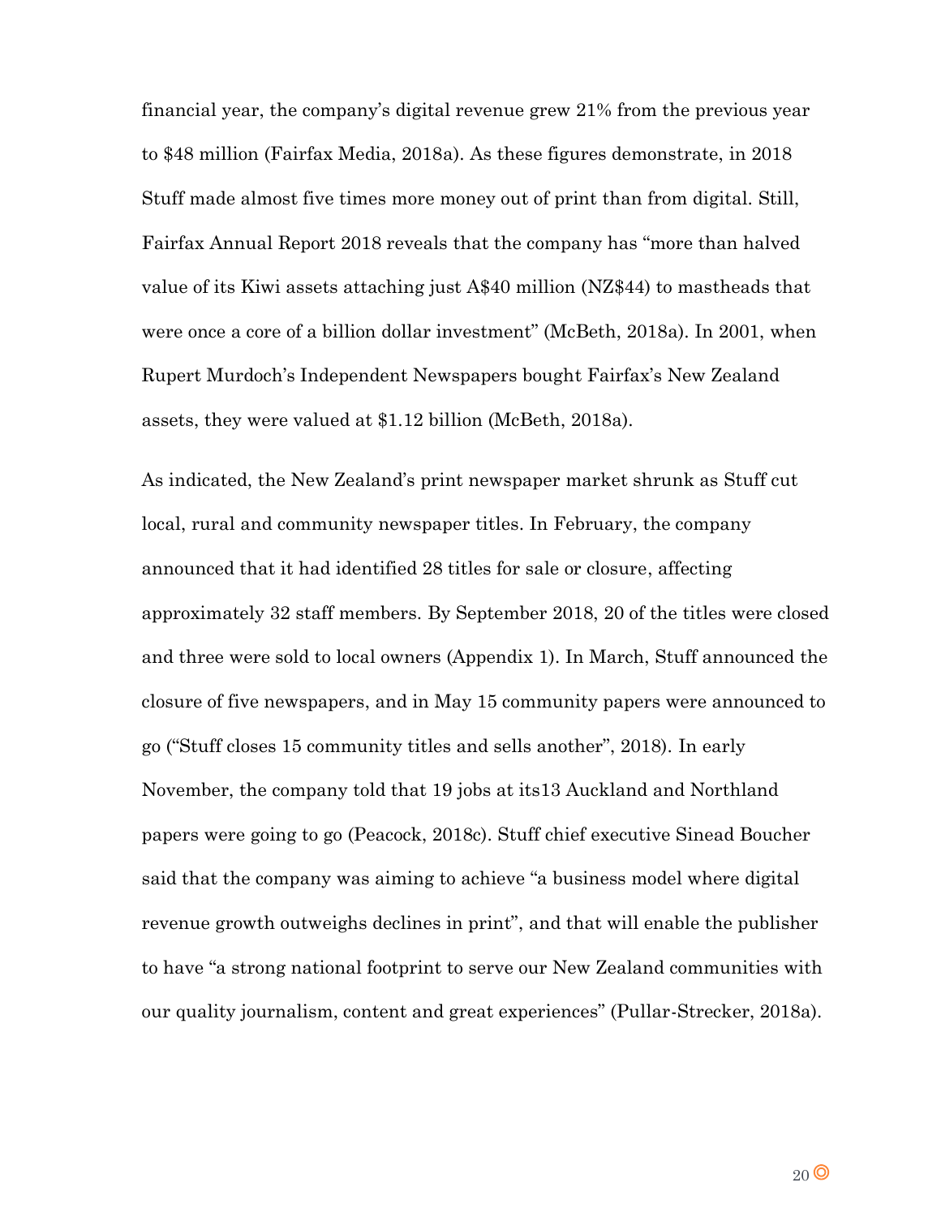financial year, the company's digital revenue grew 21% from the previous year to $48 million (Fairfax Media, 2018a). As these figures demonstrate, in 2018 Stuff made almost five times more money out of print than from digital. Still, Fairfax Annual Report 2018 reveals that the company has "more than halved value of its Kiwi assets attaching just A$40 million (NZ$44) to mastheads that were once a core of a billion dollar investment" (McBeth, 2018a). In 2001, when Rupert Murdoch's Independent Newspapers bought Fairfax's New Zealand assets, they were valued at $1.12 billion (McBeth, 2018a).

As indicated, the New Zealand's print newspaper market shrunk as Stuff cut local, rural and community newspaper titles. In February, the company announced that it had identified 28 titles for sale or closure, affecting approximately 32 staff members. By September 2018, 20 of the titles were closed and three were sold to local owners (Appendix 1). In March, Stuff announced the closure of five newspapers, and in May 15 community papers were announced to go ("Stuff closes 15 community titles and sells another", 2018). In early November, the company told that 19 jobs at its13 Auckland and Northland papers were going to go (Peacock, 2018c). Stuff chief executive Sinead Boucher said that the company was aiming to achieve "a business model where digital revenue growth outweighs declines in print", and that will enable the publisher to have "a strong national footprint to serve our New Zealand communities with our quality journalism, content and great experiences" (Pullar-Strecker, 2018a).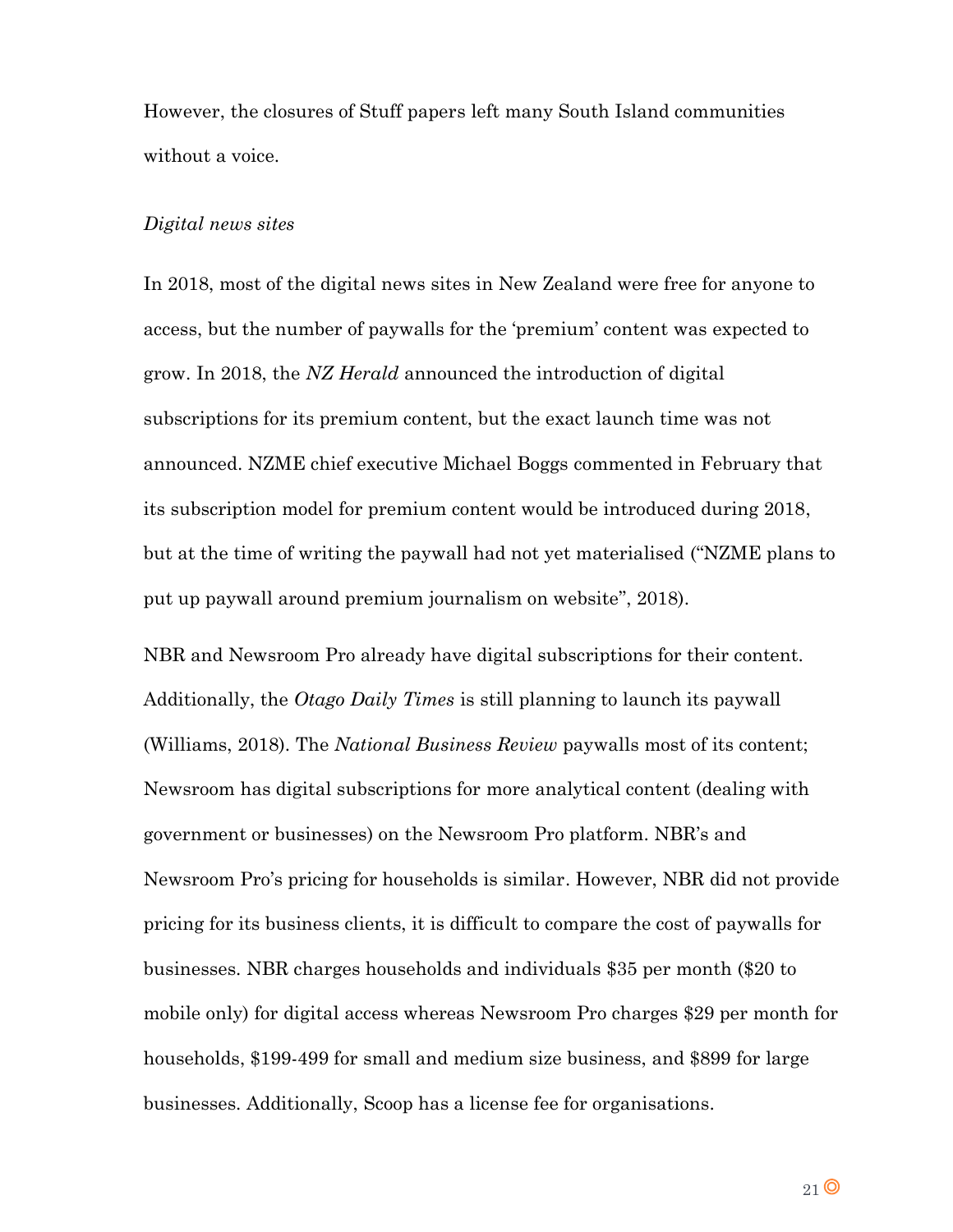However, the closures of Stuff papers left many South Island communities without a voice.

*Digital news sites*

In 2018, most of the digital news sites in New Zealand were free for anyone to access, but the number of paywalls for the 'premium' content was expected to grow. In 2018, the *NZ Herald* announced the introduction of digital subscriptions for its premium content, but the exact launch time was not announced. NZME chief executive Michael Boggs commented in February that its subscription model for premium content would be introduced during 2018, but at the time of writing the paywall had not yet materialised ("NZME plans to put up paywall around premium journalism on website", 2018).

NBR and Newsroom Pro already have digital subscriptions for their content. Additionally, the *Otago Daily Times* is still planning to launch its paywall (Williams, 2018). The *National Business Review* paywalls most of its content; Newsroom has digital subscriptions for more analytical content (dealing with government or businesses) on the Newsroom Pro platform. NBR's and Newsroom Pro's pricing for households is similar. However, NBR did not provide pricing for its business clients, it is difficult to compare the cost of paywalls for businesses. NBR charges households and individuals $35 per month ($20 to mobile only) for digital access whereas Newsroom Pro charges $29 per month for households, $199-499 for small and medium size business, and $899 for large businesses. Additionally, Scoop has a license fee for organisations.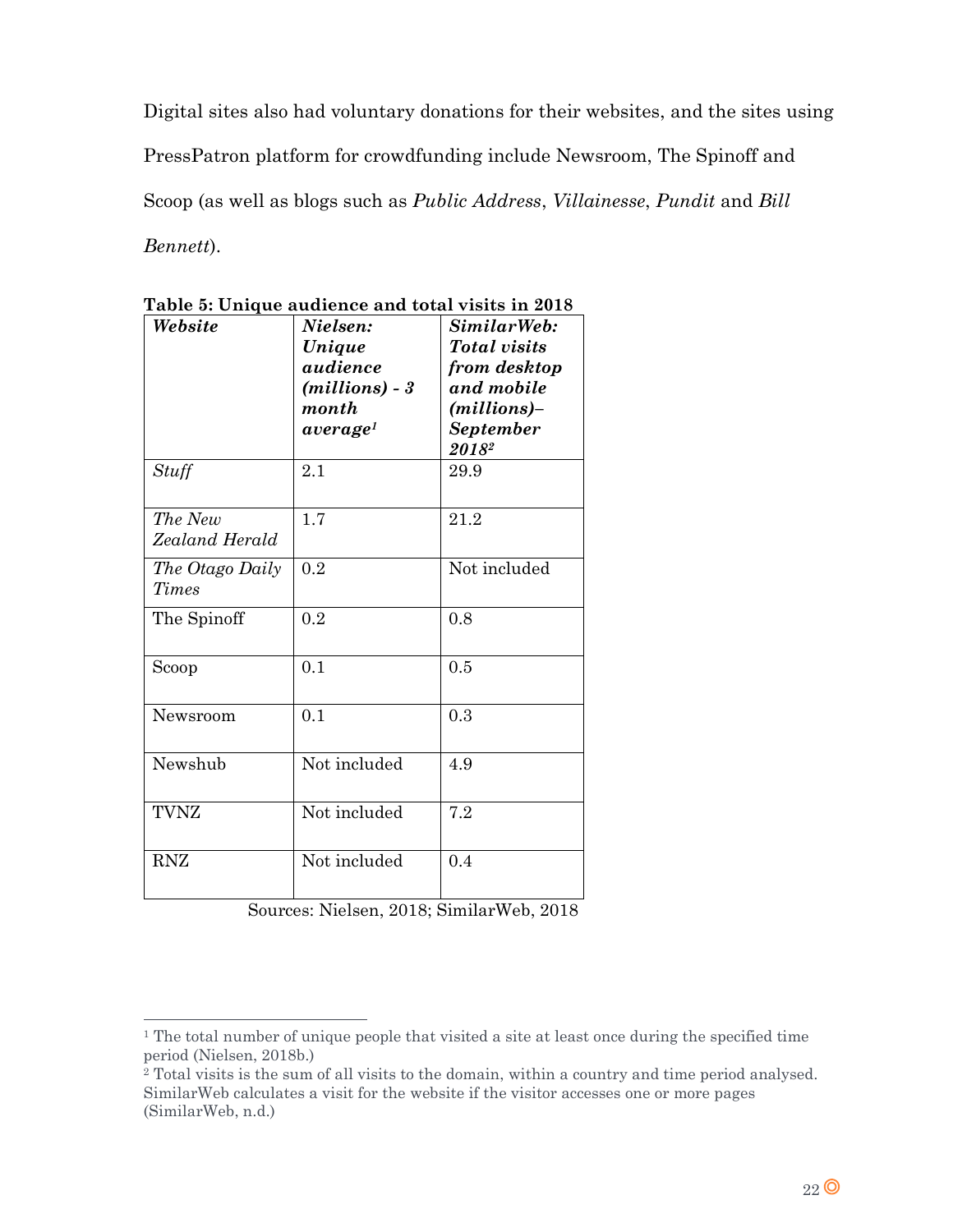Digital sites also had voluntary donations for their websites, and the sites using PressPatron platform for crowdfunding include Newsroom, The Spinoff and Scoop (as well as blogs such as *Public Address*, *Villainesse*, *Pundit* and *Bill Bennett*).

**Table 5: Unique audience and total visits in 2018**

| ***Website*** | ***Nielsen: Unique audience (millions) - 3 month average***[1] | ***SimilarWeb: Total visits from desktop and mobile (millions)– September 2018***[2] |
|---|---|---|
| *Stuff* | 2.1 | 29.9 |
| *The New Zealand Herald* | 1.7 | 21.2 |
| *The Otago Daily Times* | 0.2 | Not included |
| The Spinoff | 0.2 | 0.8 |
| Scoop | 0.1 | 0.5 |
| Newsroom | 0.1 | 0.3 |
| Newshub | Not included | 4.9 |
| TVNZ | Not included | 7.2 |
| RNZ | Not included | 0.4 |

Sources: Nielsen, 2018; SimilarWeb, 2018

[1] The total number of unique people that visited a site at least once during the specified time period (Nielsen, 2018b.)

[2] Total visits is the sum of all visits to the domain, within a country and time period analysed. SimilarWeb calculates a visit for the website if the visitor accesses one or more pages (SimilarWeb, n.d.)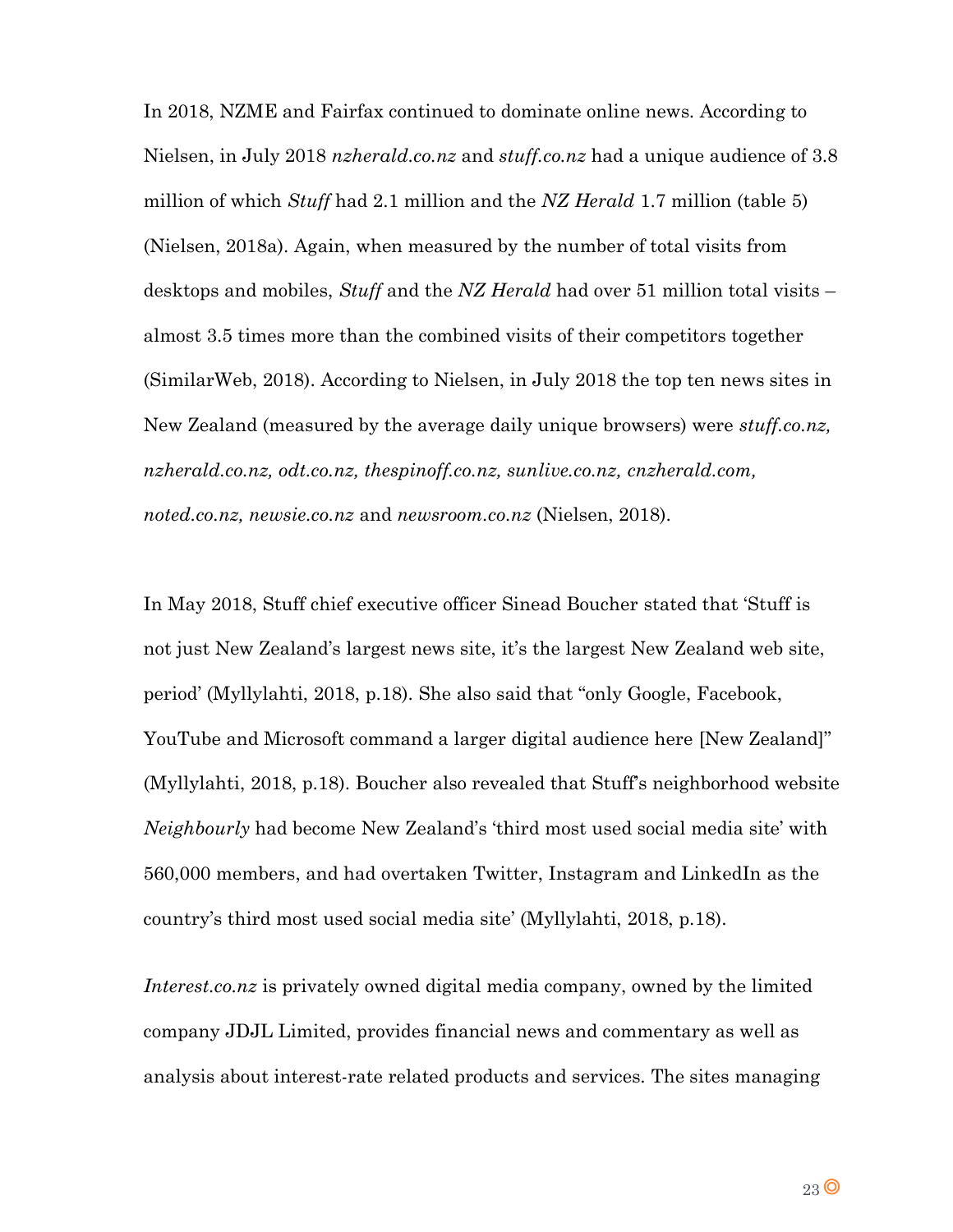In 2018, NZME and Fairfax continued to dominate online news. According to Nielsen, in July 2018 *nzherald.co.nz* and *stuff.co.nz* had a unique audience of 3.8 million of which *Stuff* had 2.1 million and the *NZ Herald* 1.7 million (table 5) (Nielsen, 2018a). Again, when measured by the number of total visits from desktops and mobiles, *Stuff* and the *NZ Herald* had over 51 million total visits – almost 3.5 times more than the combined visits of their competitors together (SimilarWeb, 2018). According to Nielsen, in July 2018 the top ten news sites in New Zealand (measured by the average daily unique browsers) were *stuff.co.nz, nzherald.co.nz, odt.co.nz, thespinoff.co.nz, sunlive.co.nz, cnzherald.com, noted.co.nz, newsie.co.nz* and *newsroom.co.nz* (Nielsen, 2018).

In May 2018, Stuff chief executive officer Sinead Boucher stated that 'Stuff is not just New Zealand's largest news site, it's the largest New Zealand web site, period' (Myllylahti, 2018, p.18). She also said that "only Google, Facebook, YouTube and Microsoft command a larger digital audience here [New Zealand]" (Myllylahti, 2018, p.18). Boucher also revealed that Stuff's neighborhood website *Neighbourly* had become New Zealand's 'third most used social media site' with 560,000 members, and had overtaken Twitter, Instagram and LinkedIn as the country's third most used social media site' (Myllylahti, 2018, p.18).

*Interest.co.nz* is privately owned digital media company, owned by the limited company JDJL Limited, provides financial news and commentary as well as analysis about interest-rate related products and services. The sites managing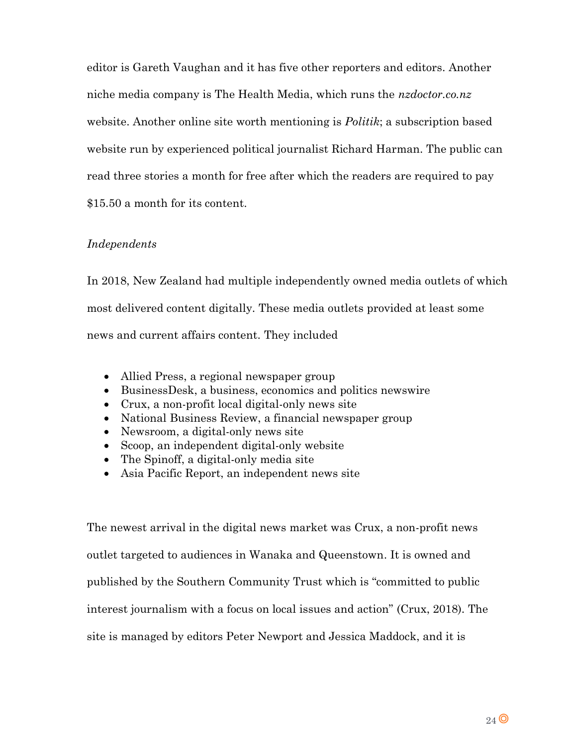editor is Gareth Vaughan and it has five other reporters and editors. Another niche media company is The Health Media, which runs the *nzdoctor.co.nz* website. Another online site worth mentioning is *Politik*; a subscription based website run by experienced political journalist Richard Harman. The public can read three stories a month for free after which the readers are required to pay $15.50 a month for its content.

*Independents*

In 2018, New Zealand had multiple independently owned media outlets of which most delivered content digitally. These media outlets provided at least some news and current affairs content. They included

- Allied Press, a regional newspaper group
- BusinessDesk, a business, economics and politics newswire
- Crux, a non-profit local digital-only news site
- National Business Review, a financial newspaper group
- Newsroom, a digital-only news site
- Scoop, an independent digital-only website
- The Spinoff, a digital-only media site
- Asia Pacific Report, an independent news site

The newest arrival in the digital news market was Crux, a non-profit news outlet targeted to audiences in Wanaka and Queenstown. It is owned and published by the Southern Community Trust which is "committed to public interest journalism with a focus on local issues and action" (Crux, 2018). The site is managed by editors Peter Newport and Jessica Maddock, and it is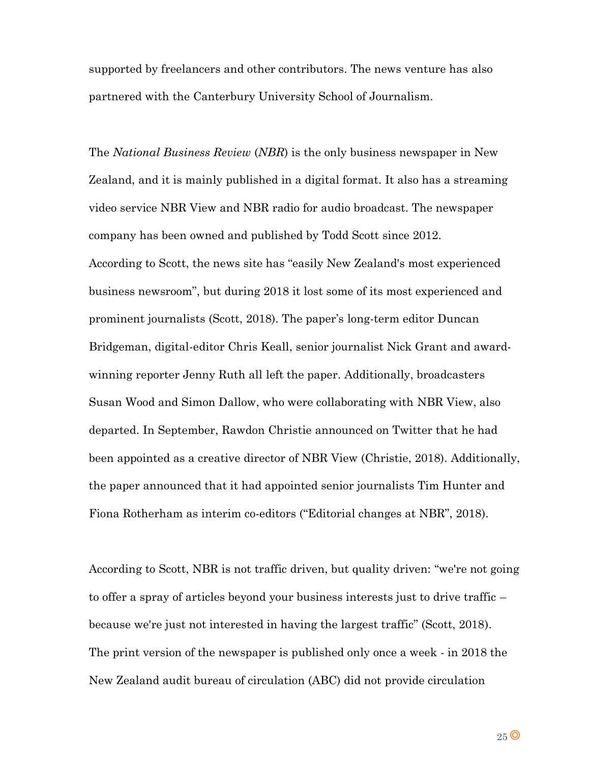supported by freelancers and other contributors. The news venture has also partnered with the Canterbury University School of Journalism.

The *National Business Review* (*NBR*) is the only business newspaper in New Zealand, and it is mainly published in a digital format. It also has a streaming video service NBR View and NBR radio for audio broadcast. The newspaper company has been owned and published by Todd Scott since 2012.
According to Scott, the news site has "easily New Zealand's most experienced business newsroom", but during 2018 it lost some of its most experienced and prominent journalists (Scott, 2018). The paper's long-term editor Duncan Bridgeman, digital-editor Chris Keall, senior journalist Nick Grant and award-winning reporter Jenny Ruth all left the paper. Additionally, broadcasters Susan Wood and Simon Dallow, who were collaborating with NBR View, also departed. In September, Rawdon Christie announced on Twitter that he had been appointed as a creative director of NBR View (Christie, 2018). Additionally, the paper announced that it had appointed senior journalists Tim Hunter and Fiona Rotherham as interim co-editors ("Editorial changes at NBR", 2018).

According to Scott, NBR is not traffic driven, but quality driven: "we're not going to offer a spray of articles beyond your business interests just to drive traffic – because we're just not interested in having the largest traffic" (Scott, 2018).
The print version of the newspaper is published only once a week - in 2018 the New Zealand audit bureau of circulation (ABC) did not provide circulation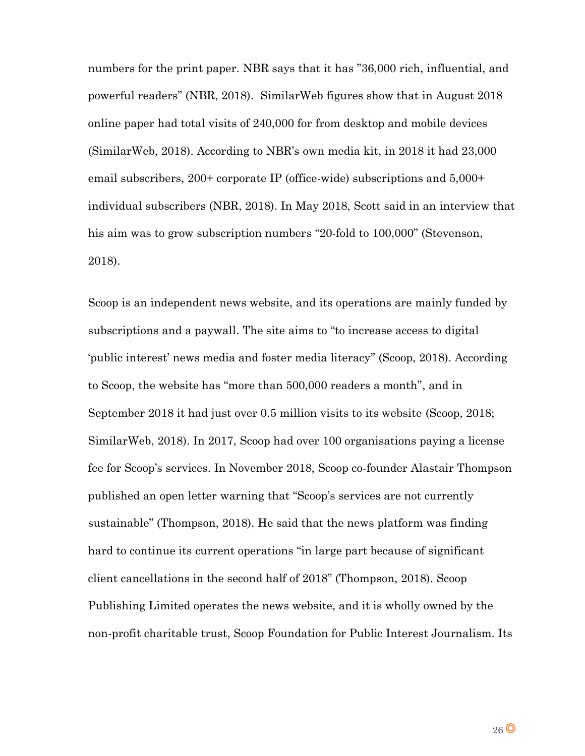numbers for the print paper. NBR says that it has "36,000 rich, influential, and powerful readers" (NBR, 2018). SimilarWeb figures show that in August 2018 online paper had total visits of 240,000 for from desktop and mobile devices (SimilarWeb, 2018). According to NBR's own media kit, in 2018 it had 23,000 email subscribers, 200+ corporate IP (office-wide) subscriptions and 5,000+ individual subscribers (NBR, 2018). In May 2018, Scott said in an interview that his aim was to grow subscription numbers "20-fold to 100,000" (Stevenson, 2018).

Scoop is an independent news website, and its operations are mainly funded by subscriptions and a paywall. The site aims to "to increase access to digital 'public interest' news media and foster media literacy" (Scoop, 2018). According to Scoop, the website has "more than 500,000 readers a month", and in September 2018 it had just over 0.5 million visits to its website (Scoop, 2018; SimilarWeb, 2018). In 2017, Scoop had over 100 organisations paying a license fee for Scoop's services. In November 2018, Scoop co-founder Alastair Thompson published an open letter warning that "Scoop's services are not currently sustainable" (Thompson, 2018). He said that the news platform was finding hard to continue its current operations "in large part because of significant client cancellations in the second half of 2018" (Thompson, 2018). Scoop Publishing Limited operates the news website, and it is wholly owned by the non-profit charitable trust, Scoop Foundation for Public Interest Journalism. Its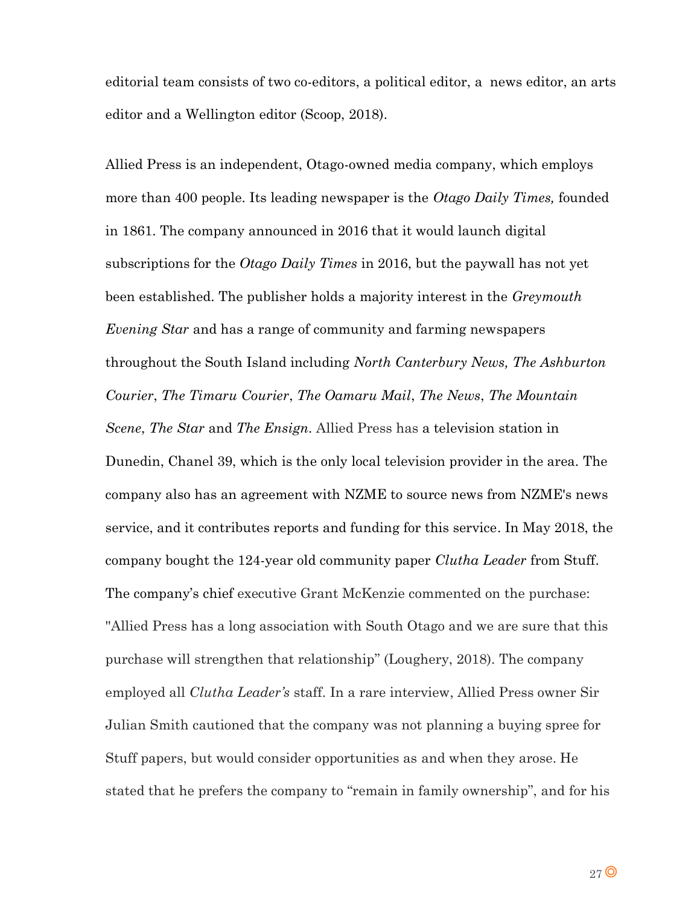editorial team consists of two co-editors, a political editor, a  news editor, an arts editor and a Wellington editor (Scoop, 2018).

Allied Press is an independent, Otago-owned media company, which employs more than 400 people. Its leading newspaper is the *Otago Daily Times,* founded in 1861. The company announced in 2016 that it would launch digital subscriptions for the *Otago Daily Times* in 2016, but the paywall has not yet been established. The publisher holds a majority interest in the *Greymouth Evening Star* and has a range of community and farming newspapers throughout the South Island including *North Canterbury News, The Ashburton Courier*, *The Timaru Courier*, *The Oamaru Mail*, *The News*, *The Mountain Scene*, *The Star* and *The Ensign*. Allied Press has a television station in Dunedin, Chanel 39, which is the only local television provider in the area. The company also has an agreement with NZME to source news from NZME's news service, and it contributes reports and funding for this service. In May 2018, the company bought the 124-year old community paper *Clutha Leader* from Stuff. The company's chief executive Grant McKenzie commented on the purchase: "Allied Press has a long association with South Otago and we are sure that this purchase will strengthen that relationship" (Loughery, 2018). The company employed all *Clutha Leader's* staff. In a rare interview, Allied Press owner Sir Julian Smith cautioned that the company was not planning a buying spree for Stuff papers, but would consider opportunities as and when they arose. He stated that he prefers the company to "remain in family ownership", and for his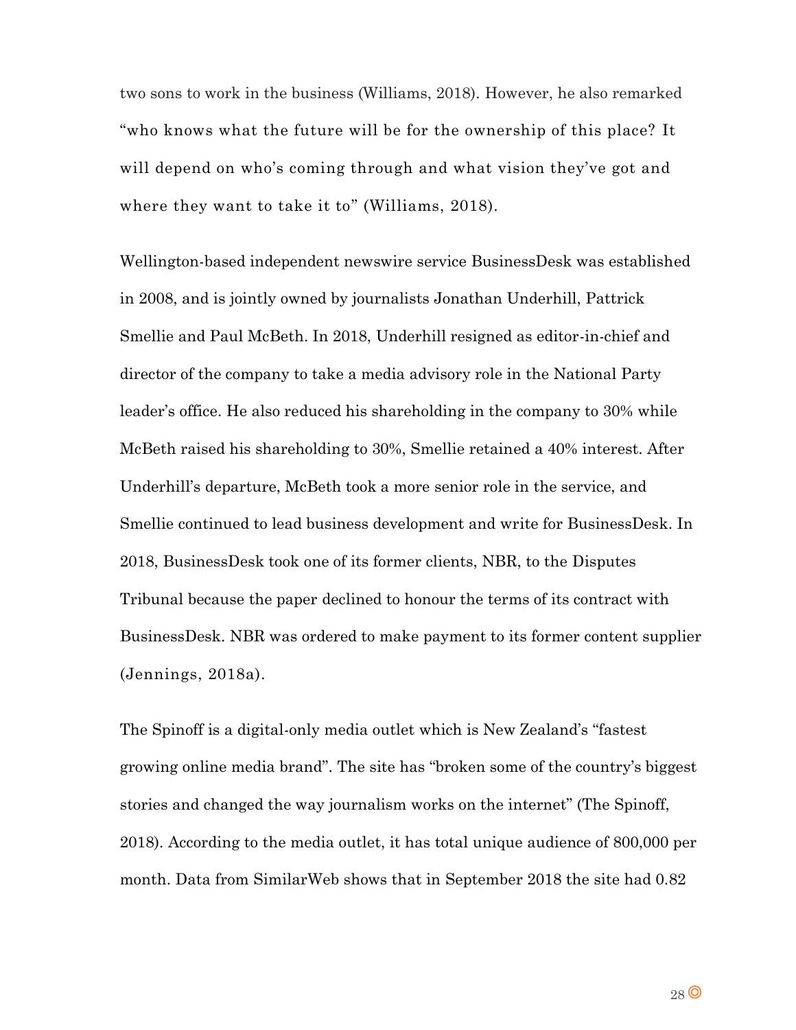two sons to work in the business (Williams, 2018). However, he also remarked "who knows what the future will be for the ownership of this place? It will depend on who's coming through and what vision they've got and where they want to take it to" (Williams, 2018).

Wellington-based independent newswire service BusinessDesk was established in 2008, and is jointly owned by journalists Jonathan Underhill, Pattrick Smellie and Paul McBeth. In 2018, Underhill resigned as editor-in-chief and director of the company to take a media advisory role in the National Party leader's office. He also reduced his shareholding in the company to 30% while McBeth raised his shareholding to 30%, Smellie retained a 40% interest. After Underhill's departure, McBeth took a more senior role in the service, and Smellie continued to lead business development and write for BusinessDesk. In 2018, BusinessDesk took one of its former clients, NBR, to the Disputes Tribunal because the paper declined to honour the terms of its contract with BusinessDesk. NBR was ordered to make payment to its former content supplier (Jennings, 2018a).

The Spinoff is a digital-only media outlet which is New Zealand's "fastest growing online media brand". The site has "broken some of the country's biggest stories and changed the way journalism works on the internet" (The Spinoff, 2018). According to the media outlet, it has total unique audience of 800,000 per month. Data from SimilarWeb shows that in September 2018 the site had 0.82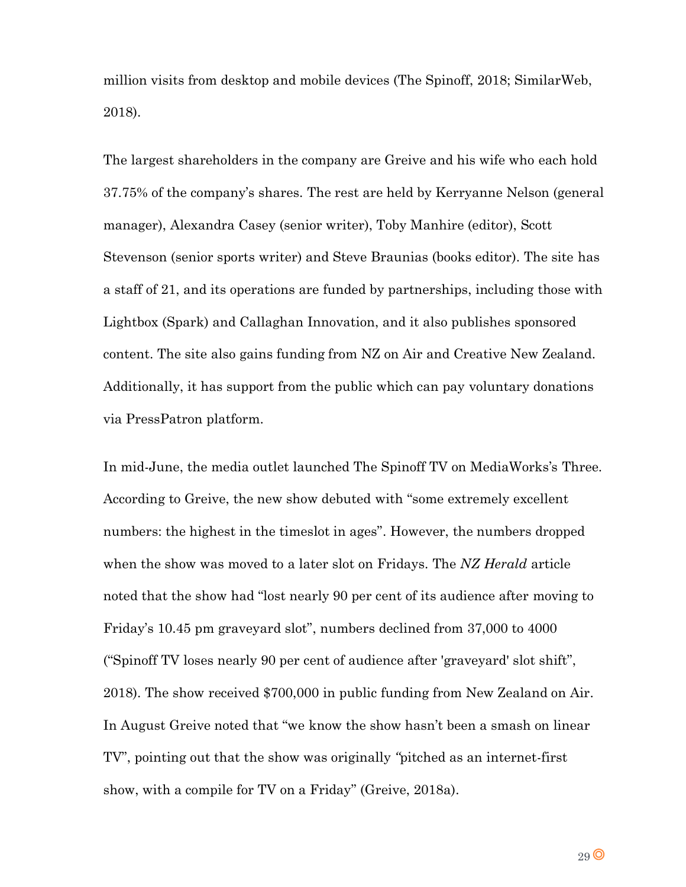million visits from desktop and mobile devices (The Spinoff, 2018; SimilarWeb, 2018).

The largest shareholders in the company are Greive and his wife who each hold 37.75% of the company's shares. The rest are held by Kerryanne Nelson (general manager), Alexandra Casey (senior writer), Toby Manhire (editor), Scott Stevenson (senior sports writer) and Steve Braunias (books editor). The site has a staff of 21, and its operations are funded by partnerships, including those with Lightbox (Spark) and Callaghan Innovation, and it also publishes sponsored content. The site also gains funding from NZ on Air and Creative New Zealand. Additionally, it has support from the public which can pay voluntary donations via PressPatron platform.

In mid-June, the media outlet launched The Spinoff TV on MediaWorks's Three. According to Greive, the new show debuted with "some extremely excellent numbers: the highest in the timeslot in ages". However, the numbers dropped when the show was moved to a later slot on Fridays. The *NZ Herald* article noted that the show had "lost nearly 90 per cent of its audience after moving to Friday's 10.45 pm graveyard slot", numbers declined from 37,000 to 4000 ("Spinoff TV loses nearly 90 per cent of audience after 'graveyard' slot shift", 2018). The show received $700,000 in public funding from New Zealand on Air. In August Greive noted that "we know the show hasn't been a smash on linear TV", pointing out that the show was originally "pitched as an internet-first show, with a compile for TV on a Friday" (Greive, 2018a).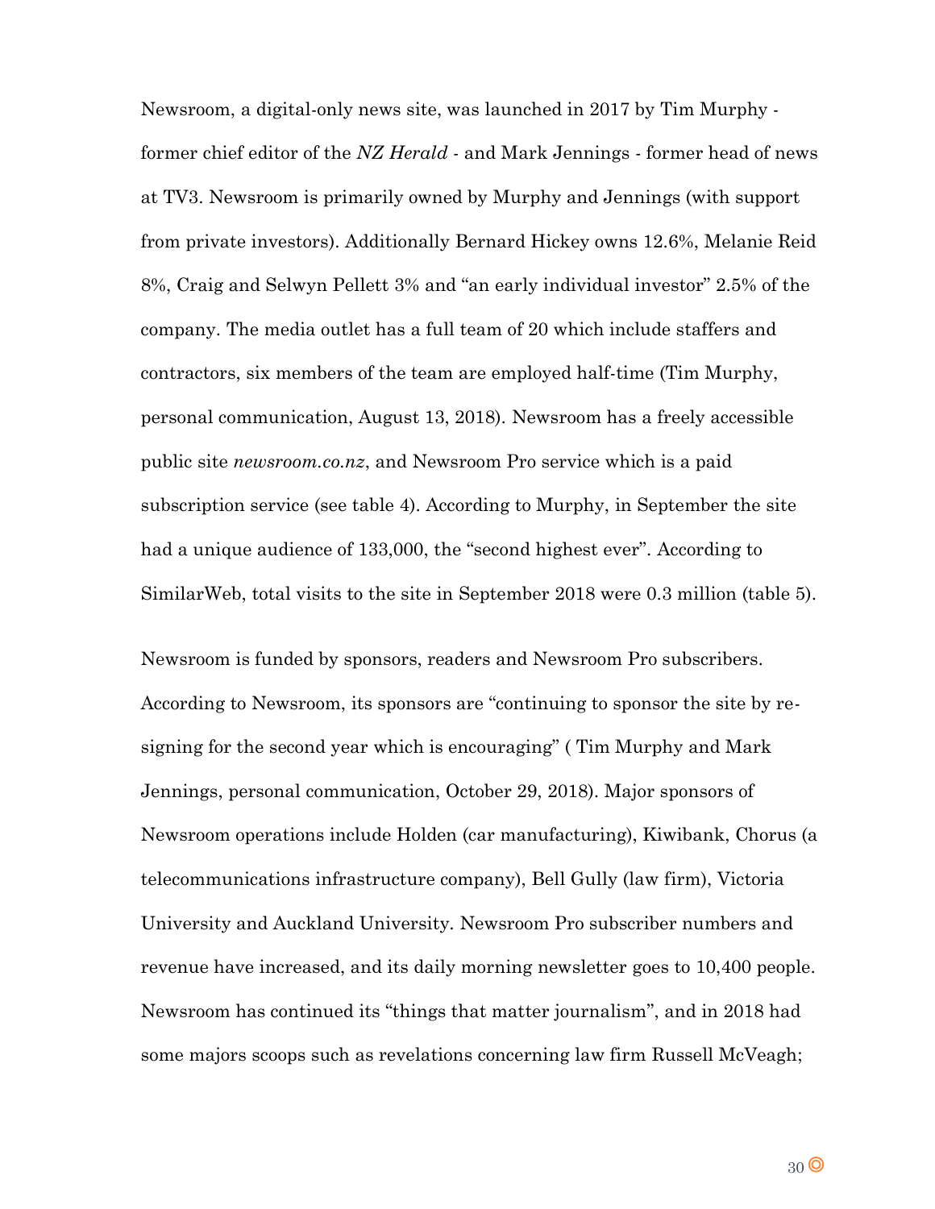Newsroom, a digital-only news site, was launched in 2017 by Tim Murphy - former chief editor of the *NZ Herald* - and Mark Jennings - former head of news at TV3. Newsroom is primarily owned by Murphy and Jennings (with support from private investors). Additionally Bernard Hickey owns 12.6%, Melanie Reid 8%, Craig and Selwyn Pellett 3% and "an early individual investor" 2.5% of the company. The media outlet has a full team of 20 which include staffers and contractors, six members of the team are employed half-time (Tim Murphy, personal communication, August 13, 2018). Newsroom has a freely accessible public site *newsroom.co.nz*, and Newsroom Pro service which is a paid subscription service (see table 4). According to Murphy, in September the site had a unique audience of 133,000, the "second highest ever". According to SimilarWeb, total visits to the site in September 2018 were 0.3 million (table 5).

Newsroom is funded by sponsors, readers and Newsroom Pro subscribers. According to Newsroom, its sponsors are "continuing to sponsor the site by re-signing for the second year which is encouraging" ( Tim Murphy and Mark Jennings, personal communication, October 29, 2018). Major sponsors of Newsroom operations include Holden (car manufacturing), Kiwibank, Chorus (a telecommunications infrastructure company), Bell Gully (law firm), Victoria University and Auckland University. Newsroom Pro subscriber numbers and revenue have increased, and its daily morning newsletter goes to 10,400 people. Newsroom has continued its "things that matter journalism", and in 2018 had some majors scoops such as revelations concerning law firm Russell McVeagh;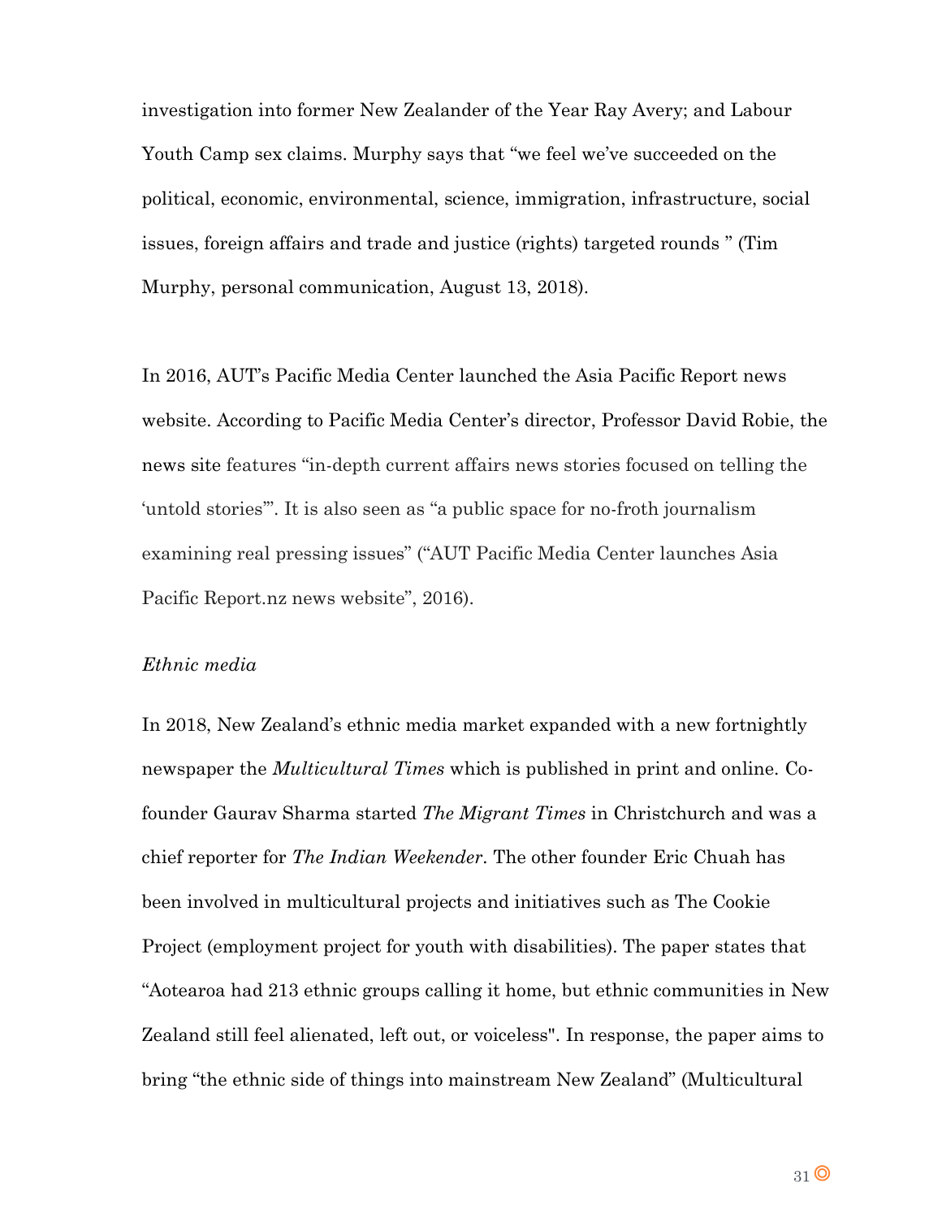investigation into former New Zealander of the Year Ray Avery; and Labour Youth Camp sex claims. Murphy says that "we feel we've succeeded on the political, economic, environmental, science, immigration, infrastructure, social issues, foreign affairs and trade and justice (rights) targeted rounds " (Tim Murphy, personal communication, August 13, 2018).

In 2016, AUT's Pacific Media Center launched the Asia Pacific Report news website. According to Pacific Media Center's director, Professor David Robie, the news site features "in-depth current affairs news stories focused on telling the 'untold stories'". It is also seen as "a public space for no-froth journalism examining real pressing issues" ("AUT Pacific Media Center launches Asia Pacific Report.nz news website", 2016).

*Ethnic media*

In 2018, New Zealand's ethnic media market expanded with a new fortnightly newspaper the *Multicultural Times* which is published in print and online. Co-founder Gaurav Sharma started *The Migrant Times* in Christchurch and was a chief reporter for *The Indian Weekender*. The other founder Eric Chuah has been involved in multicultural projects and initiatives such as The Cookie Project (employment project for youth with disabilities). The paper states that "Aotearoa had 213 ethnic groups calling it home, but ethnic communities in New Zealand still feel alienated, left out, or voiceless". In response, the paper aims to bring "the ethnic side of things into mainstream New Zealand" (Multicultural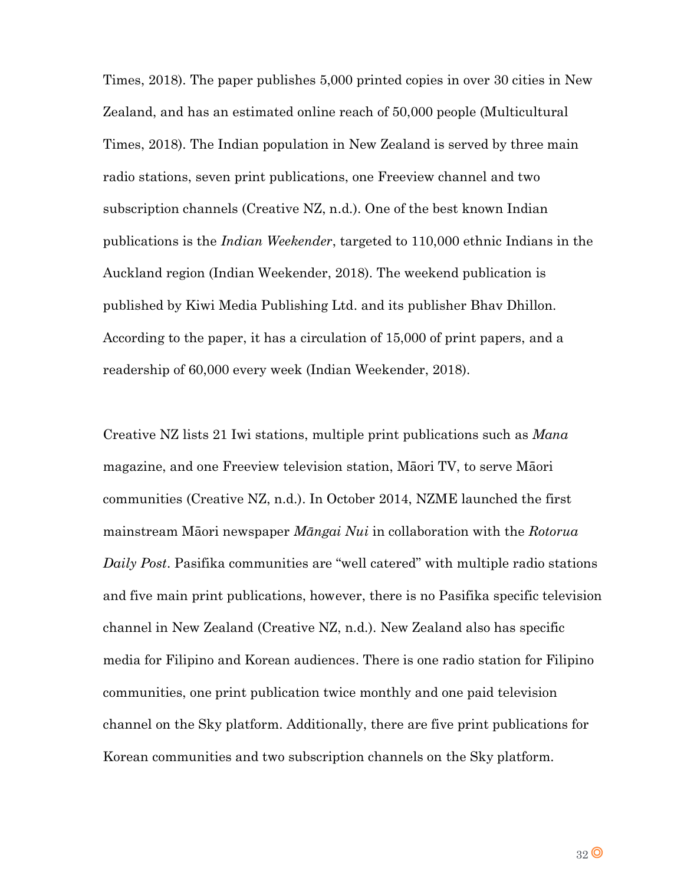Times, 2018). The paper publishes 5,000 printed copies in over 30 cities in New Zealand, and has an estimated online reach of 50,000 people (Multicultural Times, 2018). The Indian population in New Zealand is served by three main radio stations, seven print publications, one Freeview channel and two subscription channels (Creative NZ, n.d.). One of the best known Indian publications is the *Indian Weekender*, targeted to 110,000 ethnic Indians in the Auckland region (Indian Weekender, 2018). The weekend publication is published by Kiwi Media Publishing Ltd. and its publisher Bhav Dhillon. According to the paper, it has a circulation of 15,000 of print papers, and a readership of 60,000 every week (Indian Weekender, 2018).

Creative NZ lists 21 Iwi stations, multiple print publications such as *Mana* magazine, and one Freeview television station, Māori TV, to serve Māori communities (Creative NZ, n.d.). In October 2014, NZME launched the first mainstream Māori newspaper *Māngai Nui* in collaboration with the *Rotorua Daily Post*. Pasifika communities are "well catered" with multiple radio stations and five main print publications, however, there is no Pasifika specific television channel in New Zealand (Creative NZ, n.d.). New Zealand also has specific media for Filipino and Korean audiences. There is one radio station for Filipino communities, one print publication twice monthly and one paid television channel on the Sky platform. Additionally, there are five print publications for Korean communities and two subscription channels on the Sky platform.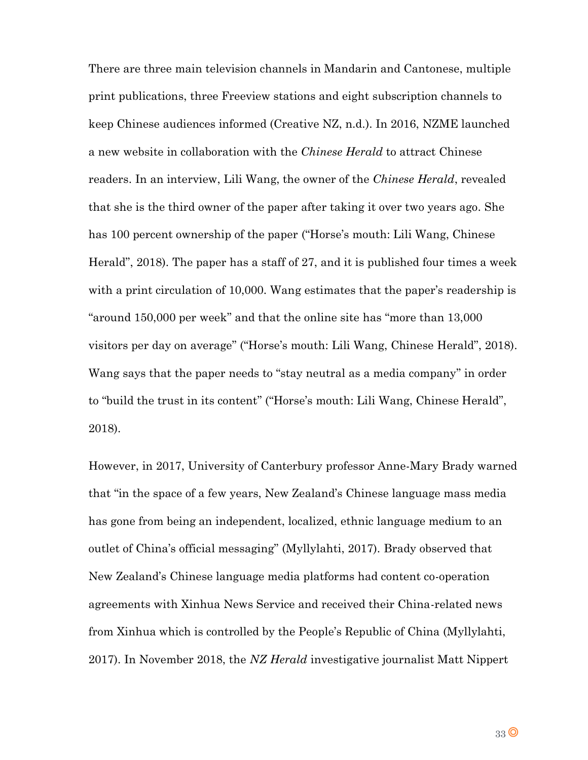There are three main television channels in Mandarin and Cantonese, multiple print publications, three Freeview stations and eight subscription channels to keep Chinese audiences informed (Creative NZ, n.d.). In 2016, NZME launched a new website in collaboration with the *Chinese Herald* to attract Chinese readers. In an interview, Lili Wang, the owner of the *Chinese Herald*, revealed that she is the third owner of the paper after taking it over two years ago. She has 100 percent ownership of the paper ("Horse's mouth: Lili Wang, Chinese Herald", 2018). The paper has a staff of 27, and it is published four times a week with a print circulation of 10,000. Wang estimates that the paper's readership is "around 150,000 per week" and that the online site has "more than 13,000 visitors per day on average" ("Horse's mouth: Lili Wang, Chinese Herald", 2018). Wang says that the paper needs to "stay neutral as a media company" in order to "build the trust in its content" ("Horse's mouth: Lili Wang, Chinese Herald", 2018).

However, in 2017, University of Canterbury professor Anne-Mary Brady warned that "in the space of a few years, New Zealand's Chinese language mass media has gone from being an independent, localized, ethnic language medium to an outlet of China's official messaging" (Myllylahti, 2017). Brady observed that New Zealand's Chinese language media platforms had content co-operation agreements with Xinhua News Service and received their China-related news from Xinhua which is controlled by the People's Republic of China (Myllylahti, 2017). In November 2018, the *NZ Herald* investigative journalist Matt Nippert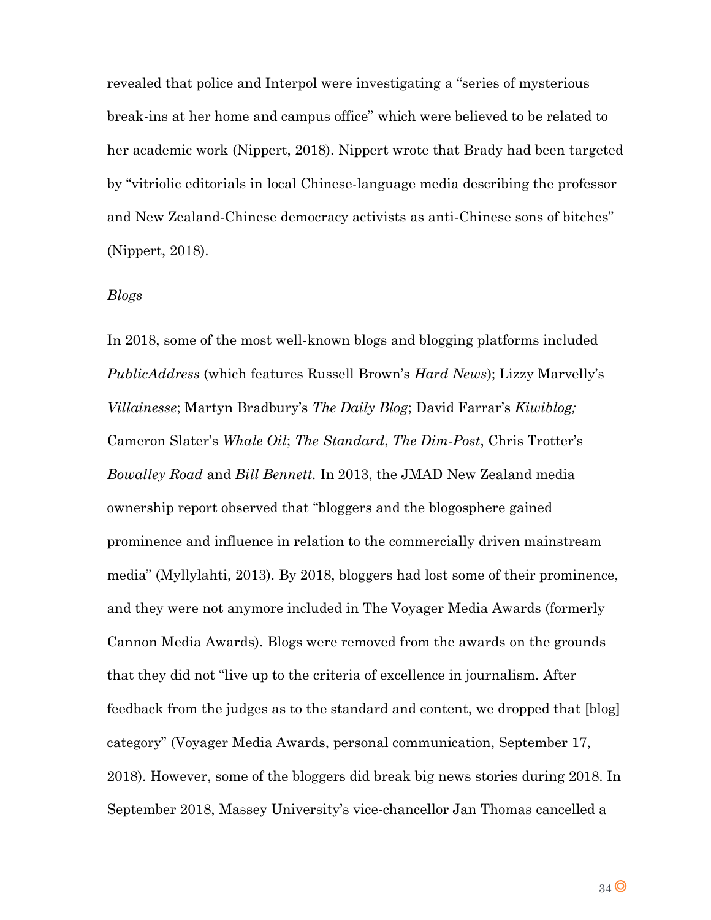revealed that police and Interpol were investigating a "series of mysterious break-ins at her home and campus office" which were believed to be related to her academic work (Nippert, 2018). Nippert wrote that Brady had been targeted by "vitriolic editorials in local Chinese-language media describing the professor and New Zealand-Chinese democracy activists as anti-Chinese sons of bitches" (Nippert, 2018).

*Blogs*

In 2018, some of the most well-known blogs and blogging platforms included *PublicAddress* (which features Russell Brown's *Hard News*); Lizzy Marvelly's *Villainesse*; Martyn Bradbury's *The Daily Blog*; David Farrar's *Kiwiblog;* Cameron Slater's *Whale Oil*; *The Standard*, *The Dim-Post*, Chris Trotter's *Bowalley Road* and *Bill Bennett.* In 2013, the JMAD New Zealand media ownership report observed that "bloggers and the blogosphere gained prominence and influence in relation to the commercially driven mainstream media" (Myllylahti, 2013). By 2018, bloggers had lost some of their prominence, and they were not anymore included in The Voyager Media Awards (formerly Cannon Media Awards). Blogs were removed from the awards on the grounds that they did not "live up to the criteria of excellence in journalism. After feedback from the judges as to the standard and content, we dropped that [blog] category" (Voyager Media Awards, personal communication, September 17, 2018). However, some of the bloggers did break big news stories during 2018. In September 2018, Massey University's vice-chancellor Jan Thomas cancelled a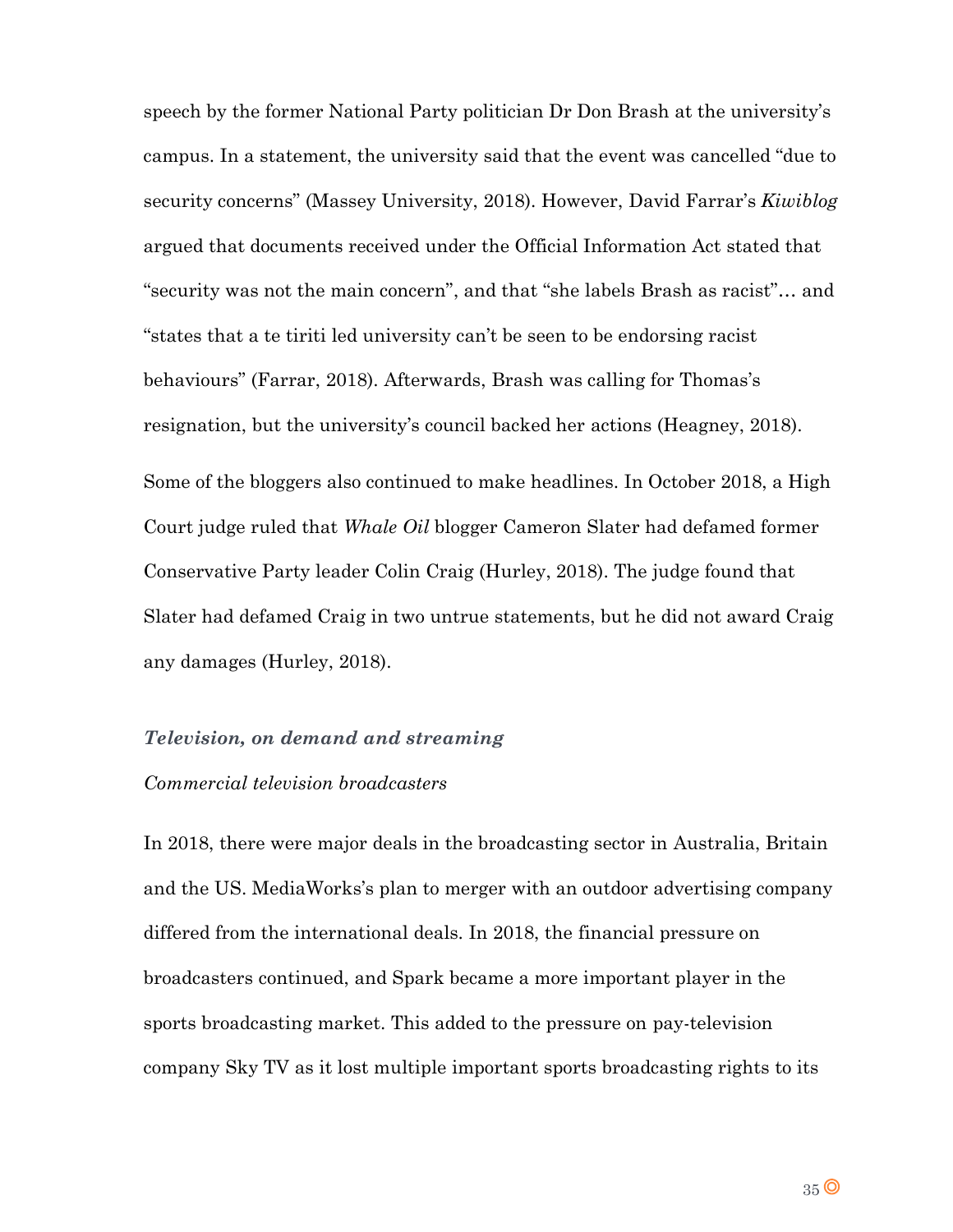speech by the former National Party politician Dr Don Brash at the university's campus. In a statement, the university said that the event was cancelled "due to security concerns" (Massey University, 2018). However, David Farrar's *Kiwiblog* argued that documents received under the Official Information Act stated that "security was not the main concern", and that "she labels Brash as racist"… and "states that a te tiriti led university can't be seen to be endorsing racist behaviours" (Farrar, 2018). Afterwards, Brash was calling for Thomas's resignation, but the university's council backed her actions (Heagney, 2018).

Some of the bloggers also continued to make headlines. In October 2018, a High Court judge ruled that *Whale Oil* blogger Cameron Slater had defamed former Conservative Party leader Colin Craig (Hurley, 2018). The judge found that Slater had defamed Craig in two untrue statements, but he did not award Craig any damages (Hurley, 2018).

### *Television, on demand and streaming*

#### *Commercial television broadcasters*

In 2018, there were major deals in the broadcasting sector in Australia, Britain and the US. MediaWorks's plan to merger with an outdoor advertising company differed from the international deals. In 2018, the financial pressure on broadcasters continued, and Spark became a more important player in the sports broadcasting market. This added to the pressure on pay-television company Sky TV as it lost multiple important sports broadcasting rights to its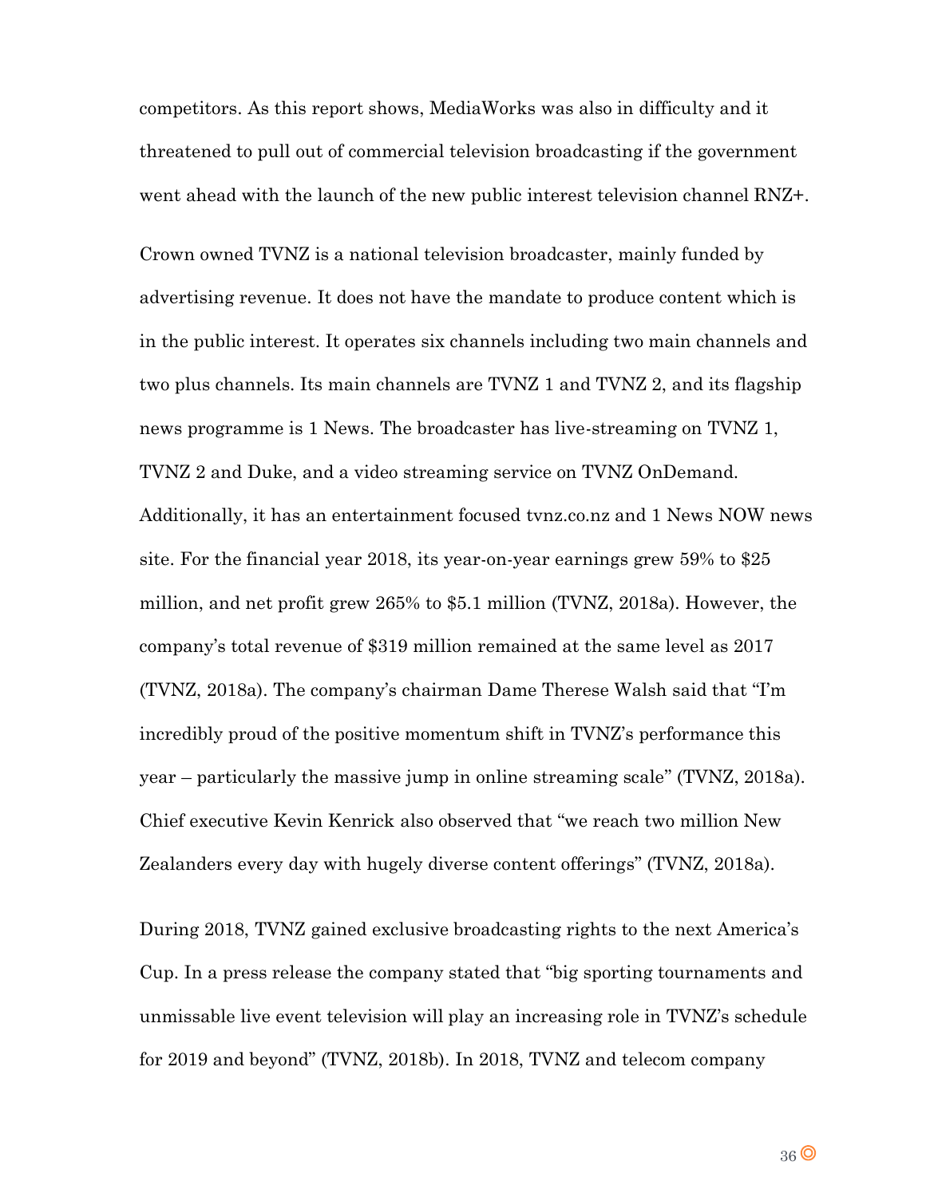competitors. As this report shows, MediaWorks was also in difficulty and it threatened to pull out of commercial television broadcasting if the government went ahead with the launch of the new public interest television channel RNZ+.

Crown owned TVNZ is a national television broadcaster, mainly funded by advertising revenue. It does not have the mandate to produce content which is in the public interest. It operates six channels including two main channels and two plus channels. Its main channels are TVNZ 1 and TVNZ 2, and its flagship news programme is 1 News. The broadcaster has live-streaming on TVNZ 1, TVNZ 2 and Duke, and a video streaming service on TVNZ OnDemand. Additionally, it has an entertainment focused tvnz.co.nz and 1 News NOW news site. For the financial year 2018, its year-on-year earnings grew 59% to $25 million, and net profit grew 265% to $5.1 million (TVNZ, 2018a). However, the company's total revenue of $319 million remained at the same level as 2017 (TVNZ, 2018a). The company's chairman Dame Therese Walsh said that "I'm incredibly proud of the positive momentum shift in TVNZ's performance this year – particularly the massive jump in online streaming scale" (TVNZ, 2018a). Chief executive Kevin Kenrick also observed that "we reach two million New Zealanders every day with hugely diverse content offerings" (TVNZ, 2018a).

During 2018, TVNZ gained exclusive broadcasting rights to the next America's Cup. In a press release the company stated that "big sporting tournaments and unmissable live event television will play an increasing role in TVNZ's schedule for 2019 and beyond" (TVNZ, 2018b). In 2018, TVNZ and telecom company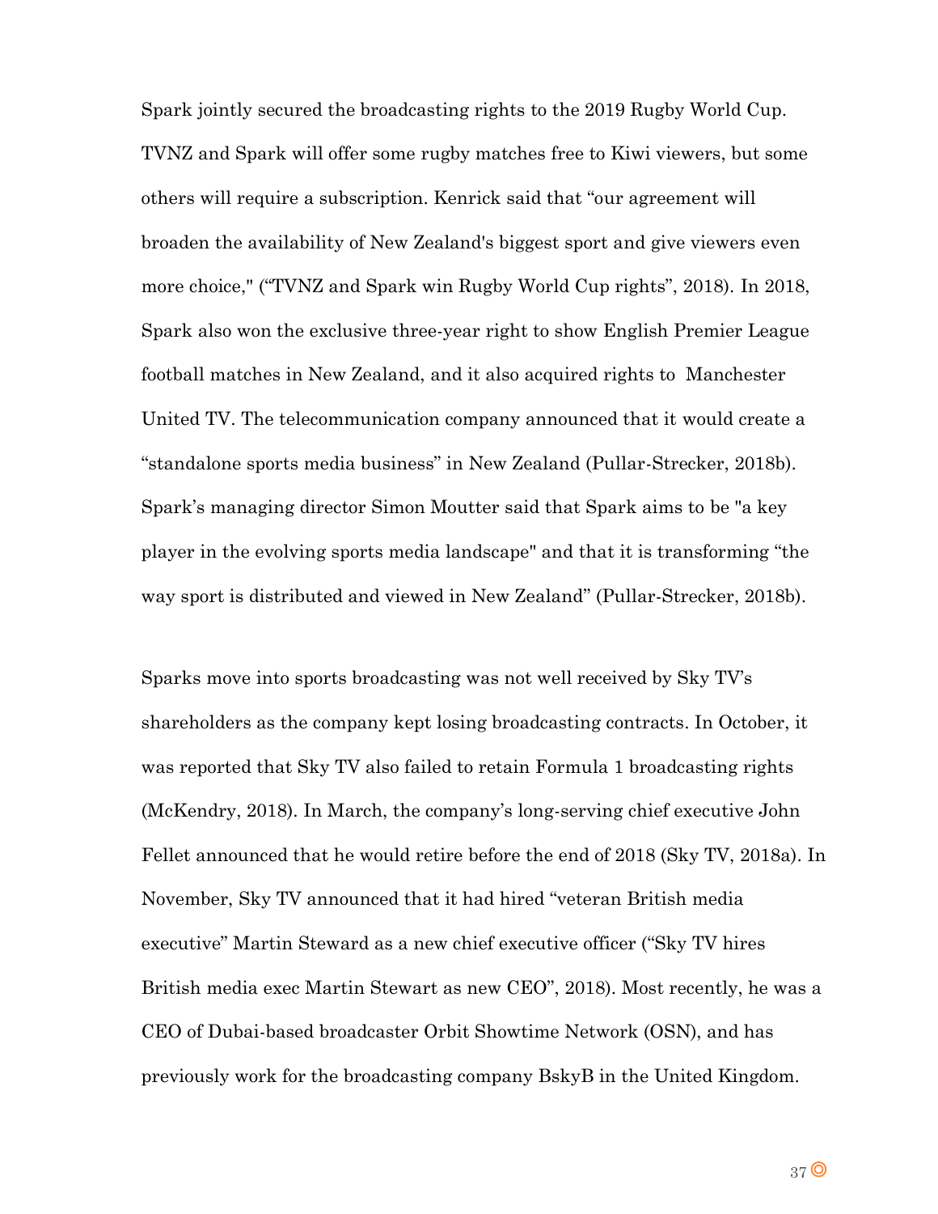Spark jointly secured the broadcasting rights to the 2019 Rugby World Cup. TVNZ and Spark will offer some rugby matches free to Kiwi viewers, but some others will require a subscription. Kenrick said that "our agreement will broaden the availability of New Zealand's biggest sport and give viewers even more choice," ("TVNZ and Spark win Rugby World Cup rights", 2018). In 2018, Spark also won the exclusive three-year right to show English Premier League football matches in New Zealand, and it also acquired rights to Manchester United TV. The telecommunication company announced that it would create a "standalone sports media business" in New Zealand (Pullar-Strecker, 2018b). Spark's managing director Simon Moutter said that Spark aims to be "a key player in the evolving sports media landscape" and that it is transforming "the way sport is distributed and viewed in New Zealand" (Pullar-Strecker, 2018b).

Sparks move into sports broadcasting was not well received by Sky TV's shareholders as the company kept losing broadcasting contracts. In October, it was reported that Sky TV also failed to retain Formula 1 broadcasting rights (McKendry, 2018). In March, the company's long-serving chief executive John Fellet announced that he would retire before the end of 2018 (Sky TV, 2018a). In November, Sky TV announced that it had hired "veteran British media executive" Martin Steward as a new chief executive officer ("Sky TV hires British media exec Martin Stewart as new CEO", 2018). Most recently, he was a CEO of Dubai-based broadcaster Orbit Showtime Network (OSN), and has previously work for the broadcasting company BskyB in the United Kingdom.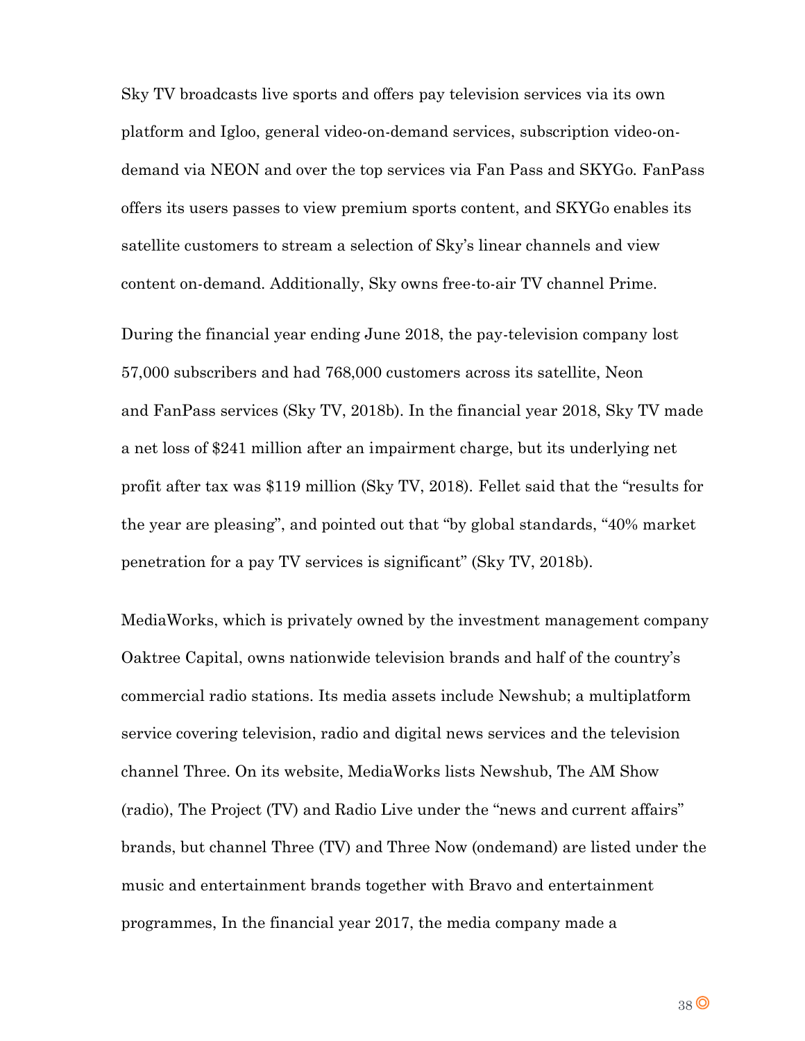Sky TV broadcasts live sports and offers pay television services via its own platform and Igloo, general video-on-demand services, subscription video-on-demand via NEON and over the top services via Fan Pass and SKYGo. FanPass offers its users passes to view premium sports content, and SKYGo enables its satellite customers to stream a selection of Sky's linear channels and view content on-demand. Additionally, Sky owns free-to-air TV channel Prime.

During the financial year ending June 2018, the pay-television company lost 57,000 subscribers and had 768,000 customers across its satellite, Neon and FanPass services (Sky TV, 2018b). In the financial year 2018, Sky TV made a net loss of $241 million after an impairment charge, but its underlying net profit after tax was $119 million (Sky TV, 2018). Fellet said that the "results for the year are pleasing", and pointed out that "by global standards, "40% market penetration for a pay TV services is significant" (Sky TV, 2018b).

MediaWorks, which is privately owned by the investment management company Oaktree Capital, owns nationwide television brands and half of the country's commercial radio stations. Its media assets include Newshub; a multiplatform service covering television, radio and digital news services and the television channel Three. On its website, MediaWorks lists Newshub, The AM Show (radio), The Project (TV) and Radio Live under the "news and current affairs" brands, but channel Three (TV) and Three Now (ondemand) are listed under the music and entertainment brands together with Bravo and entertainment programmes, In the financial year 2017, the media company made a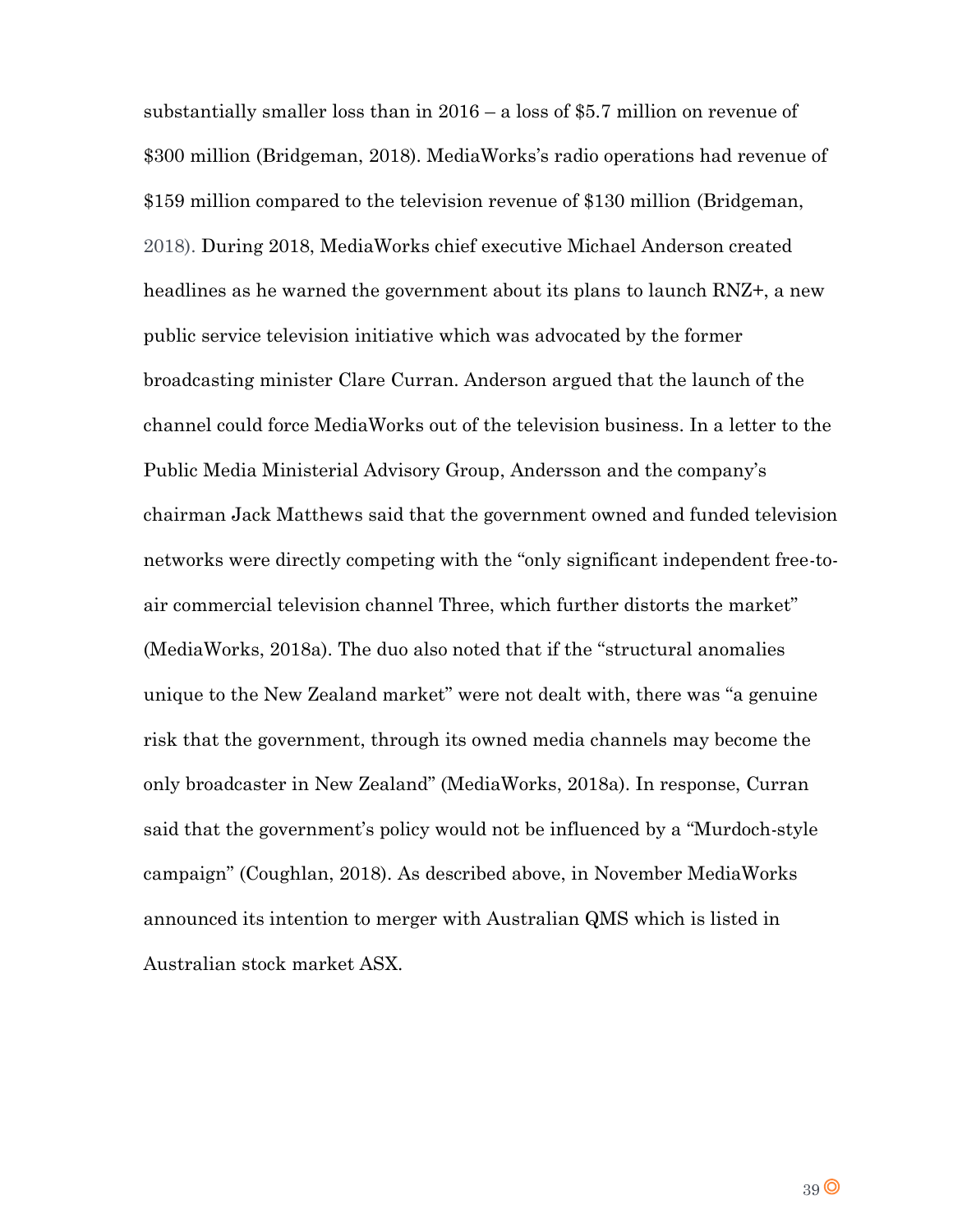substantially smaller loss than in 2016 – a loss of $5.7 million on revenue of $300 million (Bridgeman, 2018). MediaWorks's radio operations had revenue of $159 million compared to the television revenue of $130 million (Bridgeman, 2018). During 2018, MediaWorks chief executive Michael Anderson created headlines as he warned the government about its plans to launch RNZ+, a new public service television initiative which was advocated by the former broadcasting minister Clare Curran. Anderson argued that the launch of the channel could force MediaWorks out of the television business. In a letter to the Public Media Ministerial Advisory Group, Andersson and the company's chairman Jack Matthews said that the government owned and funded television networks were directly competing with the "only significant independent free-to-air commercial television channel Three, which further distorts the market" (MediaWorks, 2018a). The duo also noted that if the "structural anomalies unique to the New Zealand market" were not dealt with, there was "a genuine risk that the government, through its owned media channels may become the only broadcaster in New Zealand" (MediaWorks, 2018a). In response, Curran said that the government's policy would not be influenced by a "Murdoch-style campaign" (Coughlan, 2018). As described above, in November MediaWorks announced its intention to merger with Australian QMS which is listed in Australian stock market ASX.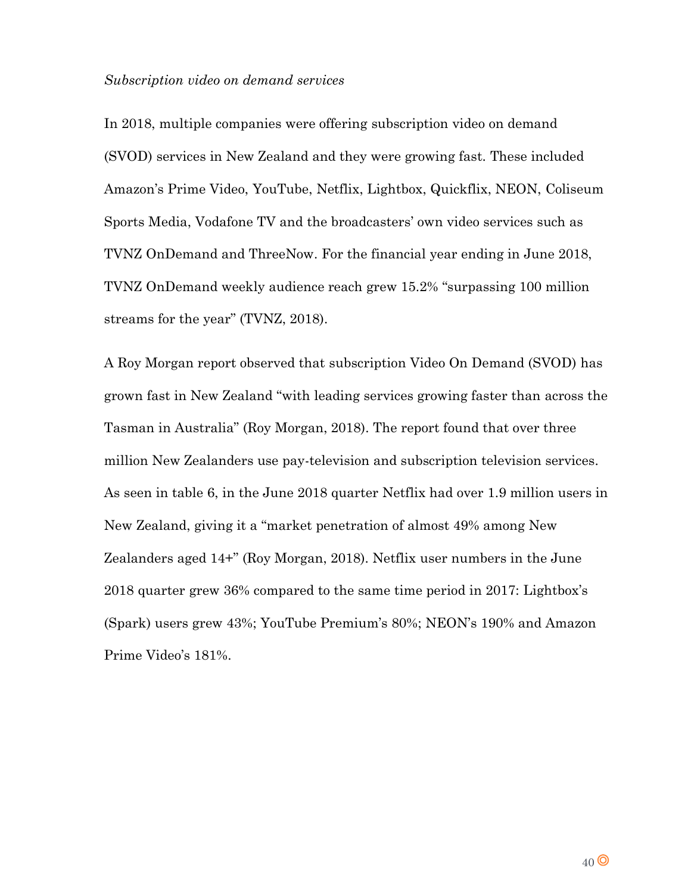*Subscription video on demand services*

In 2018, multiple companies were offering subscription video on demand (SVOD) services in New Zealand and they were growing fast. These included Amazon's Prime Video, YouTube, Netflix, Lightbox, Quickflix, NEON, Coliseum Sports Media, Vodafone TV and the broadcasters' own video services such as TVNZ OnDemand and ThreeNow. For the financial year ending in June 2018, TVNZ OnDemand weekly audience reach grew 15.2% "surpassing 100 million streams for the year" (TVNZ, 2018).

A Roy Morgan report observed that subscription Video On Demand (SVOD) has grown fast in New Zealand "with leading services growing faster than across the Tasman in Australia" (Roy Morgan, 2018). The report found that over three million New Zealanders use pay-television and subscription television services. As seen in table 6, in the June 2018 quarter Netflix had over 1.9 million users in New Zealand, giving it a "market penetration of almost 49% among New Zealanders aged 14+" (Roy Morgan, 2018). Netflix user numbers in the June 2018 quarter grew 36% compared to the same time period in 2017: Lightbox's (Spark) users grew 43%; YouTube Premium's 80%; NEON's 190% and Amazon Prime Video's 181%.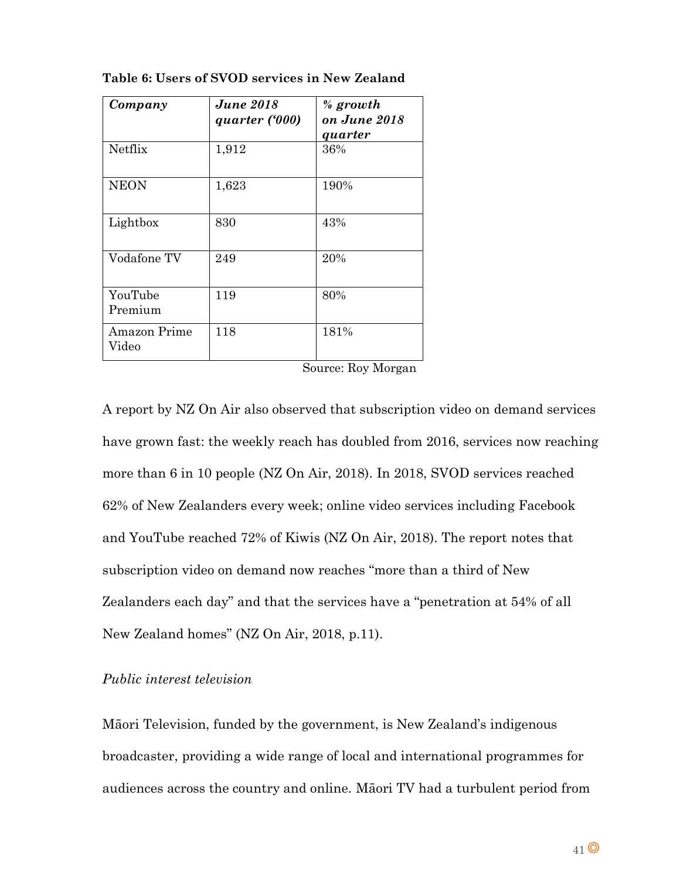**Table 6: Users of SVOD services in New Zealand**

| *Company* | *June 2018 quarter ('000)* | *% growth on June 2018 quarter* |
|---|---|---|
| Netflix | 1,912 | 36% |
| NEON | 1,623 | 190% |
| Lightbox | 830 | 43% |
| Vodafone TV | 249 | 20% |
| YouTube Premium | 119 | 80% |
| Amazon Prime Video | 118 | 181% |

Source: Roy Morgan

A report by NZ On Air also observed that subscription video on demand services have grown fast: the weekly reach has doubled from 2016, services now reaching more than 6 in 10 people (NZ On Air, 2018). In 2018, SVOD services reached 62% of New Zealanders every week; online video services including Facebook and YouTube reached 72% of Kiwis (NZ On Air, 2018). The report notes that subscription video on demand now reaches "more than a third of New Zealanders each day" and that the services have a "penetration at 54% of all New Zealand homes" (NZ On Air, 2018, p.11).

*Public interest television*

Māori Television, funded by the government, is New Zealand's indigenous broadcaster, providing a wide range of local and international programmes for audiences across the country and online. Māori TV had a turbulent period from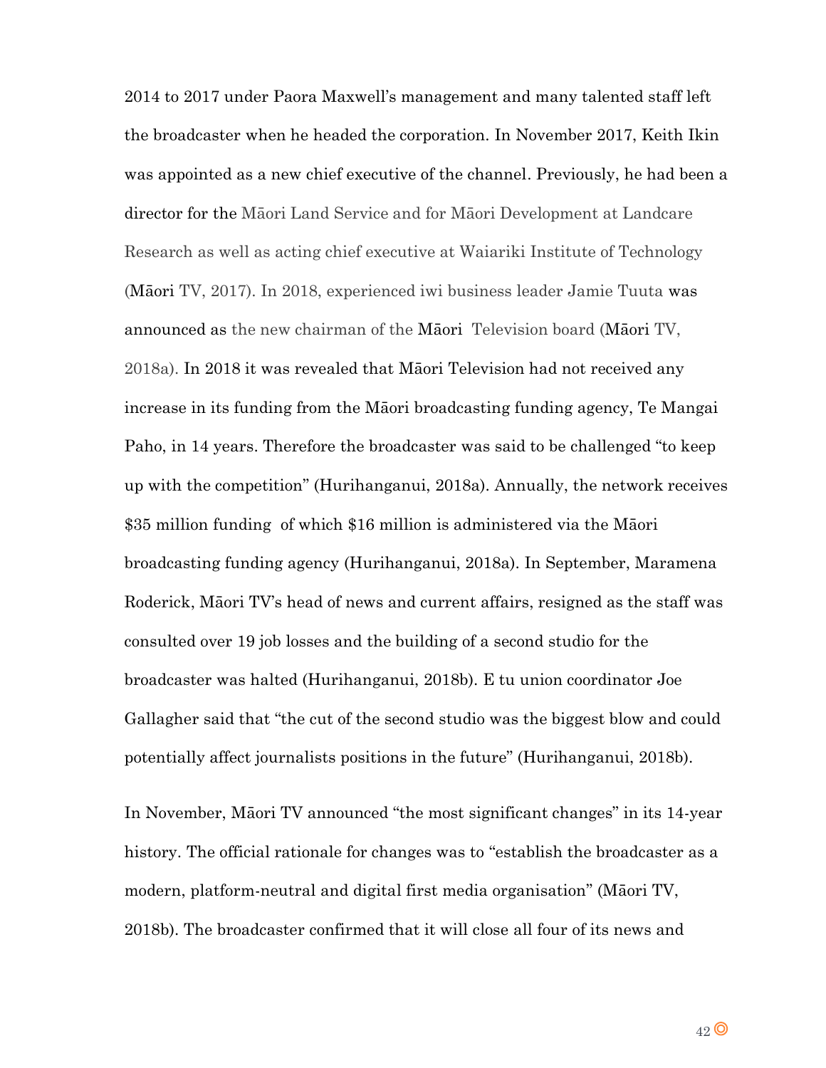2014 to 2017 under Paora Maxwell's management and many talented staff left the broadcaster when he headed the corporation. In November 2017, Keith Ikin was appointed as a new chief executive of the channel. Previously, he had been a director for the Māori Land Service and for Māori Development at Landcare Research as well as acting chief executive at Waiariki Institute of Technology (Māori TV, 2017). In 2018, experienced iwi business leader Jamie Tuuta was announced as the new chairman of the Māori Television board (Māori TV, 2018a). In 2018 it was revealed that Māori Television had not received any increase in its funding from the Māori broadcasting funding agency, Te Mangai Paho, in 14 years. Therefore the broadcaster was said to be challenged "to keep up with the competition" (Hurihanganui, 2018a). Annually, the network receives $35 million funding of which $16 million is administered via the Māori broadcasting funding agency (Hurihanganui, 2018a). In September, Maramena Roderick, Māori TV's head of news and current affairs, resigned as the staff was consulted over 19 job losses and the building of a second studio for the broadcaster was halted (Hurihanganui, 2018b). E tu union coordinator Joe Gallagher said that "the cut of the second studio was the biggest blow and could potentially affect journalists positions in the future" (Hurihanganui, 2018b).

In November, Māori TV announced "the most significant changes" in its 14-year history. The official rationale for changes was to "establish the broadcaster as a modern, platform-neutral and digital first media organisation" (Māori TV, 2018b). The broadcaster confirmed that it will close all four of its news and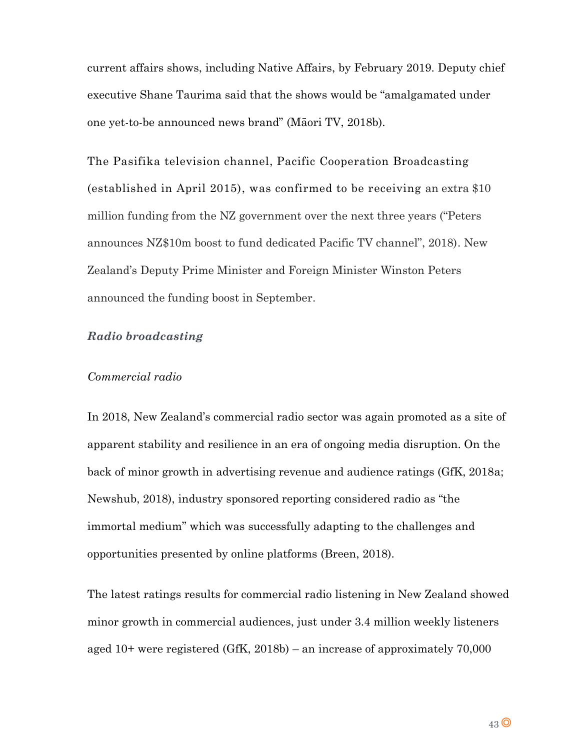current affairs shows, including Native Affairs, by February 2019. Deputy chief executive Shane Taurima said that the shows would be "amalgamated under one yet-to-be announced news brand" (Māori TV, 2018b).

The Pasifika television channel, Pacific Cooperation Broadcasting (established in April 2015), was confirmed to be receiving an extra $10 million funding from the NZ government over the next three years ("Peters announces NZ$10m boost to fund dedicated Pacific TV channel", 2018). New Zealand's Deputy Prime Minister and Foreign Minister Winston Peters announced the funding boost in September.

### *Radio broadcasting*

#### *Commercial radio*

In 2018, New Zealand's commercial radio sector was again promoted as a site of apparent stability and resilience in an era of ongoing media disruption. On the back of minor growth in advertising revenue and audience ratings (GfK, 2018a; Newshub, 2018), industry sponsored reporting considered radio as "the immortal medium" which was successfully adapting to the challenges and opportunities presented by online platforms (Breen, 2018).

The latest ratings results for commercial radio listening in New Zealand showed minor growth in commercial audiences, just under 3.4 million weekly listeners aged 10+ were registered (GfK, 2018b) – an increase of approximately 70,000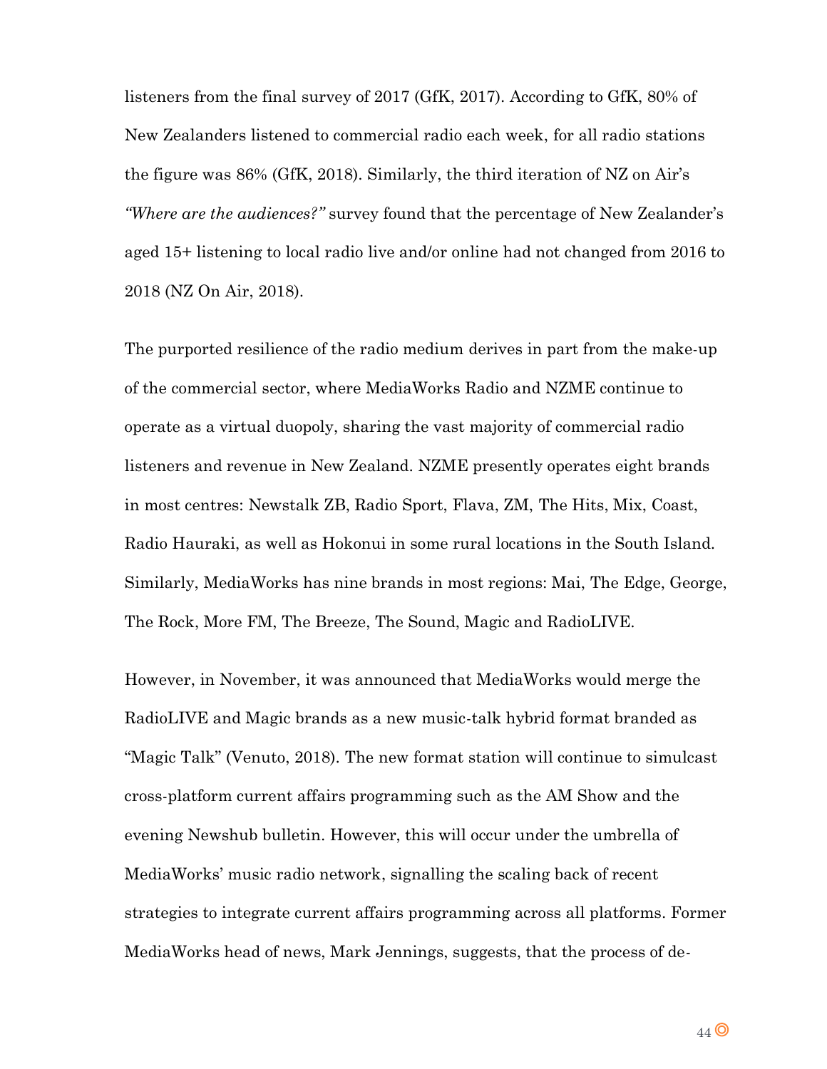listeners from the final survey of 2017 (GfK, 2017). According to GfK, 80% of New Zealanders listened to commercial radio each week, for all radio stations the figure was 86% (GfK, 2018). Similarly, the third iteration of NZ on Air's *"Where are the audiences?"* survey found that the percentage of New Zealander's aged 15+ listening to local radio live and/or online had not changed from 2016 to 2018 (NZ On Air, 2018).

The purported resilience of the radio medium derives in part from the make-up of the commercial sector, where MediaWorks Radio and NZME continue to operate as a virtual duopoly, sharing the vast majority of commercial radio listeners and revenue in New Zealand. NZME presently operates eight brands in most centres: Newstalk ZB, Radio Sport, Flava, ZM, The Hits, Mix, Coast, Radio Hauraki, as well as Hokonui in some rural locations in the South Island. Similarly, MediaWorks has nine brands in most regions: Mai, The Edge, George, The Rock, More FM, The Breeze, The Sound, Magic and RadioLIVE.

However, in November, it was announced that MediaWorks would merge the RadioLIVE and Magic brands as a new music-talk hybrid format branded as "Magic Talk" (Venuto, 2018). The new format station will continue to simulcast cross-platform current affairs programming such as the AM Show and the evening Newshub bulletin. However, this will occur under the umbrella of MediaWorks' music radio network, signalling the scaling back of recent strategies to integrate current affairs programming across all platforms. Former MediaWorks head of news, Mark Jennings, suggests, that the process of de-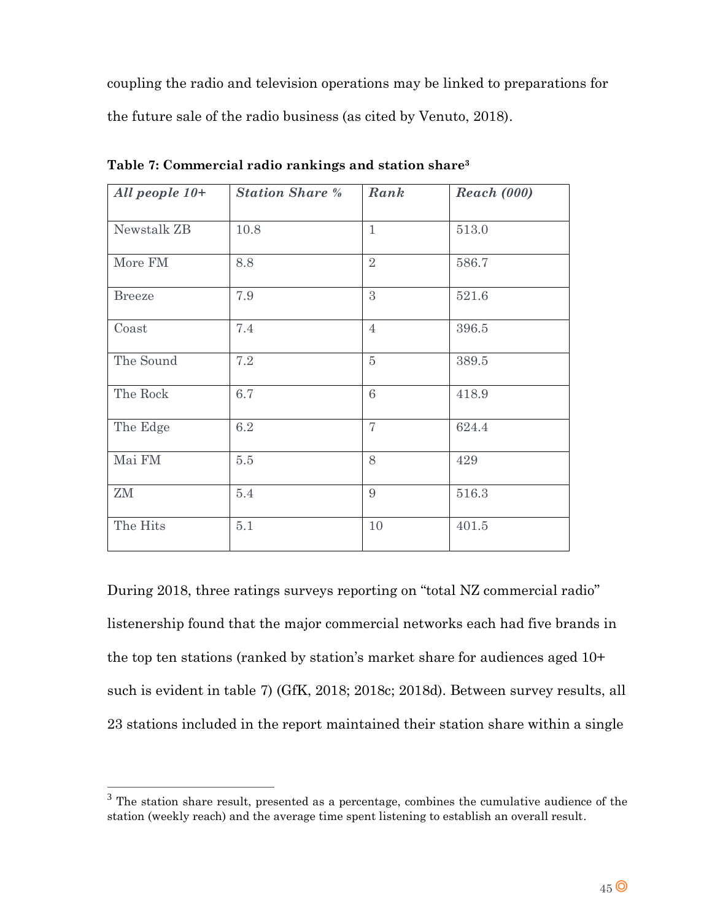coupling the radio and television operations may be linked to preparations for the future sale of the radio business (as cited by Venuto, 2018).

**Table 7: Commercial radio rankings and station share[3]**

| *All people 10+* | *Station Share %* | *Rank* | *Reach (000)* |
|---|---|---|---|
| Newstalk ZB | 10.8 | 1 | 513.0 |
| More FM | 8.8 | 2 | 586.7 |
| Breeze | 7.9 | 3 | 521.6 |
| Coast | 7.4 | 4 | 396.5 |
| The Sound | 7.2 | 5 | 389.5 |
| The Rock | 6.7 | 6 | 418.9 |
| The Edge | 6.2 | 7 | 624.4 |
| Mai FM | 5.5 | 8 | 429 |
| ZM | 5.4 | 9 | 516.3 |
| The Hits | 5.1 | 10 | 401.5 |

During 2018, three ratings surveys reporting on "total NZ commercial radio" listenership found that the major commercial networks each had five brands in the top ten stations (ranked by station's market share for audiences aged 10+ such is evident in table 7) (GfK, 2018; 2018c; 2018d). Between survey results, all 23 stations included in the report maintained their station share within a single

[3] The station share result, presented as a percentage, combines the cumulative audience of the station (weekly reach) and the average time spent listening to establish an overall result.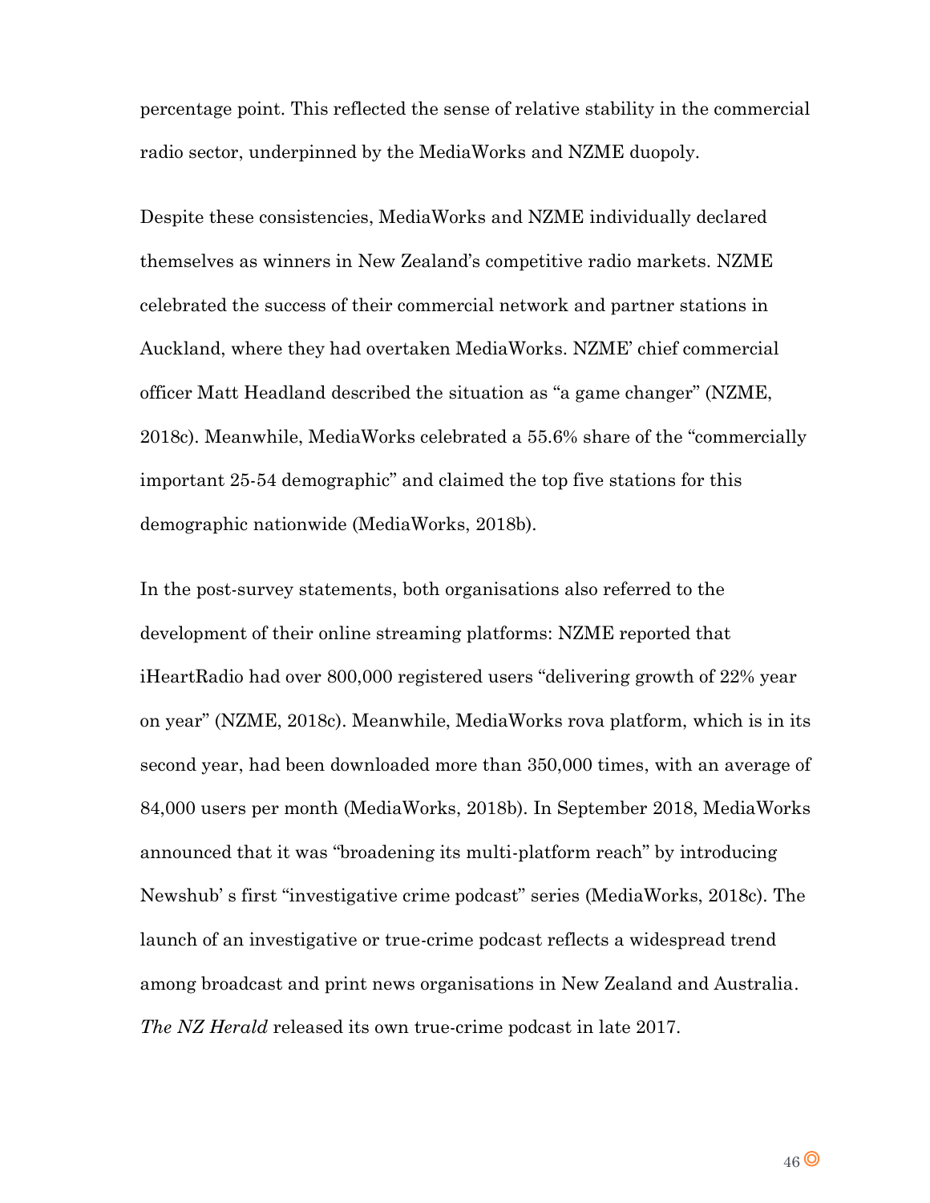percentage point. This reflected the sense of relative stability in the commercial radio sector, underpinned by the MediaWorks and NZME duopoly.

Despite these consistencies, MediaWorks and NZME individually declared themselves as winners in New Zealand's competitive radio markets. NZME celebrated the success of their commercial network and partner stations in Auckland, where they had overtaken MediaWorks. NZME' chief commercial officer Matt Headland described the situation as "a game changer" (NZME, 2018c). Meanwhile, MediaWorks celebrated a 55.6% share of the "commercially important 25-54 demographic" and claimed the top five stations for this demographic nationwide (MediaWorks, 2018b).

In the post-survey statements, both organisations also referred to the development of their online streaming platforms: NZME reported that iHeartRadio had over 800,000 registered users "delivering growth of 22% year on year" (NZME, 2018c). Meanwhile, MediaWorks rova platform, which is in its second year, had been downloaded more than 350,000 times, with an average of 84,000 users per month (MediaWorks, 2018b). In September 2018, MediaWorks announced that it was "broadening its multi-platform reach" by introducing Newshub' s first "investigative crime podcast" series (MediaWorks, 2018c). The launch of an investigative or true-crime podcast reflects a widespread trend among broadcast and print news organisations in New Zealand and Australia. *The NZ Herald* released its own true-crime podcast in late 2017.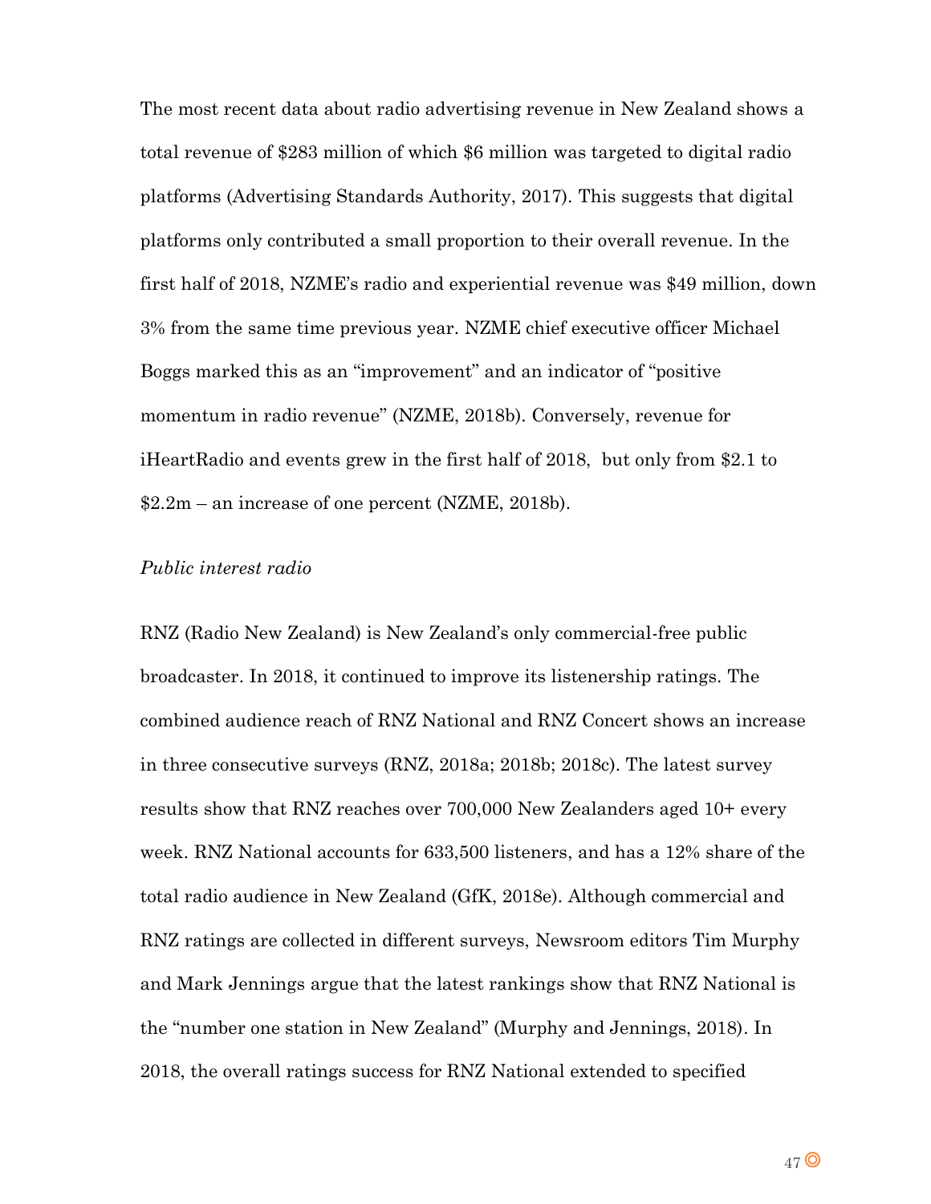The most recent data about radio advertising revenue in New Zealand shows a total revenue of $283 million of which $6 million was targeted to digital radio platforms (Advertising Standards Authority, 2017). This suggests that digital platforms only contributed a small proportion to their overall revenue. In the first half of 2018, NZME's radio and experiential revenue was $49 million, down 3% from the same time previous year. NZME chief executive officer Michael Boggs marked this as an "improvement" and an indicator of "positive momentum in radio revenue" (NZME, 2018b). Conversely, revenue for iHeartRadio and events grew in the first half of 2018, but only from $2.1 to $2.2m – an increase of one percent (NZME, 2018b).

*Public interest radio*

RNZ (Radio New Zealand) is New Zealand's only commercial-free public broadcaster. In 2018, it continued to improve its listenership ratings. The combined audience reach of RNZ National and RNZ Concert shows an increase in three consecutive surveys (RNZ, 2018a; 2018b; 2018c). The latest survey results show that RNZ reaches over 700,000 New Zealanders aged 10+ every week. RNZ National accounts for 633,500 listeners, and has a 12% share of the total radio audience in New Zealand (GfK, 2018e). Although commercial and RNZ ratings are collected in different surveys, Newsroom editors Tim Murphy and Mark Jennings argue that the latest rankings show that RNZ National is the "number one station in New Zealand" (Murphy and Jennings, 2018). In 2018, the overall ratings success for RNZ National extended to specified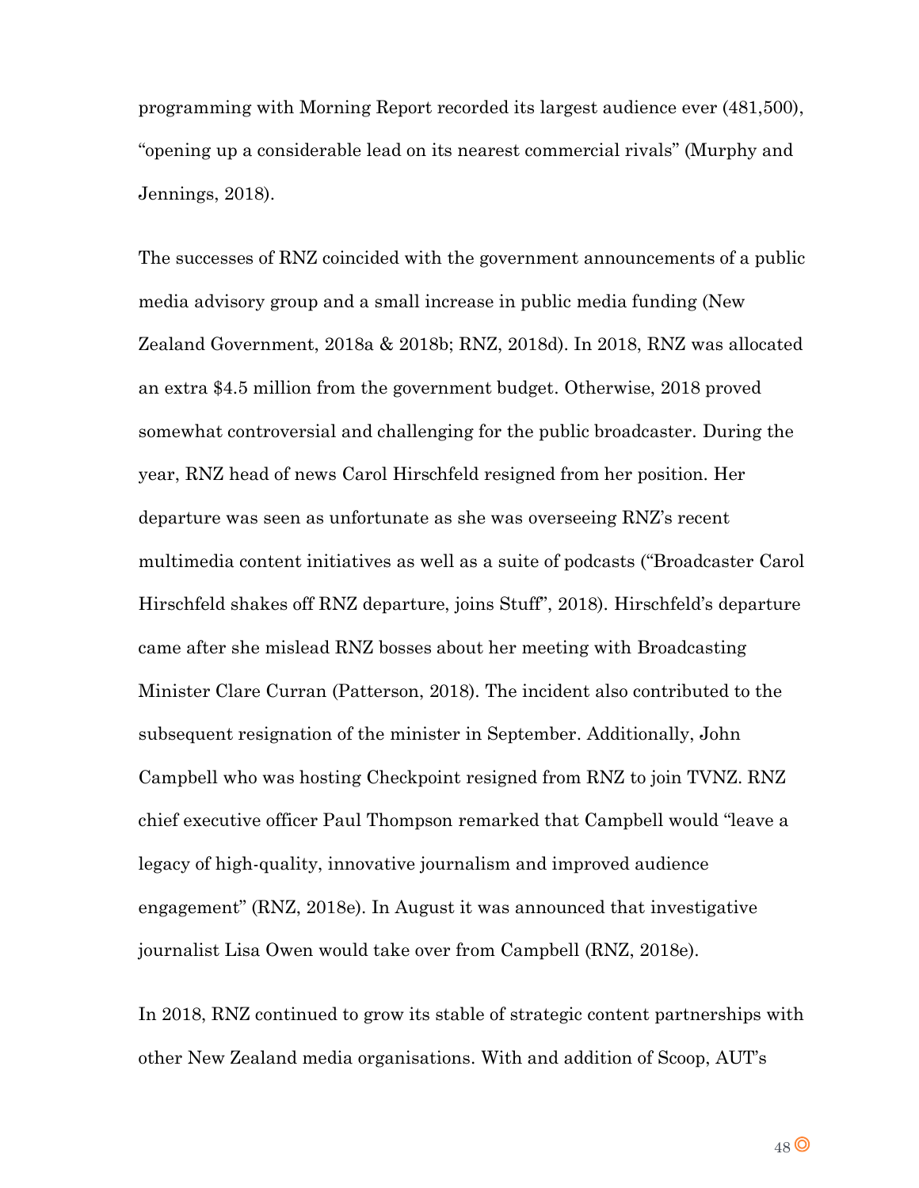programming with Morning Report recorded its largest audience ever (481,500), "opening up a considerable lead on its nearest commercial rivals" (Murphy and Jennings, 2018).

The successes of RNZ coincided with the government announcements of a public media advisory group and a small increase in public media funding (New Zealand Government, 2018a & 2018b; RNZ, 2018d). In 2018, RNZ was allocated an extra $4.5 million from the government budget. Otherwise, 2018 proved somewhat controversial and challenging for the public broadcaster. During the year, RNZ head of news Carol Hirschfeld resigned from her position. Her departure was seen as unfortunate as she was overseeing RNZ's recent multimedia content initiatives as well as a suite of podcasts ("Broadcaster Carol Hirschfeld shakes off RNZ departure, joins Stuff", 2018). Hirschfeld's departure came after she mislead RNZ bosses about her meeting with Broadcasting Minister Clare Curran (Patterson, 2018). The incident also contributed to the subsequent resignation of the minister in September. Additionally, John Campbell who was hosting Checkpoint resigned from RNZ to join TVNZ. RNZ chief executive officer Paul Thompson remarked that Campbell would "leave a legacy of high-quality, innovative journalism and improved audience engagement" (RNZ, 2018e). In August it was announced that investigative journalist Lisa Owen would take over from Campbell (RNZ, 2018e).

In 2018, RNZ continued to grow its stable of strategic content partnerships with other New Zealand media organisations. With and addition of Scoop, AUT's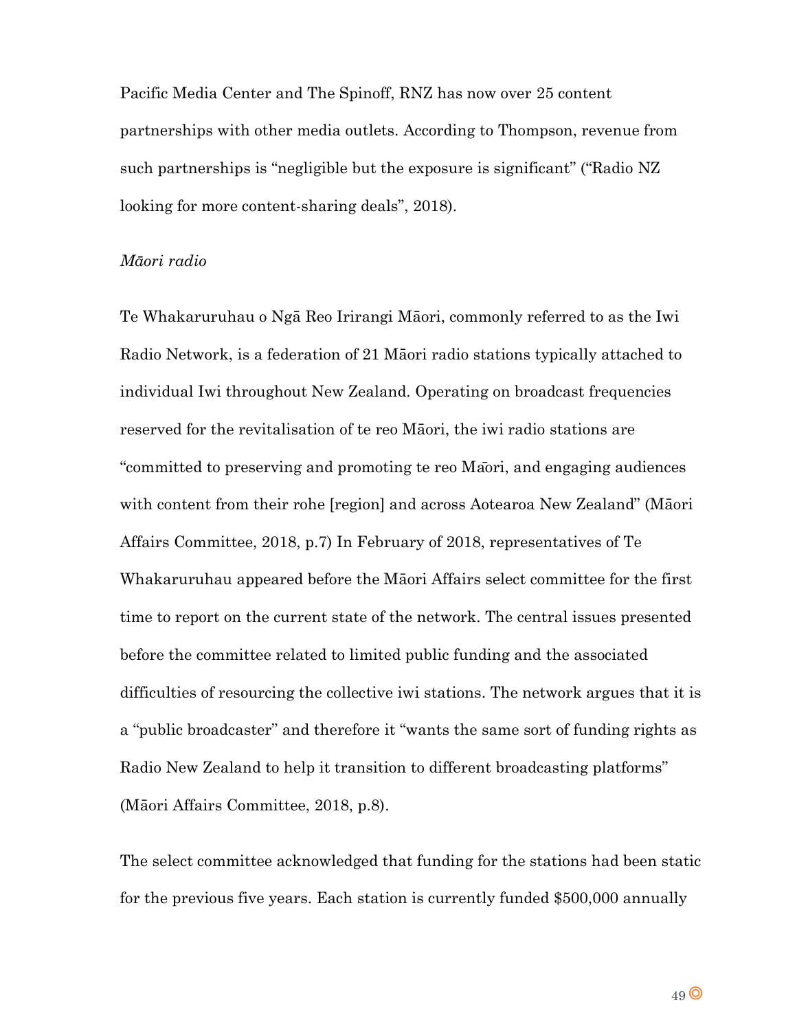Pacific Media Center and The Spinoff, RNZ has now over 25 content partnerships with other media outlets. According to Thompson, revenue from such partnerships is "negligible but the exposure is significant" ("Radio NZ looking for more content-sharing deals", 2018).

*Māori radio*

Te Whakaruruhau o Ngā Reo Irirangi Māori, commonly referred to as the Iwi Radio Network, is a federation of 21 Māori radio stations typically attached to individual Iwi throughout New Zealand. Operating on broadcast frequencies reserved for the revitalisation of te reo Māori, the iwi radio stations are "committed to preserving and promoting te reo Māori, and engaging audiences with content from their rohe [region] and across Aotearoa New Zealand" (Māori Affairs Committee, 2018, p.7) In February of 2018, representatives of Te Whakaruruhau appeared before the Māori Affairs select committee for the first time to report on the current state of the network. The central issues presented before the committee related to limited public funding and the associated difficulties of resourcing the collective iwi stations. The network argues that it is a "public broadcaster" and therefore it "wants the same sort of funding rights as Radio New Zealand to help it transition to different broadcasting platforms" (Māori Affairs Committee, 2018, p.8).

The select committee acknowledged that funding for the stations had been static for the previous five years. Each station is currently funded $500,000 annually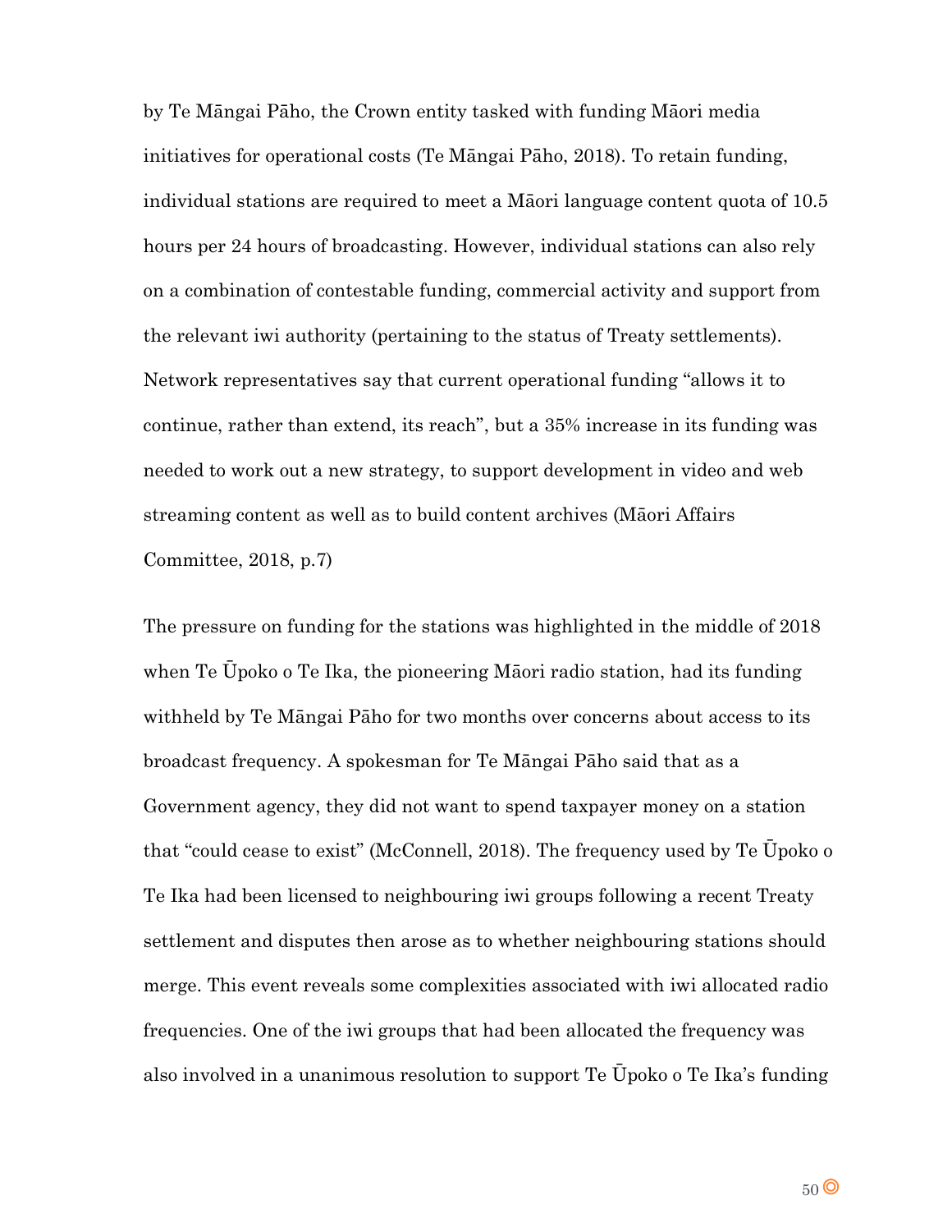by Te Māngai Pāho, the Crown entity tasked with funding Māori media initiatives for operational costs (Te Māngai Pāho, 2018). To retain funding, individual stations are required to meet a Māori language content quota of 10.5 hours per 24 hours of broadcasting. However, individual stations can also rely on a combination of contestable funding, commercial activity and support from the relevant iwi authority (pertaining to the status of Treaty settlements). Network representatives say that current operational funding "allows it to continue, rather than extend, its reach", but a 35% increase in its funding was needed to work out a new strategy, to support development in video and web streaming content as well as to build content archives (Māori Affairs Committee, 2018, p.7)

The pressure on funding for the stations was highlighted in the middle of 2018 when Te Ūpoko o Te Ika, the pioneering Māori radio station, had its funding withheld by Te Māngai Pāho for two months over concerns about access to its broadcast frequency. A spokesman for Te Māngai Pāho said that as a Government agency, they did not want to spend taxpayer money on a station that "could cease to exist" (McConnell, 2018). The frequency used by Te Ūpoko o Te Ika had been licensed to neighbouring iwi groups following a recent Treaty settlement and disputes then arose as to whether neighbouring stations should merge. This event reveals some complexities associated with iwi allocated radio frequencies. One of the iwi groups that had been allocated the frequency was also involved in a unanimous resolution to support Te Ūpoko o Te Ika's funding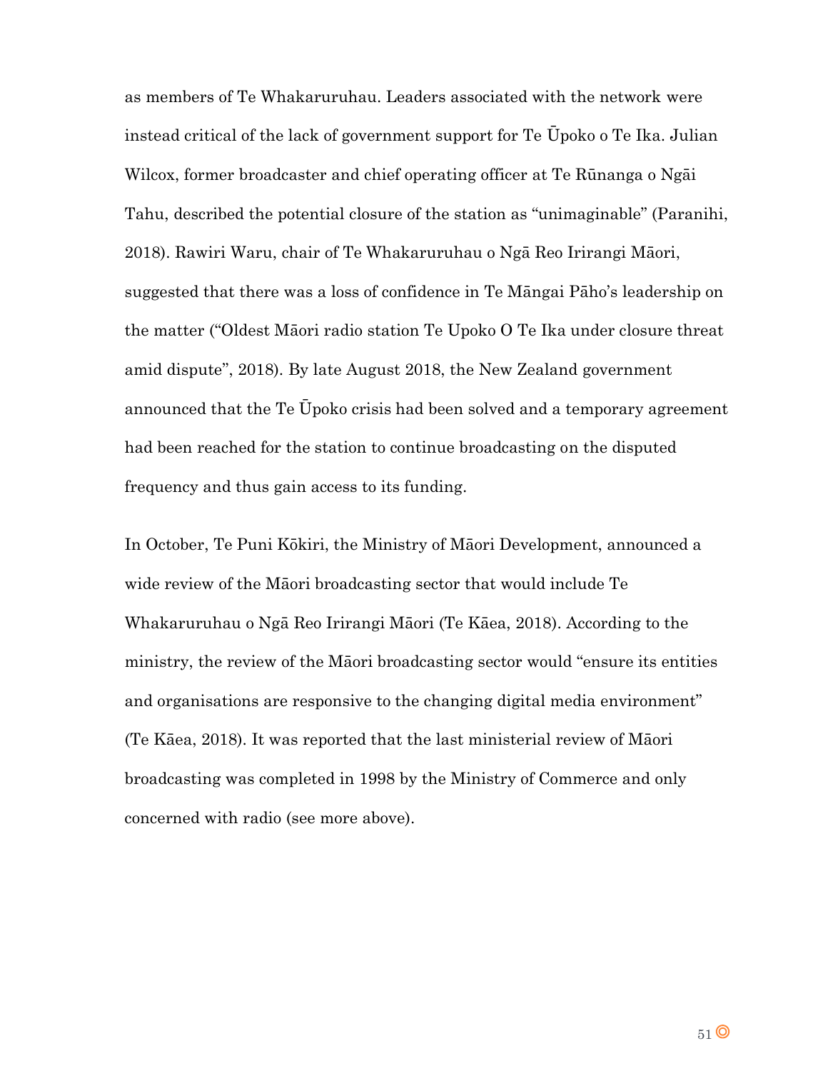as members of Te Whakaruruhau. Leaders associated with the network were instead critical of the lack of government support for Te Ūpoko o Te Ika. Julian Wilcox, former broadcaster and chief operating officer at Te Rūnanga o Ngāi Tahu, described the potential closure of the station as "unimaginable" (Paranihi, 2018). Rawiri Waru, chair of Te Whakaruruhau o Ngā Reo Irirangi Māori, suggested that there was a loss of confidence in Te Māngai Pāho's leadership on the matter ("Oldest Māori radio station Te Upoko O Te Ika under closure threat amid dispute", 2018). By late August 2018, the New Zealand government announced that the Te Ūpoko crisis had been solved and a temporary agreement had been reached for the station to continue broadcasting on the disputed frequency and thus gain access to its funding.

In October, Te Puni Kōkiri, the Ministry of Māori Development, announced a wide review of the Māori broadcasting sector that would include Te Whakaruruhau o Ngā Reo Irirangi Māori (Te Kāea, 2018). According to the ministry, the review of the Māori broadcasting sector would "ensure its entities and organisations are responsive to the changing digital media environment" (Te Kāea, 2018). It was reported that the last ministerial review of Māori broadcasting was completed in 1998 by the Ministry of Commerce and only concerned with radio (see more above).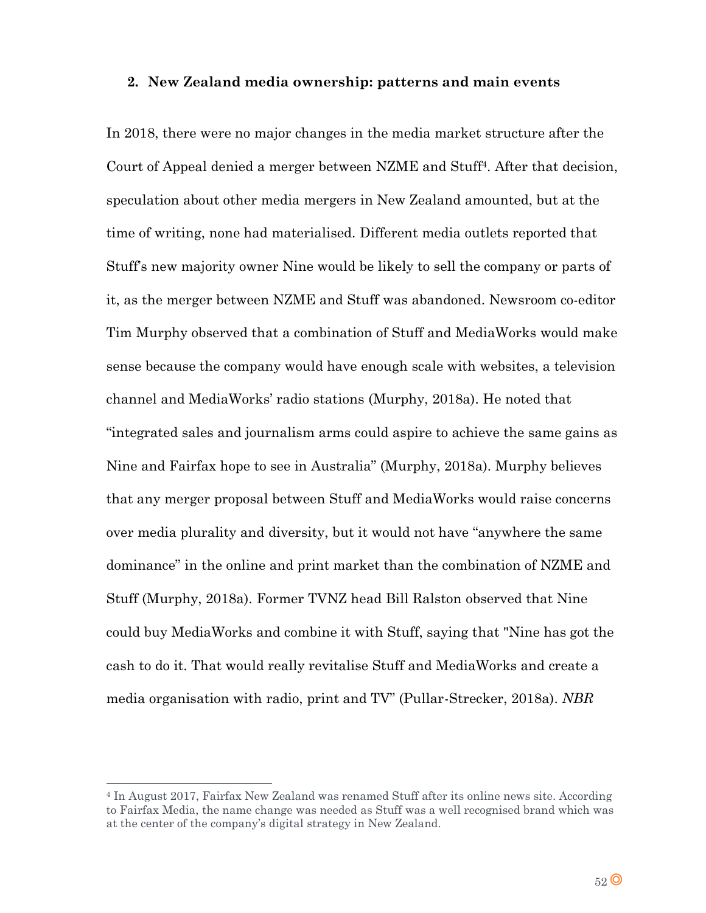## 2. New Zealand media ownership: patterns and main events

In 2018, there were no major changes in the media market structure after the Court of Appeal denied a merger between NZME and Stuff[4]. After that decision, speculation about other media mergers in New Zealand amounted, but at the time of writing, none had materialised. Different media outlets reported that Stuff's new majority owner Nine would be likely to sell the company or parts of it, as the merger between NZME and Stuff was abandoned. Newsroom co-editor Tim Murphy observed that a combination of Stuff and MediaWorks would make sense because the company would have enough scale with websites, a television channel and MediaWorks' radio stations (Murphy, 2018a). He noted that "integrated sales and journalism arms could aspire to achieve the same gains as Nine and Fairfax hope to see in Australia" (Murphy, 2018a). Murphy believes that any merger proposal between Stuff and MediaWorks would raise concerns over media plurality and diversity, but it would not have "anywhere the same dominance" in the online and print market than the combination of NZME and Stuff (Murphy, 2018a). Former TVNZ head Bill Ralston observed that Nine could buy MediaWorks and combine it with Stuff, saying that "Nine has got the cash to do it. That would really revitalise Stuff and MediaWorks and create a media organisation with radio, print and TV" (Pullar-Strecker, 2018a). *NBR*

[4] In August 2017, Fairfax New Zealand was renamed Stuff after its online news site. According to Fairfax Media, the name change was needed as Stuff was a well recognised brand which was at the center of the company's digital strategy in New Zealand.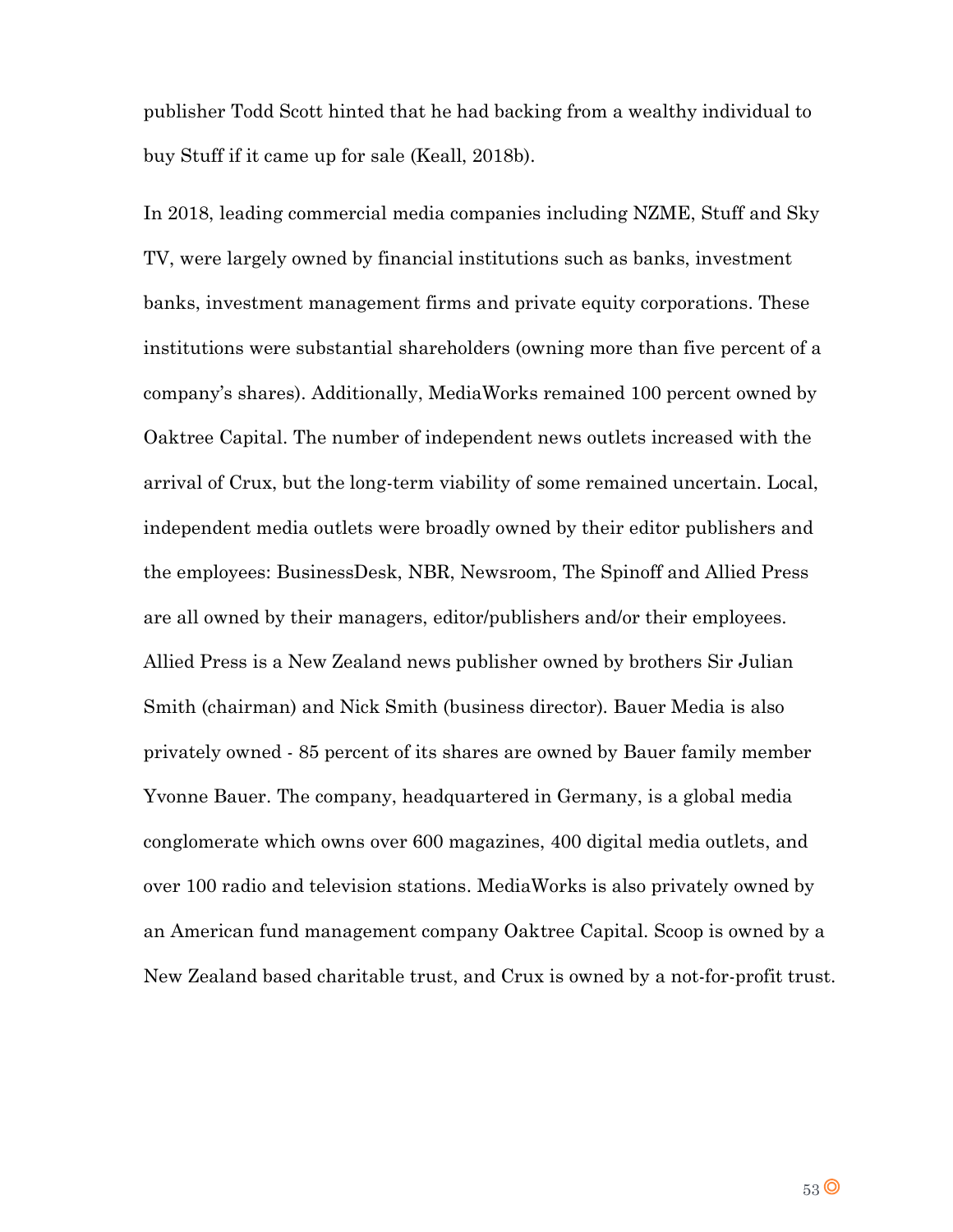publisher Todd Scott hinted that he had backing from a wealthy individual to buy Stuff if it came up for sale (Keall, 2018b).

In 2018, leading commercial media companies including NZME, Stuff and Sky TV, were largely owned by financial institutions such as banks, investment banks, investment management firms and private equity corporations. These institutions were substantial shareholders (owning more than five percent of a company's shares). Additionally, MediaWorks remained 100 percent owned by Oaktree Capital. The number of independent news outlets increased with the arrival of Crux, but the long-term viability of some remained uncertain. Local, independent media outlets were broadly owned by their editor publishers and the employees: BusinessDesk, NBR, Newsroom, The Spinoff and Allied Press are all owned by their managers, editor/publishers and/or their employees. Allied Press is a New Zealand news publisher owned by brothers Sir Julian Smith (chairman) and Nick Smith (business director). Bauer Media is also privately owned - 85 percent of its shares are owned by Bauer family member Yvonne Bauer. The company, headquartered in Germany, is a global media conglomerate which owns over 600 magazines, 400 digital media outlets, and over 100 radio and television stations. MediaWorks is also privately owned by an American fund management company Oaktree Capital. Scoop is owned by a New Zealand based charitable trust, and Crux is owned by a not-for-profit trust.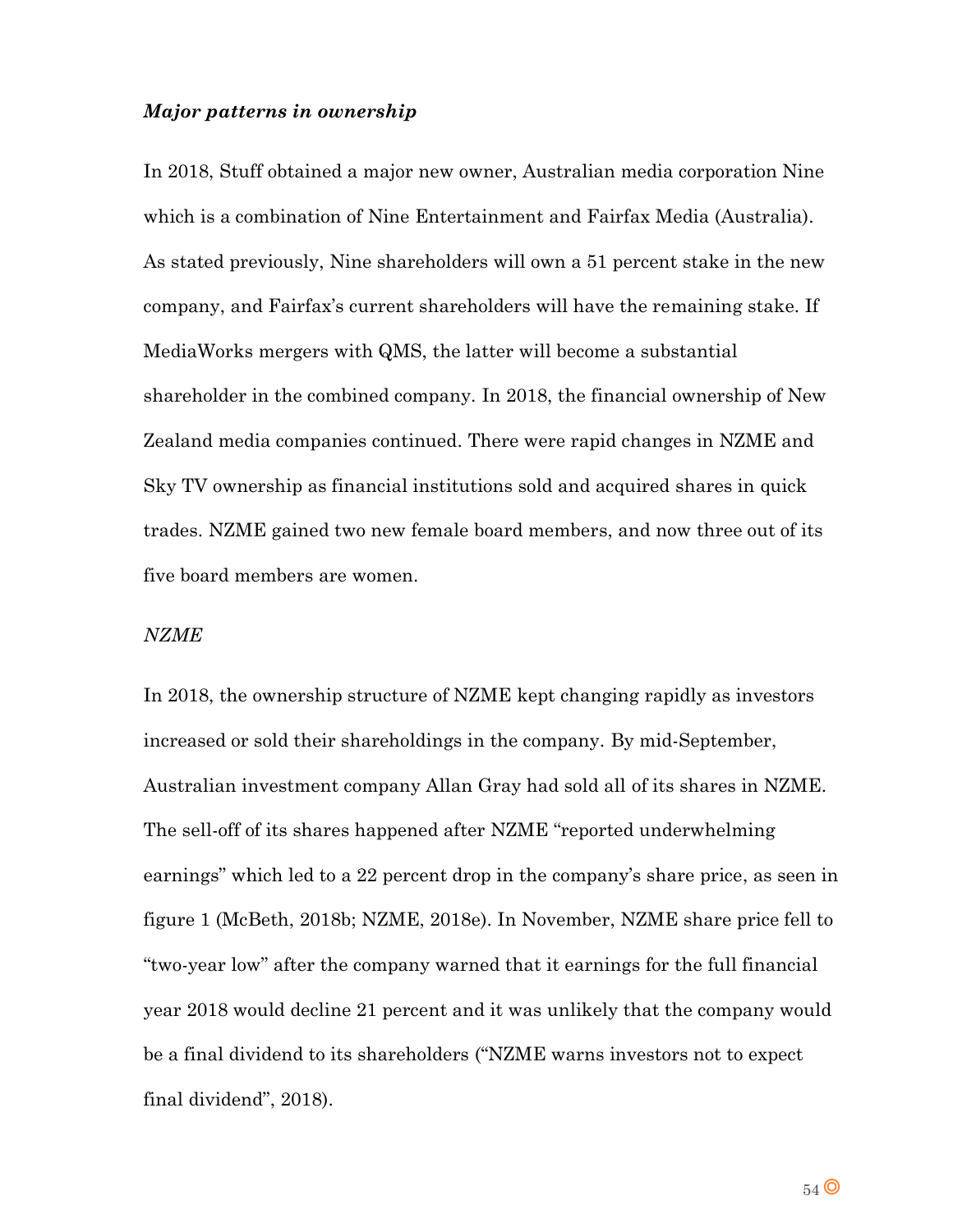***Major patterns in ownership***

In 2018, Stuff obtained a major new owner, Australian media corporation Nine which is a combination of Nine Entertainment and Fairfax Media (Australia). As stated previously, Nine shareholders will own a 51 percent stake in the new company, and Fairfax's current shareholders will have the remaining stake. If MediaWorks mergers with QMS, the latter will become a substantial shareholder in the combined company. In 2018, the financial ownership of New Zealand media companies continued. There were rapid changes in NZME and Sky TV ownership as financial institutions sold and acquired shares in quick trades. NZME gained two new female board members, and now three out of its five board members are women.

*NZME*

In 2018, the ownership structure of NZME kept changing rapidly as investors increased or sold their shareholdings in the company. By mid-September, Australian investment company Allan Gray had sold all of its shares in NZME. The sell-off of its shares happened after NZME "reported underwhelming earnings" which led to a 22 percent drop in the company's share price, as seen in figure 1 (McBeth, 2018b; NZME, 2018e). In November, NZME share price fell to "two-year low" after the company warned that it earnings for the full financial year 2018 would decline 21 percent and it was unlikely that the company would be a final dividend to its shareholders ("NZME warns investors not to expect final dividend", 2018).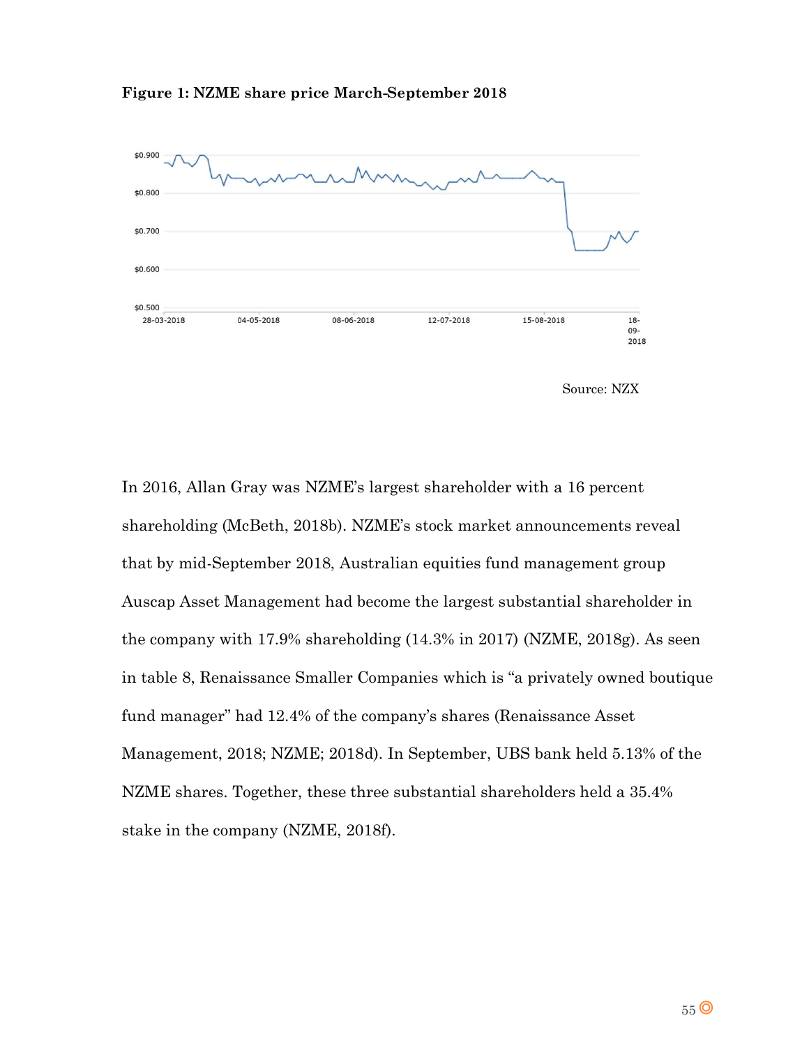**Figure 1: NZME share price March-September 2018**

Source: NZX

In 2016, Allan Gray was NZME's largest shareholder with a 16 percent shareholding (McBeth, 2018b). NZME's stock market announcements reveal that by mid-September 2018, Australian equities fund management group Auscap Asset Management had become the largest substantial shareholder in the company with 17.9% shareholding (14.3% in 2017) (NZME, 2018g). As seen in table 8, Renaissance Smaller Companies which is "a privately owned boutique fund manager" had 12.4% of the company's shares (Renaissance Asset Management, 2018; NZME; 2018d). In September, UBS bank held 5.13% of the NZME shares. Together, these three substantial shareholders held a 35.4% stake in the company (NZME, 2018f).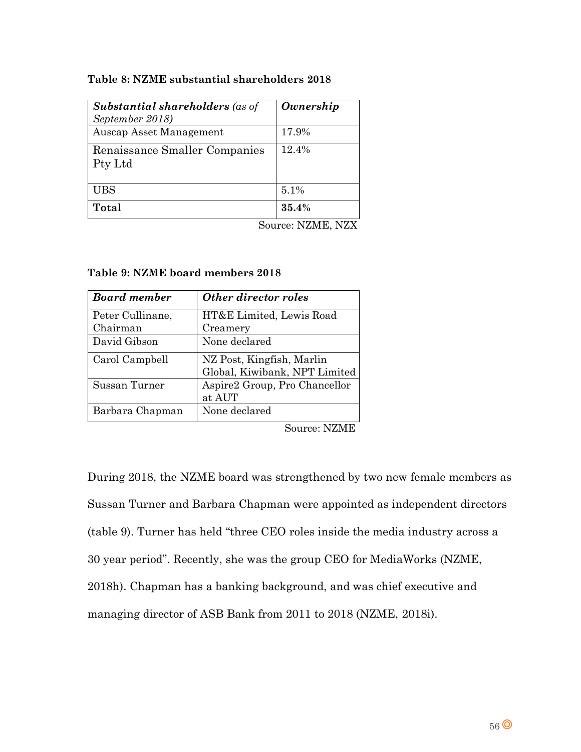**Table 8: NZME substantial shareholders 2018**

| ***Substantial shareholders** (as of September 2018)* | ***Ownership*** |
|---|---|
| Auscap Asset Management | 17.9% |
| Renaissance Smaller Companies Pty Ltd | 12.4% |
| UBS | 5.1% |
| **Total** | **35.4%** |

Source: NZME, NZX

**Table 9: NZME board members 2018**

| ***Board member*** | ***Other director roles*** |
|---|---|
| Peter Cullinane, Chairman | HT&E Limited, Lewis Road Creamery |
| David Gibson | None declared |
| Carol Campbell | NZ Post, Kingfish, Marlin Global, Kiwibank, NPT Limited |
| Sussan Turner | Aspire2 Group, Pro Chancellor at AUT |
| Barbara Chapman | None declared |

Source: NZME

During 2018, the NZME board was strengthened by two new female members as Sussan Turner and Barbara Chapman were appointed as independent directors (table 9). Turner has held "three CEO roles inside the media industry across a 30 year period". Recently, she was the group CEO for MediaWorks (NZME, 2018h). Chapman has a banking background, and was chief executive and managing director of ASB Bank from 2011 to 2018 (NZME, 2018i).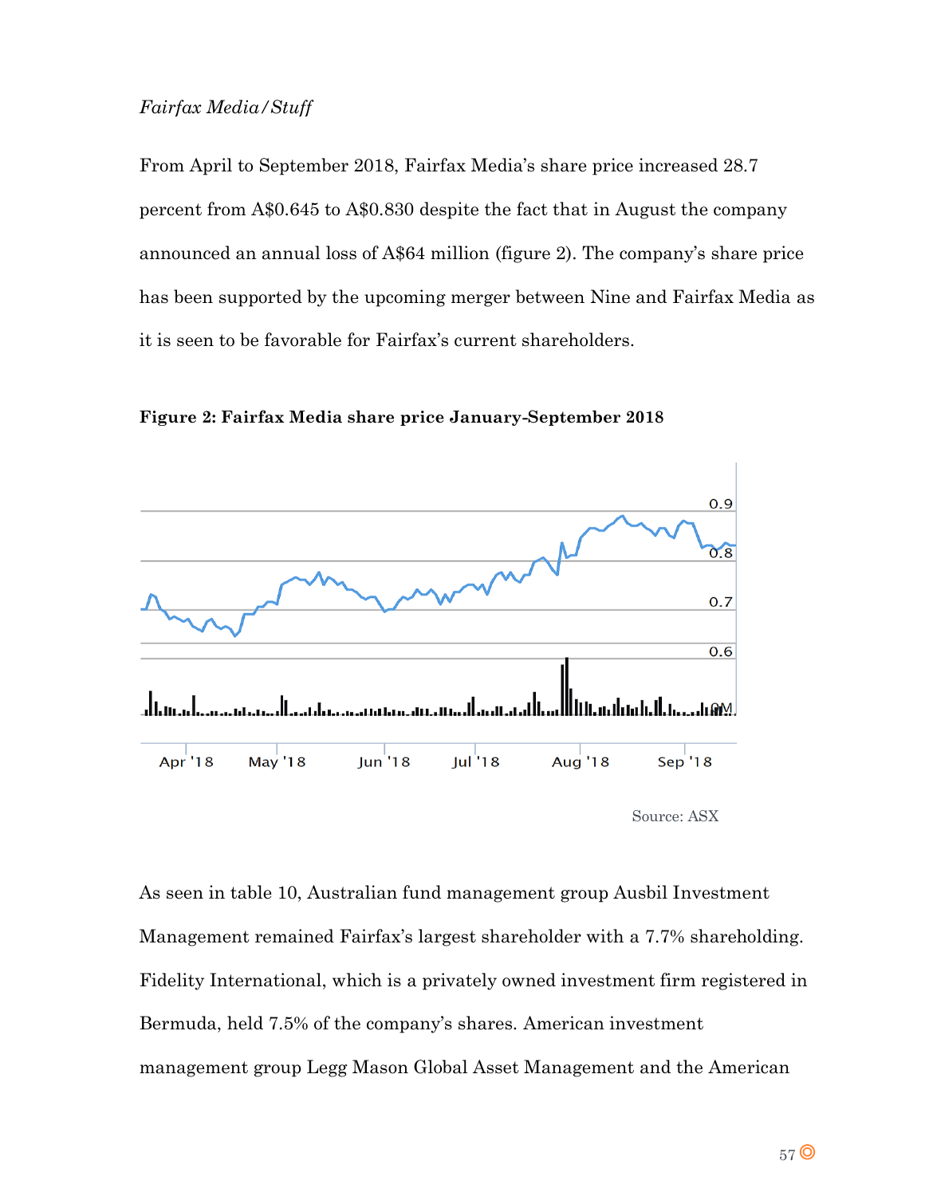*Fairfax Media/Stuff*

From April to September 2018, Fairfax Media's share price increased 28.7 percent from A$0.645 to A$0.830 despite the fact that in August the company announced an annual loss of A$64 million (figure 2). The company's share price has been supported by the upcoming merger between Nine and Fairfax Media as it is seen to be favorable for Fairfax's current shareholders.

**Figure 2: Fairfax Media share price January-September 2018**

Source: ASX

As seen in table 10, Australian fund management group Ausbil Investment Management remained Fairfax's largest shareholder with a 7.7% shareholding. Fidelity International, which is a privately owned investment firm registered in Bermuda, held 7.5% of the company's shares. American investment management group Legg Mason Global Asset Management and the American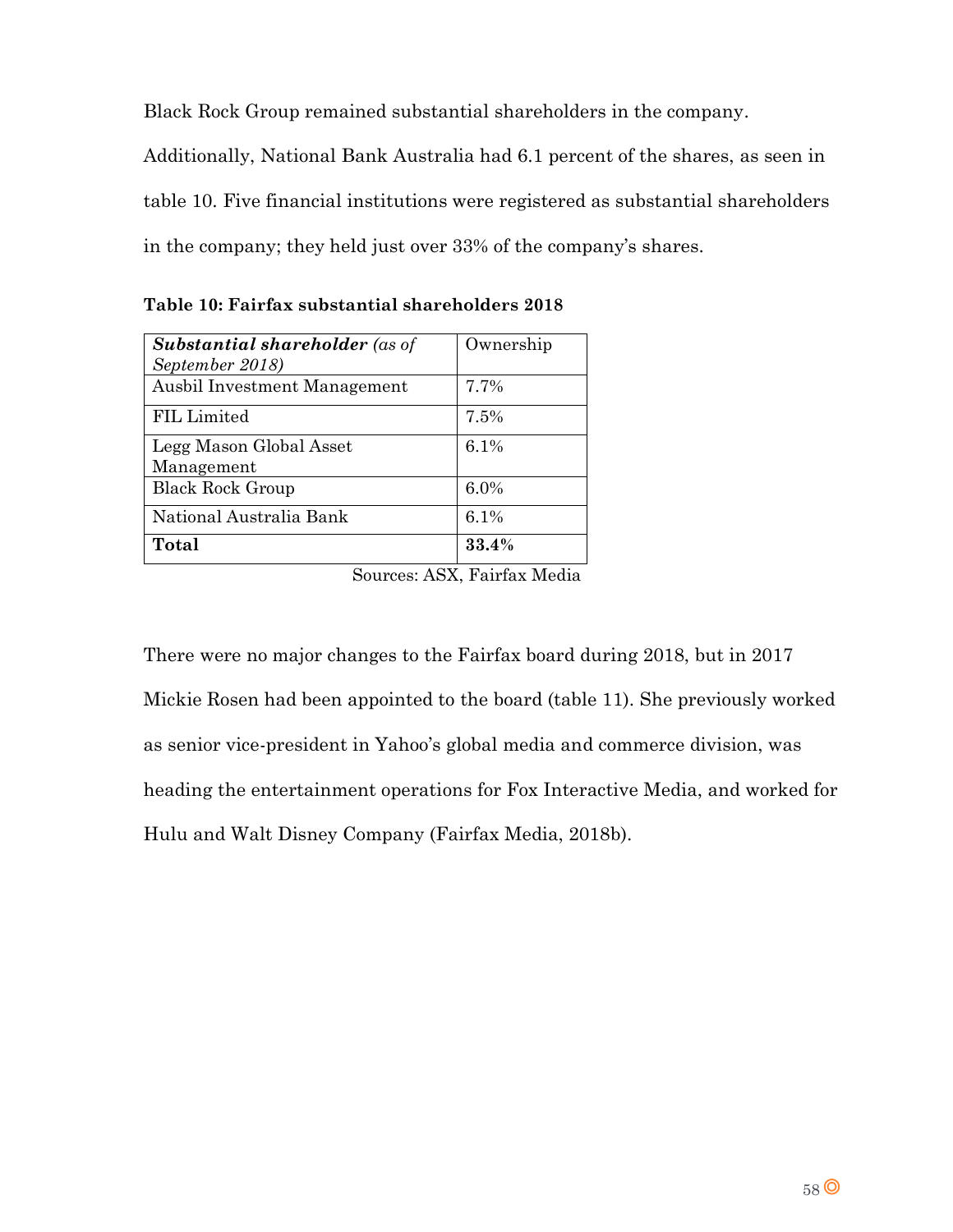Black Rock Group remained substantial shareholders in the company. Additionally, National Bank Australia had 6.1 percent of the shares, as seen in table 10. Five financial institutions were registered as substantial shareholders in the company; they held just over 33% of the company's shares.

**Table 10: Fairfax substantial shareholders 2018**

| ***Substantial shareholder*** *(as of September 2018)* | Ownership |
|---|---|
| Ausbil Investment Management | 7.7% |
| FIL Limited | 7.5% |
| Legg Mason Global Asset Management | 6.1% |
| Black Rock Group | 6.0% |
| National Australia Bank | 6.1% |
| **Total** | **33.4%** |

Sources: ASX, Fairfax Media

There were no major changes to the Fairfax board during 2018, but in 2017 Mickie Rosen had been appointed to the board (table 11). She previously worked as senior vice-president in Yahoo's global media and commerce division, was heading the entertainment operations for Fox Interactive Media, and worked for Hulu and Walt Disney Company (Fairfax Media, 2018b).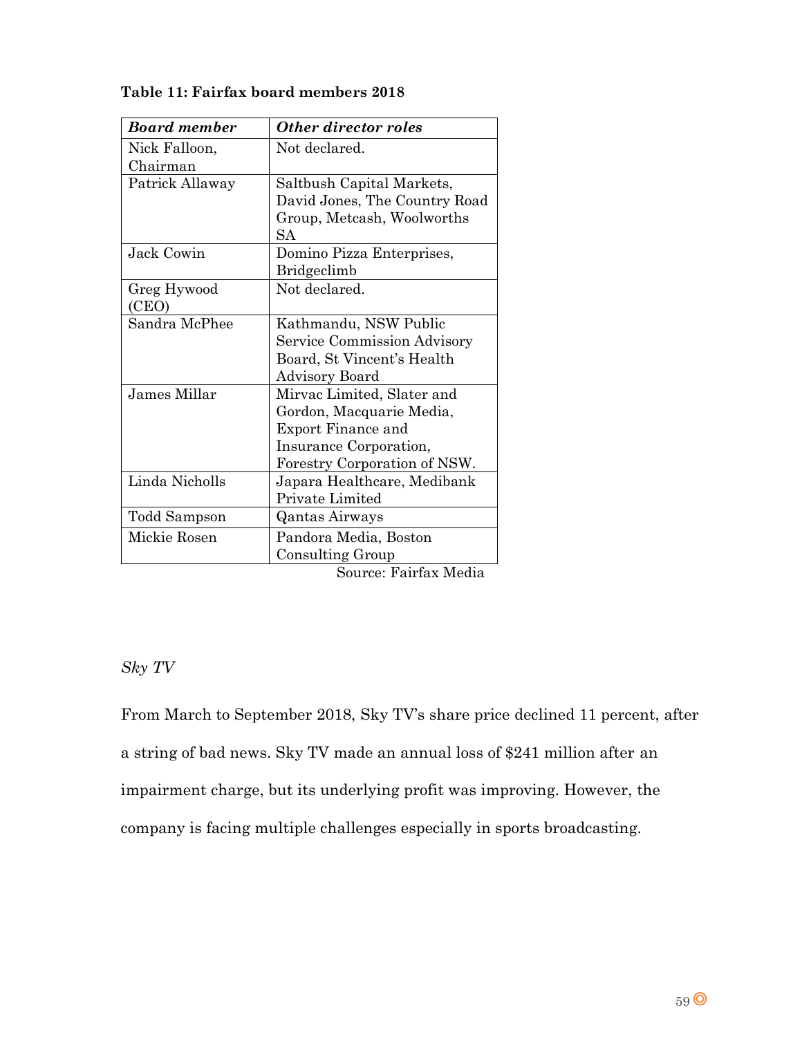**Table 11: Fairfax board members 2018**

| *Board member* | *Other director roles* |
|---|---|
| Nick Falloon, Chairman | Not declared. |
| Patrick Allaway | Saltbush Capital Markets, David Jones, The Country Road Group, Metcash, Woolworths SA |
| Jack Cowin | Domino Pizza Enterprises, Bridgeclimb |
| Greg Hywood (CEO) | Not declared. |
| Sandra McPhee | Kathmandu, NSW Public Service Commission Advisory Board, St Vincent's Health Advisory Board |
| James Millar | Mirvac Limited, Slater and Gordon, Macquarie Media, Export Finance and Insurance Corporation, Forestry Corporation of NSW. |
| Linda Nicholls | Japara Healthcare, Medibank Private Limited |
| Todd Sampson | Qantas Airways |
| Mickie Rosen | Pandora Media, Boston Consulting Group |

Source: Fairfax Media

*Sky TV*

From March to September 2018, Sky TV's share price declined 11 percent, after a string of bad news. Sky TV made an annual loss of $241 million after an impairment charge, but its underlying profit was improving. However, the company is facing multiple challenges especially in sports broadcasting.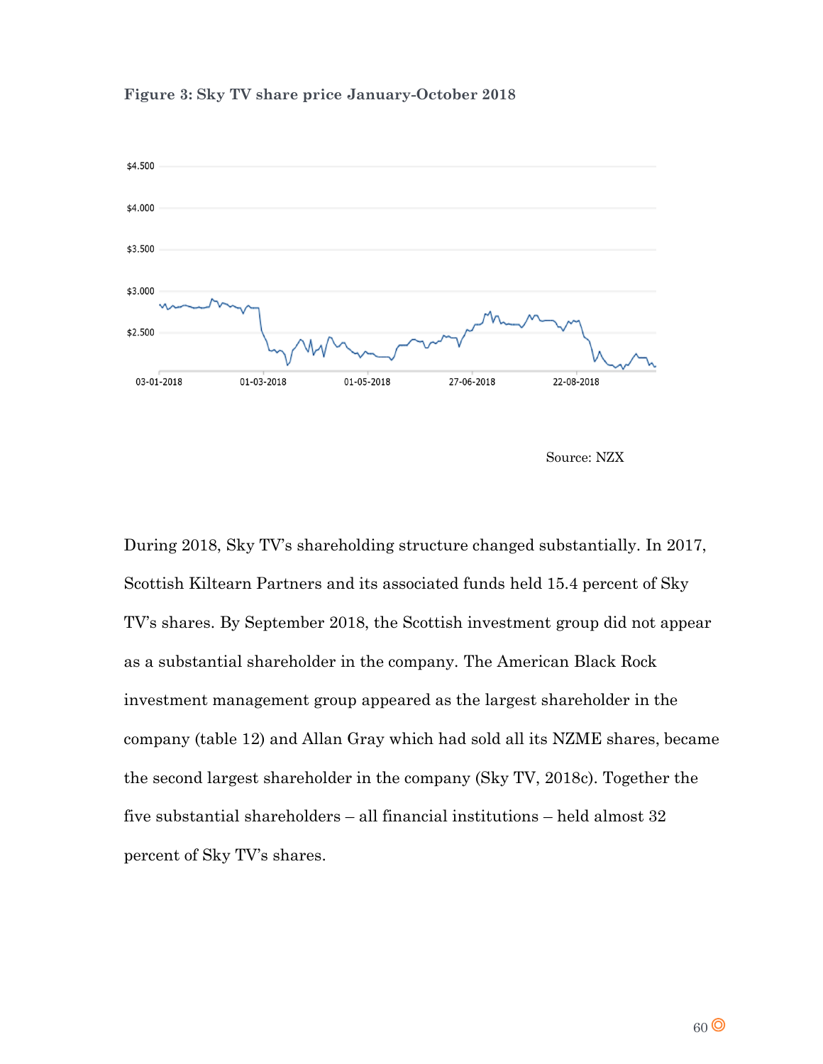**Figure 3: Sky TV share price January-October 2018**

Source: NZX

During 2018, Sky TV's shareholding structure changed substantially. In 2017, Scottish Kiltearn Partners and its associated funds held 15.4 percent of Sky TV's shares. By September 2018, the Scottish investment group did not appear as a substantial shareholder in the company. The American Black Rock investment management group appeared as the largest shareholder in the company (table 12) and Allan Gray which had sold all its NZME shares, became the second largest shareholder in the company (Sky TV, 2018c). Together the five substantial shareholders – all financial institutions – held almost 32 percent of Sky TV's shares.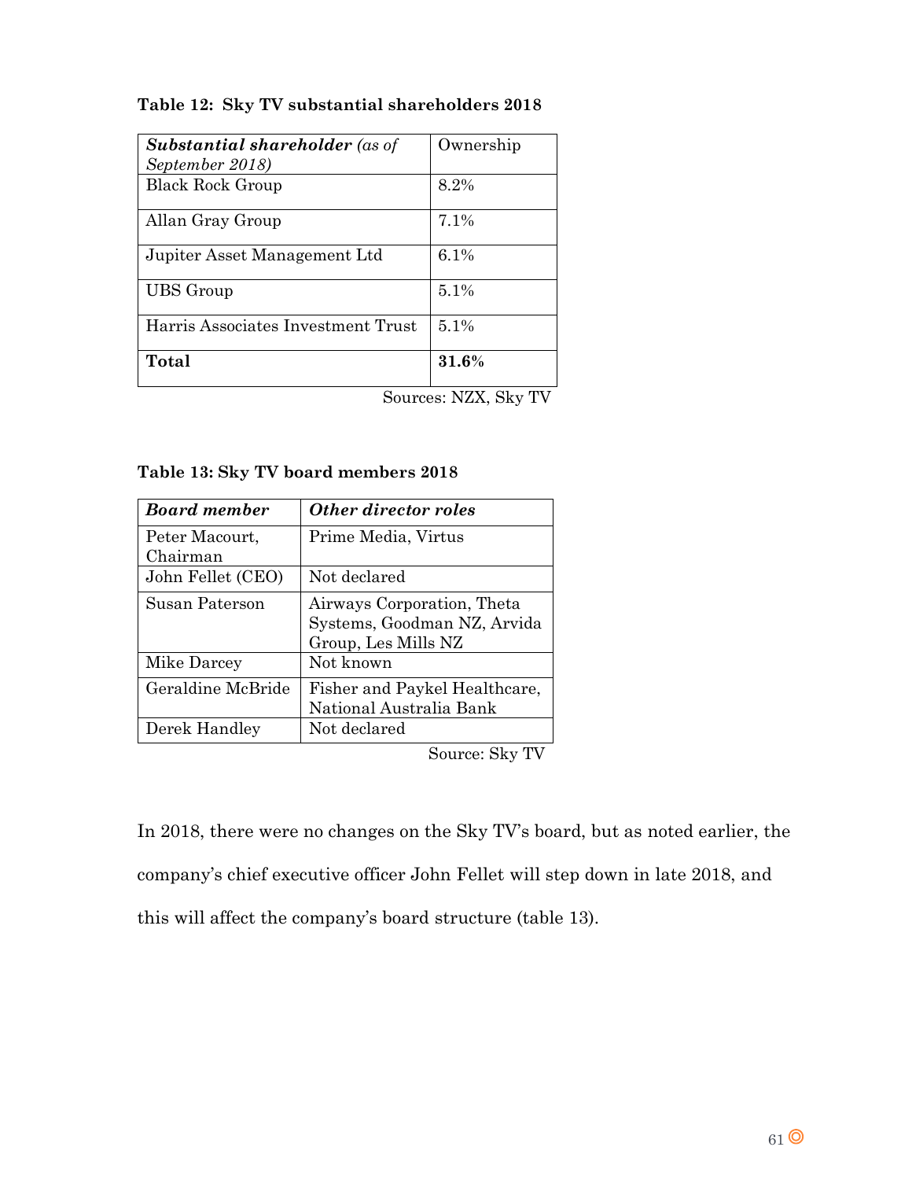**Table 12: Sky TV substantial shareholders 2018**

| ***Substantial shareholder*** *(as of September 2018)* | Ownership |
|---|---|
| Black Rock Group | 8.2% |
| Allan Gray Group | 7.1% |
| Jupiter Asset Management Ltd | 6.1% |
| UBS Group | 5.1% |
| Harris Associates Investment Trust | 5.1% |
| **Total** | **31.6%** |

Sources: NZX, Sky TV

**Table 13: Sky TV board members 2018**

| ***Board member*** | ***Other director roles*** |
|---|---|
| Peter Macourt, Chairman | Prime Media, Virtus |
| John Fellet (CEO) | Not declared |
| Susan Paterson | Airways Corporation, Theta Systems, Goodman NZ, Arvida Group, Les Mills NZ |
| Mike Darcey | Not known |
| Geraldine McBride | Fisher and Paykel Healthcare, National Australia Bank |
| Derek Handley | Not declared |

Source: Sky TV

In 2018, there were no changes on the Sky TV's board, but as noted earlier, the company's chief executive officer John Fellet will step down in late 2018, and this will affect the company's board structure (table 13).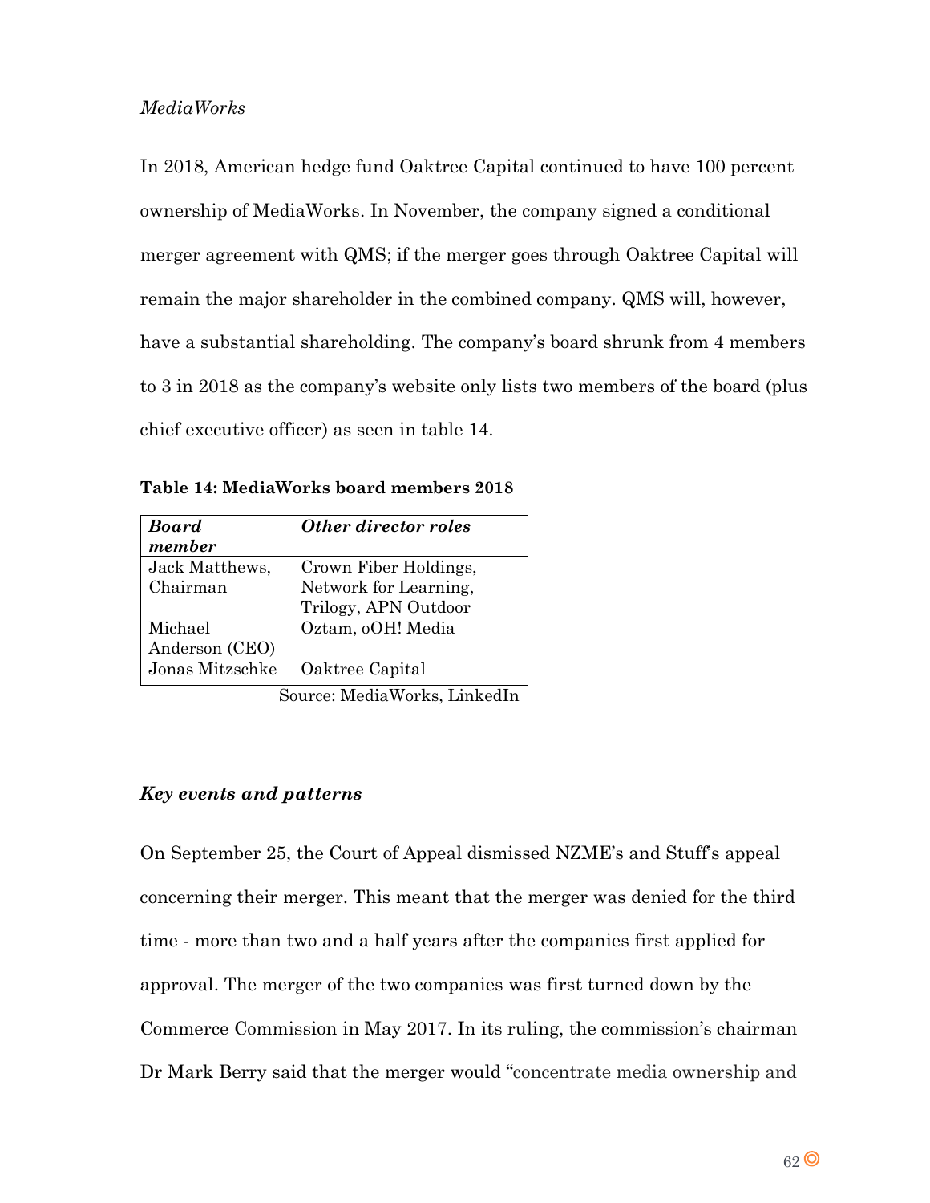*MediaWorks*

In 2018, American hedge fund Oaktree Capital continued to have 100 percent ownership of MediaWorks. In November, the company signed a conditional merger agreement with QMS; if the merger goes through Oaktree Capital will remain the major shareholder in the combined company. QMS will, however, have a substantial shareholding. The company's board shrunk from 4 members to 3 in 2018 as the company's website only lists two members of the board (plus chief executive officer) as seen in table 14.

**Table 14: MediaWorks board members 2018**

| ***Board member*** | ***Other director roles*** |
| --- | --- |
| Jack Matthews, Chairman | Crown Fiber Holdings, Network for Learning, Trilogy, APN Outdoor |
| Michael Anderson (CEO) | Oztam, oOH! Media |
| Jonas Mitzschke | Oaktree Capital |

Source: MediaWorks, LinkedIn

### *Key events and patterns*

On September 25, the Court of Appeal dismissed NZME's and Stuff's appeal concerning their merger. This meant that the merger was denied for the third time - more than two and a half years after the companies first applied for approval. The merger of the two companies was first turned down by the Commerce Commission in May 2017. In its ruling, the commission's chairman Dr Mark Berry said that the merger would "concentrate media ownership and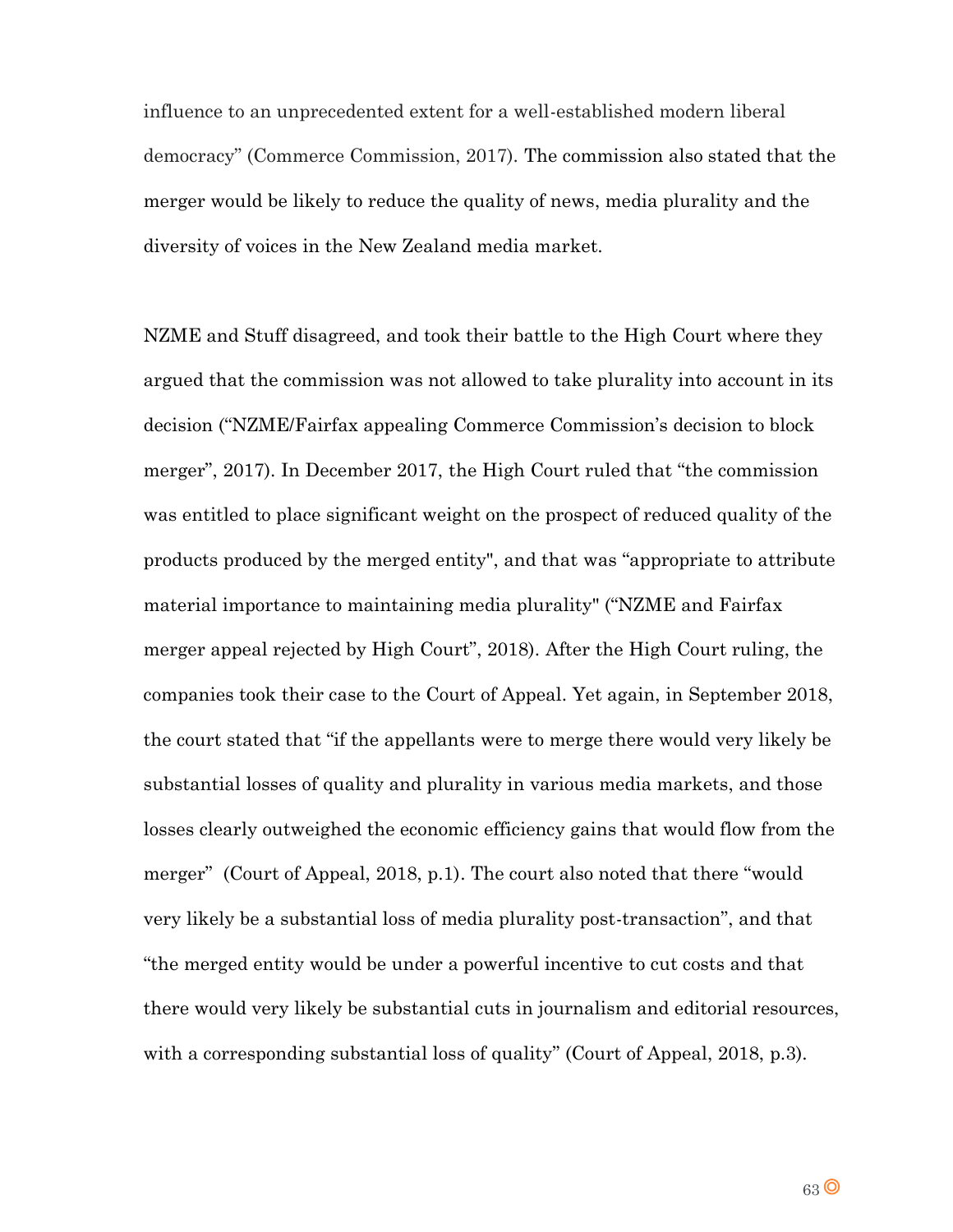influence to an unprecedented extent for a well-established modern liberal democracy" (Commerce Commission, 2017). The commission also stated that the merger would be likely to reduce the quality of news, media plurality and the diversity of voices in the New Zealand media market.

NZME and Stuff disagreed, and took their battle to the High Court where they argued that the commission was not allowed to take plurality into account in its decision ("NZME/Fairfax appealing Commerce Commission's decision to block merger", 2017). In December 2017, the High Court ruled that "the commission was entitled to place significant weight on the prospect of reduced quality of the products produced by the merged entity", and that was "appropriate to attribute material importance to maintaining media plurality" ("NZME and Fairfax merger appeal rejected by High Court", 2018). After the High Court ruling, the companies took their case to the Court of Appeal. Yet again, in September 2018, the court stated that "if the appellants were to merge there would very likely be substantial losses of quality and plurality in various media markets, and those losses clearly outweighed the economic efficiency gains that would flow from the merger" (Court of Appeal, 2018, p.1). The court also noted that there "would very likely be a substantial loss of media plurality post-transaction", and that "the merged entity would be under a powerful incentive to cut costs and that there would very likely be substantial cuts in journalism and editorial resources, with a corresponding substantial loss of quality" (Court of Appeal, 2018, p.3).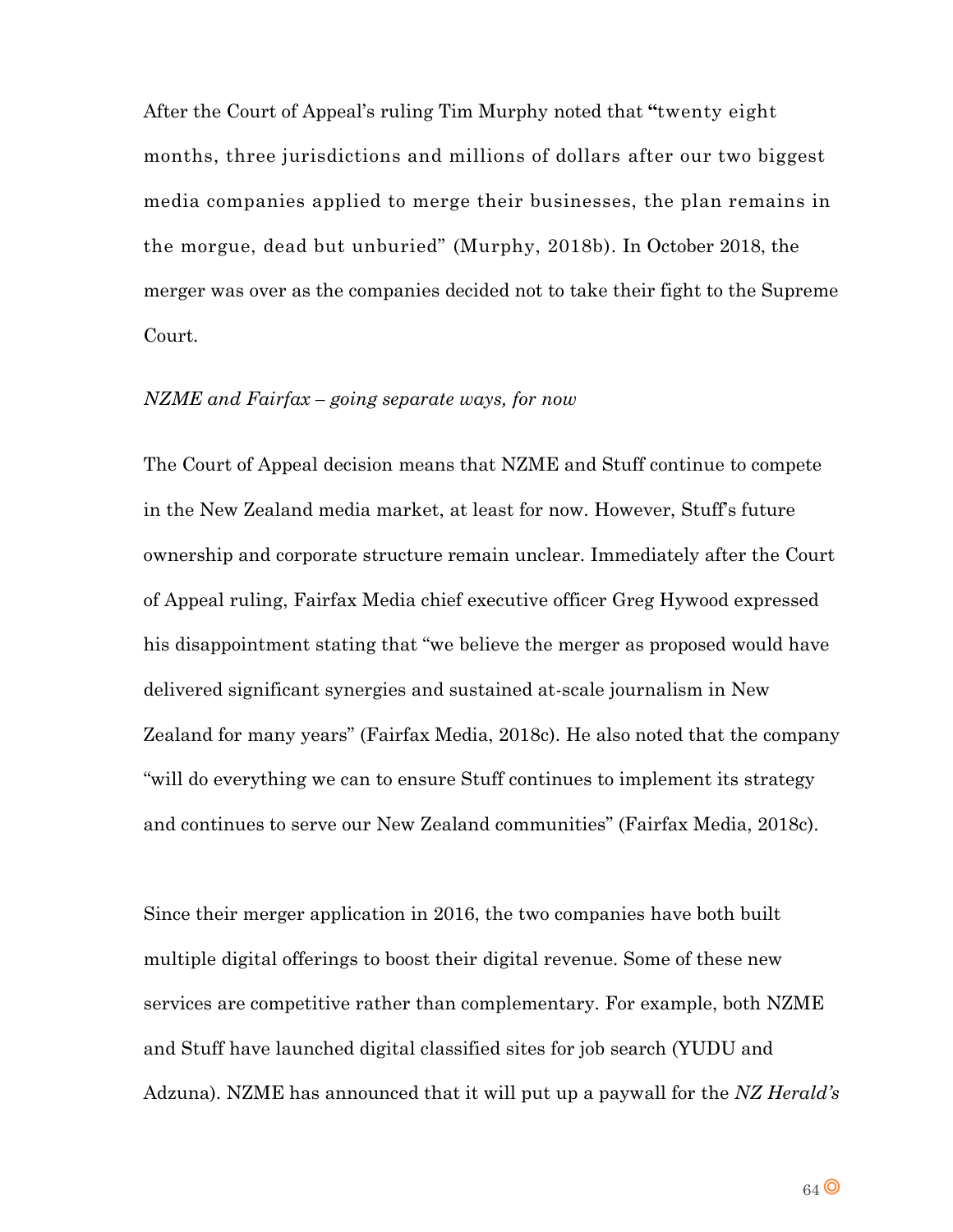After the Court of Appeal's ruling Tim Murphy noted that "twenty eight months, three jurisdictions and millions of dollars after our two biggest media companies applied to merge their businesses, the plan remains in the morgue, dead but unburied" (Murphy, 2018b). In October 2018, the merger was over as the companies decided not to take their fight to the Supreme Court.

*NZME and Fairfax – going separate ways, for now*

The Court of Appeal decision means that NZME and Stuff continue to compete in the New Zealand media market, at least for now. However, Stuff's future ownership and corporate structure remain unclear. Immediately after the Court of Appeal ruling, Fairfax Media chief executive officer Greg Hywood expressed his disappointment stating that "we believe the merger as proposed would have delivered significant synergies and sustained at-scale journalism in New Zealand for many years" (Fairfax Media, 2018c). He also noted that the company "will do everything we can to ensure Stuff continues to implement its strategy and continues to serve our New Zealand communities" (Fairfax Media, 2018c).

Since their merger application in 2016, the two companies have both built multiple digital offerings to boost their digital revenue. Some of these new services are competitive rather than complementary. For example, both NZME and Stuff have launched digital classified sites for job search (YUDU and Adzuna). NZME has announced that it will put up a paywall for the *NZ Herald's*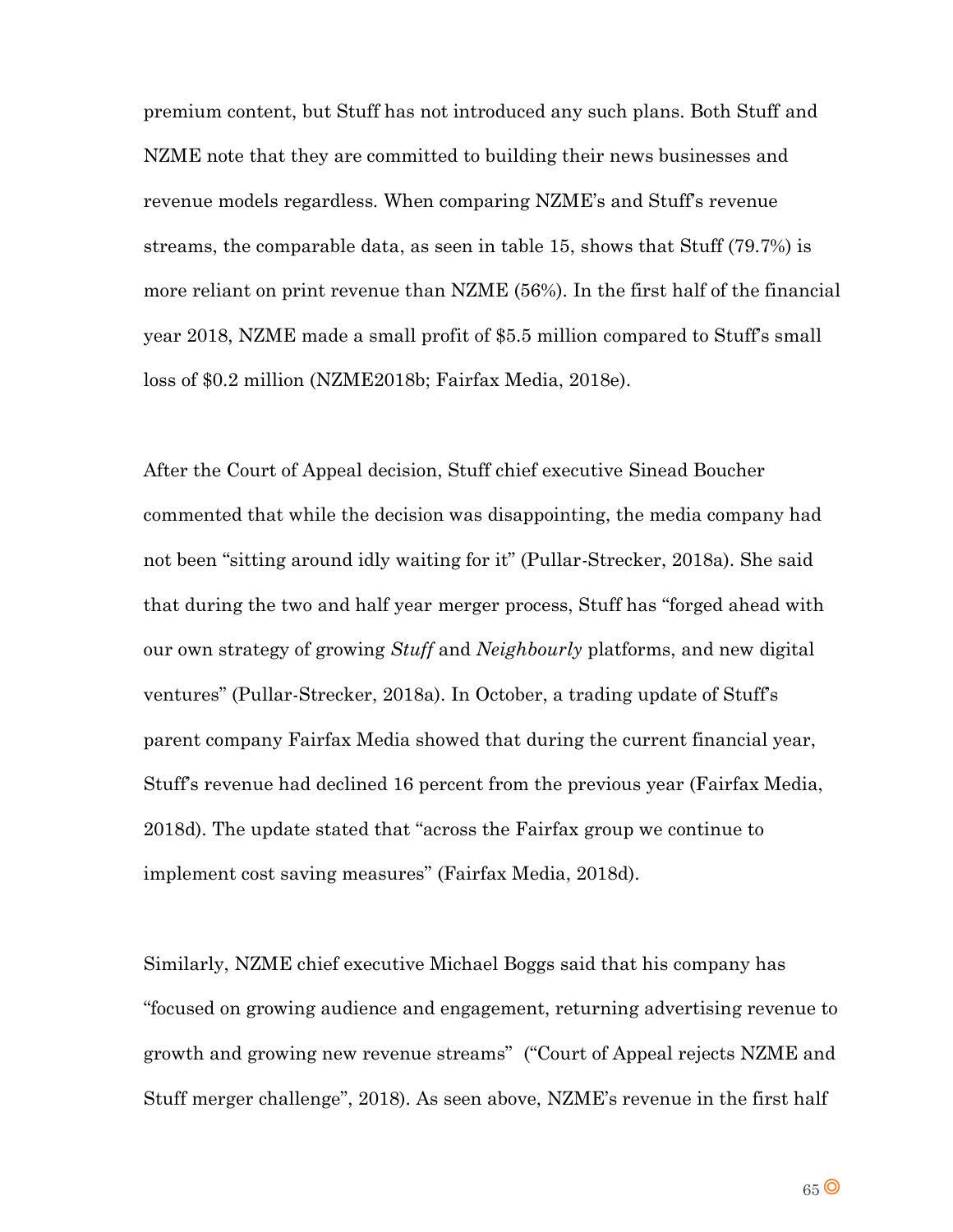premium content, but Stuff has not introduced any such plans. Both Stuff and NZME note that they are committed to building their news businesses and revenue models regardless. When comparing NZME's and Stuff's revenue streams, the comparable data, as seen in table 15, shows that Stuff (79.7%) is more reliant on print revenue than NZME (56%). In the first half of the financial year 2018, NZME made a small profit of $5.5 million compared to Stuff's small loss of $0.2 million (NZME2018b; Fairfax Media, 2018e).

After the Court of Appeal decision, Stuff chief executive Sinead Boucher commented that while the decision was disappointing, the media company had not been "sitting around idly waiting for it" (Pullar-Strecker, 2018a). She said that during the two and half year merger process, Stuff has "forged ahead with our own strategy of growing *Stuff* and *Neighbourly* platforms, and new digital ventures" (Pullar-Strecker, 2018a). In October, a trading update of Stuff's parent company Fairfax Media showed that during the current financial year, Stuff's revenue had declined 16 percent from the previous year (Fairfax Media, 2018d). The update stated that "across the Fairfax group we continue to implement cost saving measures" (Fairfax Media, 2018d).

Similarly, NZME chief executive Michael Boggs said that his company has "focused on growing audience and engagement, returning advertising revenue to growth and growing new revenue streams" ("Court of Appeal rejects NZME and Stuff merger challenge", 2018). As seen above, NZME's revenue in the first half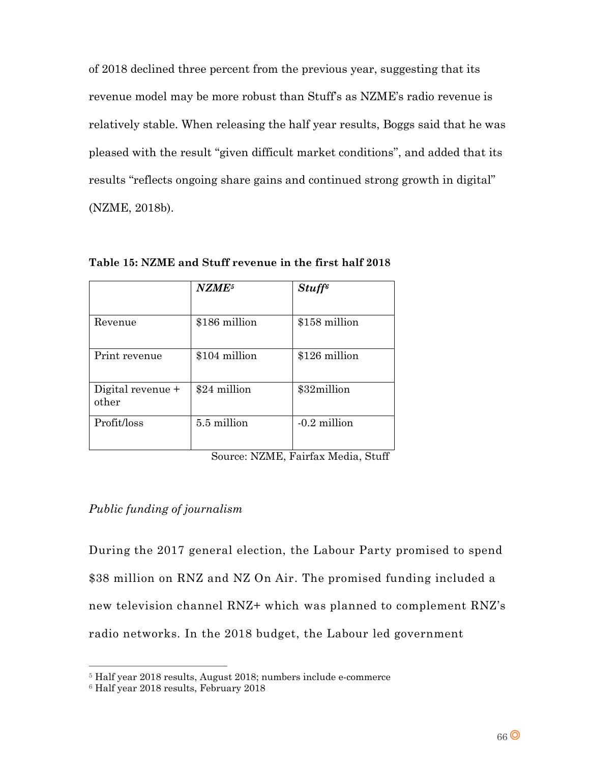of 2018 declined three percent from the previous year, suggesting that its revenue model may be more robust than Stuff's as NZME's radio revenue is relatively stable. When releasing the half year results, Boggs said that he was pleased with the result "given difficult market conditions", and added that its results "reflects ongoing share gains and continued strong growth in digital" (NZME, 2018b).

**Table 15: NZME and Stuff revenue in the first half 2018**

| | ***NZME***[5] | ***Stuff***[6] |
|---|---|---|
| Revenue | $186 million | $158 million |
| Print revenue | $104 million | $126 million |
| Digital revenue + other | $24 million | $32million |
| Profit/loss | 5.5 million | -0.2 million |

Source: NZME, Fairfax Media, Stuff

*Public funding of journalism*

During the 2017 general election, the Labour Party promised to spend $38 million on RNZ and NZ On Air. The promised funding included a new television channel RNZ+ which was planned to complement RNZ's radio networks. In the 2018 budget, the Labour led government

[5] Half year 2018 results, August 2018; numbers include e-commerce

[6] Half year 2018 results, February 2018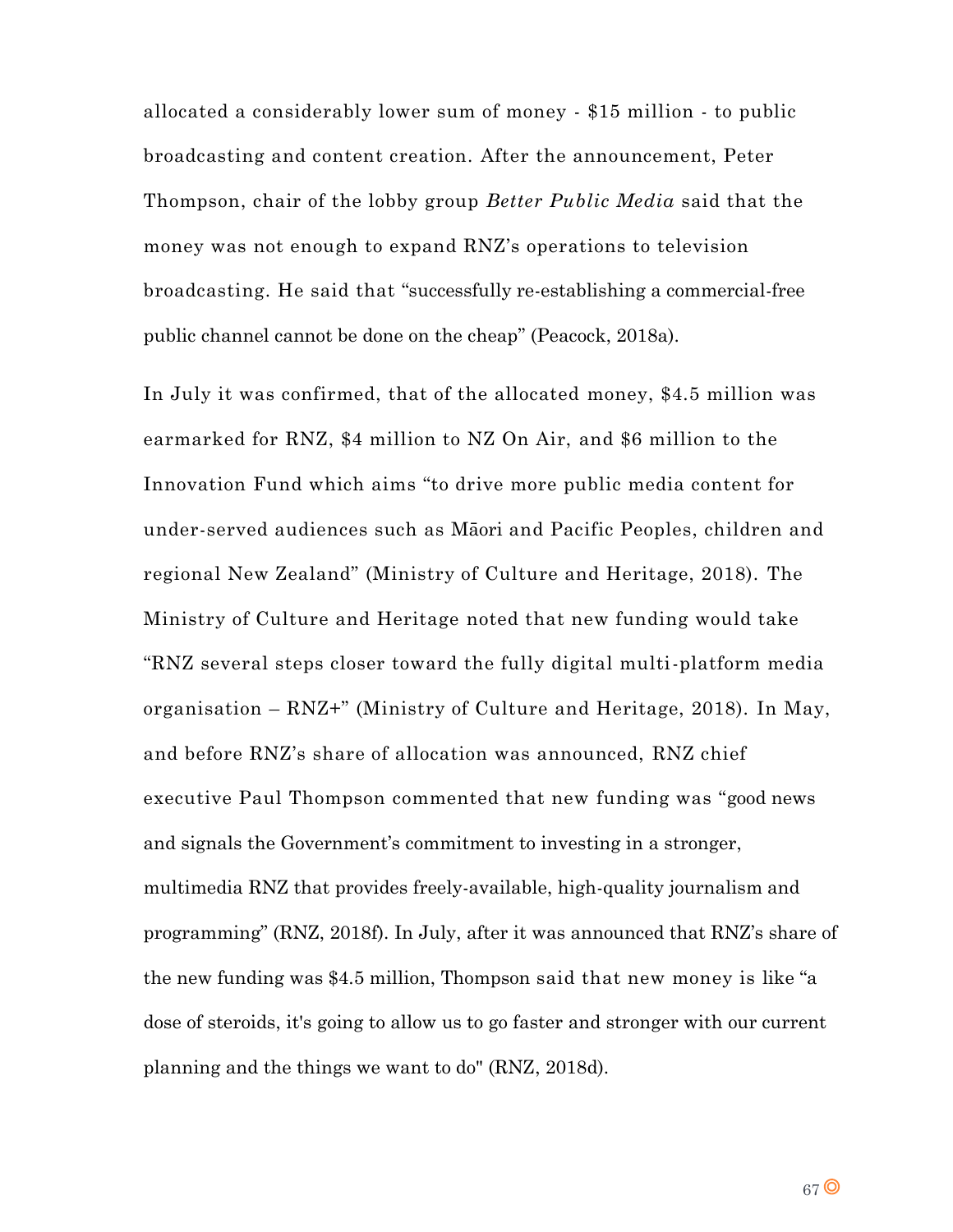allocated a considerably lower sum of money - $15 million - to public broadcasting and content creation. After the announcement, Peter Thompson, chair of the lobby group *Better Public Media* said that the money was not enough to expand RNZ's operations to television broadcasting. He said that "successfully re-establishing a commercial-free public channel cannot be done on the cheap" (Peacock, 2018a).

In July it was confirmed, that of the allocated money, $4.5 million was earmarked for RNZ, $4 million to NZ On Air, and $6 million to the Innovation Fund which aims "to drive more public media content for under-served audiences such as Māori and Pacific Peoples, children and regional New Zealand" (Ministry of Culture and Heritage, 2018). The Ministry of Culture and Heritage noted that new funding would take "RNZ several steps closer toward the fully digital multi-platform media organisation – RNZ+" (Ministry of Culture and Heritage, 2018). In May, and before RNZ's share of allocation was announced, RNZ chief executive Paul Thompson commented that new funding was "good news and signals the Government's commitment to investing in a stronger, multimedia RNZ that provides freely-available, high-quality journalism and programming" (RNZ, 2018f). In July, after it was announced that RNZ's share of the new funding was $4.5 million, Thompson said that new money is like "a dose of steroids, it's going to allow us to go faster and stronger with our current planning and the things we want to do" (RNZ, 2018d).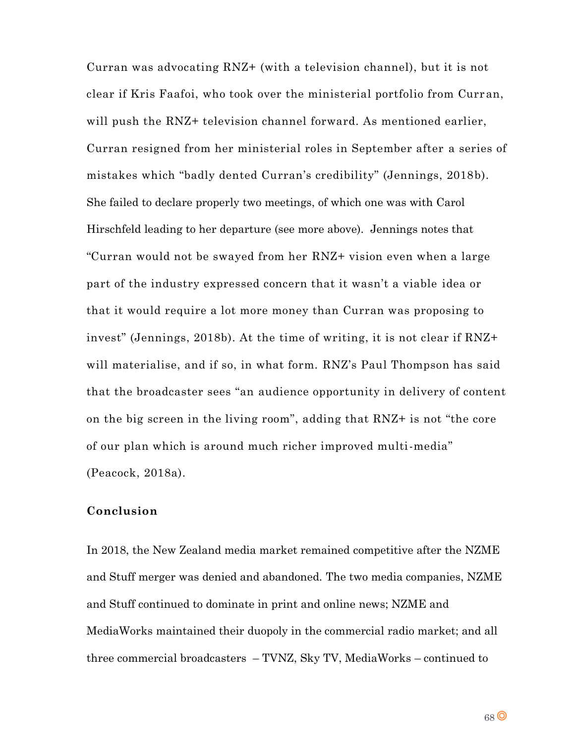Curran was advocating RNZ+ (with a television channel), but it is not clear if Kris Faafoi, who took over the ministerial portfolio from Curran, will push the RNZ+ television channel forward. As mentioned earlier, Curran resigned from her ministerial roles in September after a series of mistakes which "badly dented Curran's credibility" (Jennings, 2018b). She failed to declare properly two meetings, of which one was with Carol Hirschfeld leading to her departure (see more above). Jennings notes that "Curran would not be swayed from her RNZ+ vision even when a large part of the industry expressed concern that it wasn't a viable idea or that it would require a lot more money than Curran was proposing to invest" (Jennings, 2018b). At the time of writing, it is not clear if RNZ+ will materialise, and if so, in what form. RNZ's Paul Thompson has said that the broadcaster sees "an audience opportunity in delivery of content on the big screen in the living room", adding that RNZ+ is not "the core of our plan which is around much richer improved multi-media" (Peacock, 2018a).

## Conclusion

In 2018, the New Zealand media market remained competitive after the NZME and Stuff merger was denied and abandoned. The two media companies, NZME and Stuff continued to dominate in print and online news; NZME and MediaWorks maintained their duopoly in the commercial radio market; and all three commercial broadcasters – TVNZ, Sky TV, MediaWorks – continued to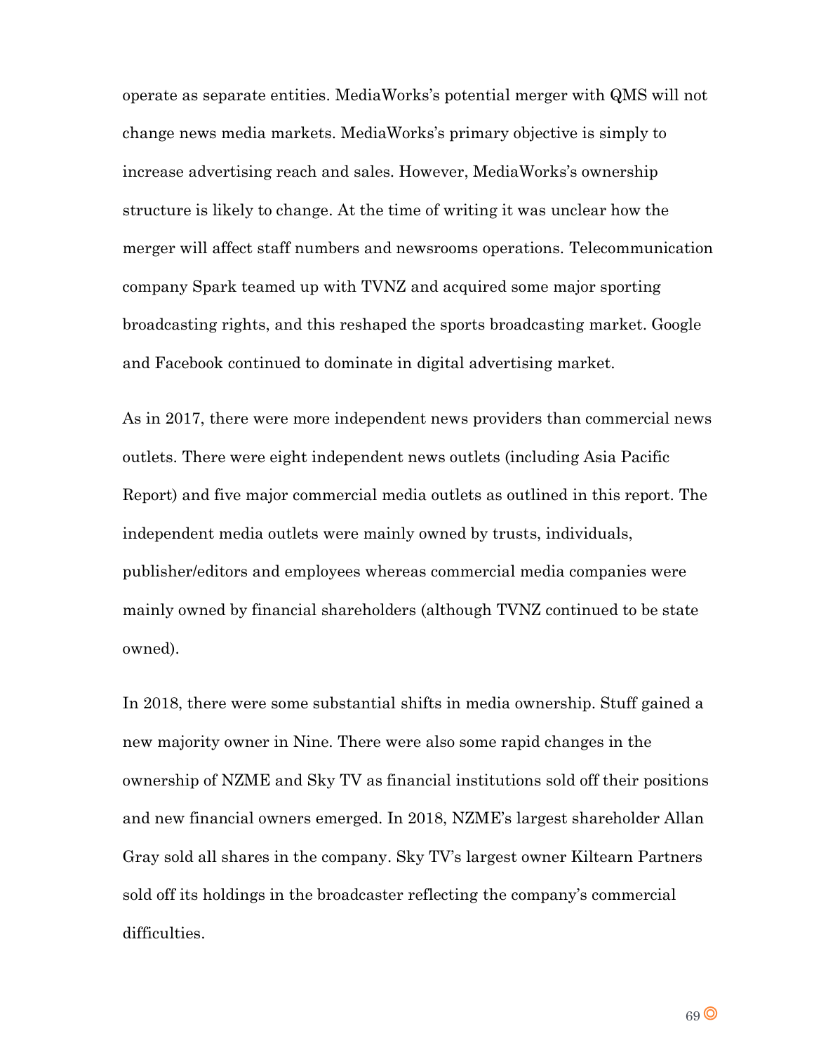operate as separate entities. MediaWorks's potential merger with QMS will not change news media markets. MediaWorks's primary objective is simply to increase advertising reach and sales. However, MediaWorks's ownership structure is likely to change. At the time of writing it was unclear how the merger will affect staff numbers and newsrooms operations. Telecommunication company Spark teamed up with TVNZ and acquired some major sporting broadcasting rights, and this reshaped the sports broadcasting market. Google and Facebook continued to dominate in digital advertising market.

As in 2017, there were more independent news providers than commercial news outlets. There were eight independent news outlets (including Asia Pacific Report) and five major commercial media outlets as outlined in this report. The independent media outlets were mainly owned by trusts, individuals, publisher/editors and employees whereas commercial media companies were mainly owned by financial shareholders (although TVNZ continued to be state owned).

In 2018, there were some substantial shifts in media ownership. Stuff gained a new majority owner in Nine. There were also some rapid changes in the ownership of NZME and Sky TV as financial institutions sold off their positions and new financial owners emerged. In 2018, NZME's largest shareholder Allan Gray sold all shares in the company. Sky TV's largest owner Kiltearn Partners sold off its holdings in the broadcaster reflecting the company's commercial difficulties.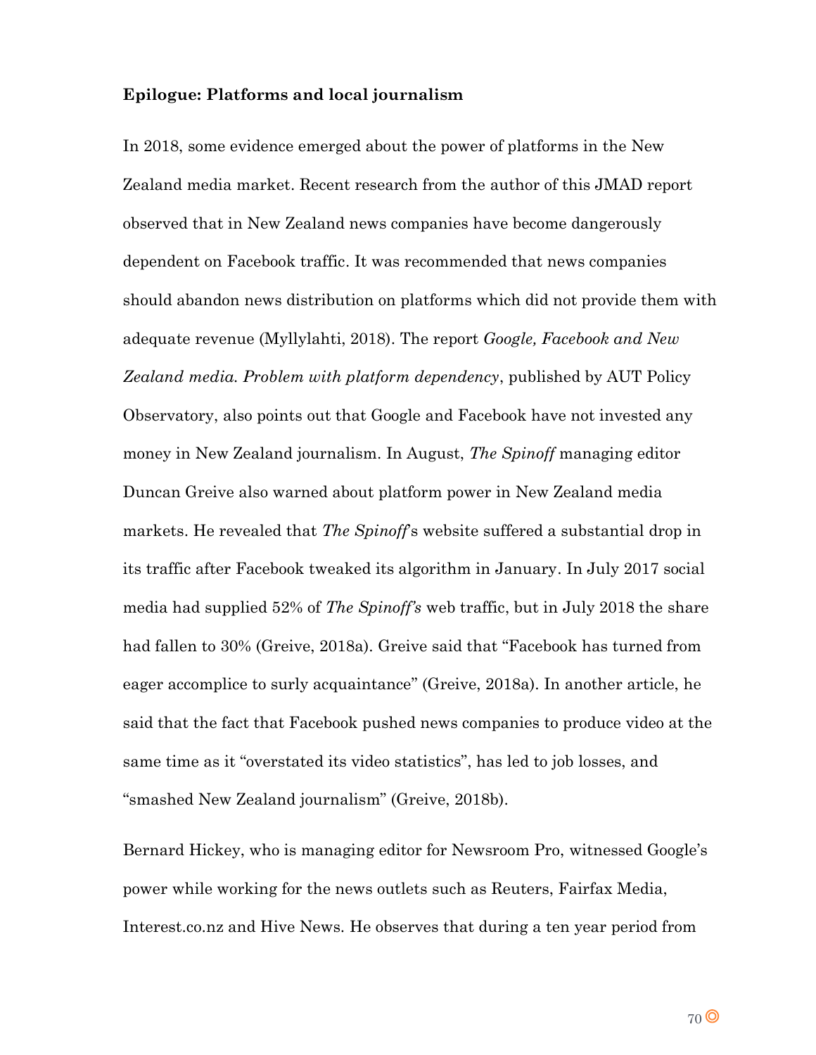**Epilogue: Platforms and local journalism**

In 2018, some evidence emerged about the power of platforms in the New Zealand media market. Recent research from the author of this JMAD report observed that in New Zealand news companies have become dangerously dependent on Facebook traffic. It was recommended that news companies should abandon news distribution on platforms which did not provide them with adequate revenue (Myllylahti, 2018). The report *Google, Facebook and New Zealand media. Problem with platform dependency*, published by AUT Policy Observatory, also points out that Google and Facebook have not invested any money in New Zealand journalism. In August, *The Spinoff* managing editor Duncan Greive also warned about platform power in New Zealand media markets. He revealed that *The Spinoff*'s website suffered a substantial drop in its traffic after Facebook tweaked its algorithm in January. In July 2017 social media had supplied 52% of *The Spinoff's* web traffic, but in July 2018 the share had fallen to 30% (Greive, 2018a). Greive said that "Facebook has turned from eager accomplice to surly acquaintance" (Greive, 2018a). In another article, he said that the fact that Facebook pushed news companies to produce video at the same time as it "overstated its video statistics", has led to job losses, and "smashed New Zealand journalism" (Greive, 2018b).

Bernard Hickey, who is managing editor for Newsroom Pro, witnessed Google's power while working for the news outlets such as Reuters, Fairfax Media, Interest.co.nz and Hive News. He observes that during a ten year period from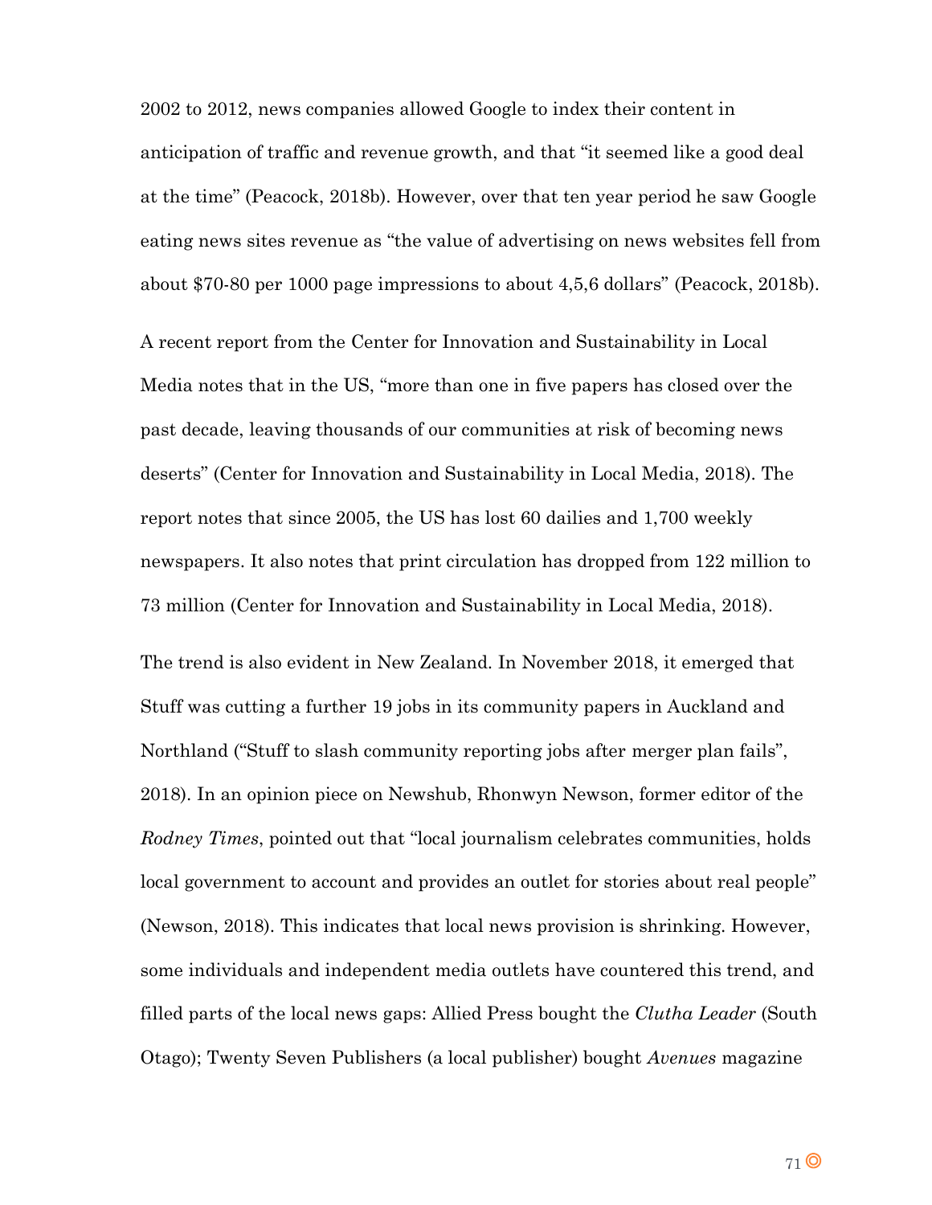2002 to 2012, news companies allowed Google to index their content in anticipation of traffic and revenue growth, and that "it seemed like a good deal at the time" (Peacock, 2018b). However, over that ten year period he saw Google eating news sites revenue as "the value of advertising on news websites fell from about $70-80 per 1000 page impressions to about 4,5,6 dollars" (Peacock, 2018b).

A recent report from the Center for Innovation and Sustainability in Local Media notes that in the US, "more than one in five papers has closed over the past decade, leaving thousands of our communities at risk of becoming news deserts" (Center for Innovation and Sustainability in Local Media, 2018). The report notes that since 2005, the US has lost 60 dailies and 1,700 weekly newspapers. It also notes that print circulation has dropped from 122 million to 73 million (Center for Innovation and Sustainability in Local Media, 2018).

The trend is also evident in New Zealand. In November 2018, it emerged that Stuff was cutting a further 19 jobs in its community papers in Auckland and Northland ("Stuff to slash community reporting jobs after merger plan fails", 2018). In an opinion piece on Newshub, Rhonwyn Newson, former editor of the *Rodney Times*, pointed out that "local journalism celebrates communities, holds local government to account and provides an outlet for stories about real people" (Newson, 2018). This indicates that local news provision is shrinking. However, some individuals and independent media outlets have countered this trend, and filled parts of the local news gaps: Allied Press bought the *Clutha Leader* (South Otago); Twenty Seven Publishers (a local publisher) bought *Avenues* magazine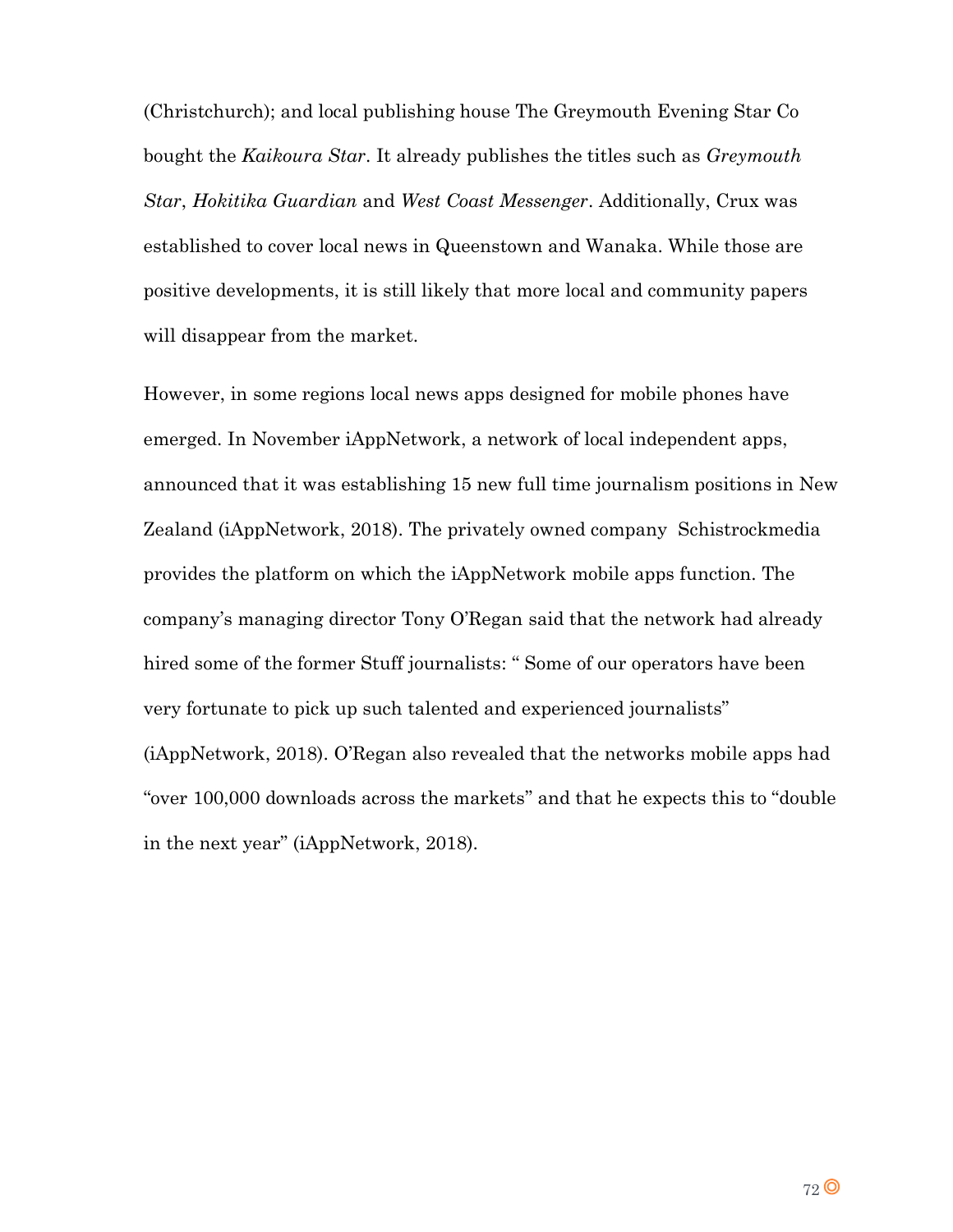(Christchurch); and local publishing house The Greymouth Evening Star Co bought the *Kaikoura Star*. It already publishes the titles such as *Greymouth Star*, *Hokitika Guardian* and *West Coast Messenger*. Additionally, Crux was established to cover local news in Queenstown and Wanaka. While those are positive developments, it is still likely that more local and community papers will disappear from the market.

However, in some regions local news apps designed for mobile phones have emerged. In November iAppNetwork, a network of local independent apps, announced that it was establishing 15 new full time journalism positions in New Zealand (iAppNetwork, 2018). The privately owned company Schistrockmedia provides the platform on which the iAppNetwork mobile apps function. The company's managing director Tony O'Regan said that the network had already hired some of the former Stuff journalists: " Some of our operators have been very fortunate to pick up such talented and experienced journalists" (iAppNetwork, 2018). O'Regan also revealed that the networks mobile apps had "over 100,000 downloads across the markets" and that he expects this to "double in the next year" (iAppNetwork, 2018).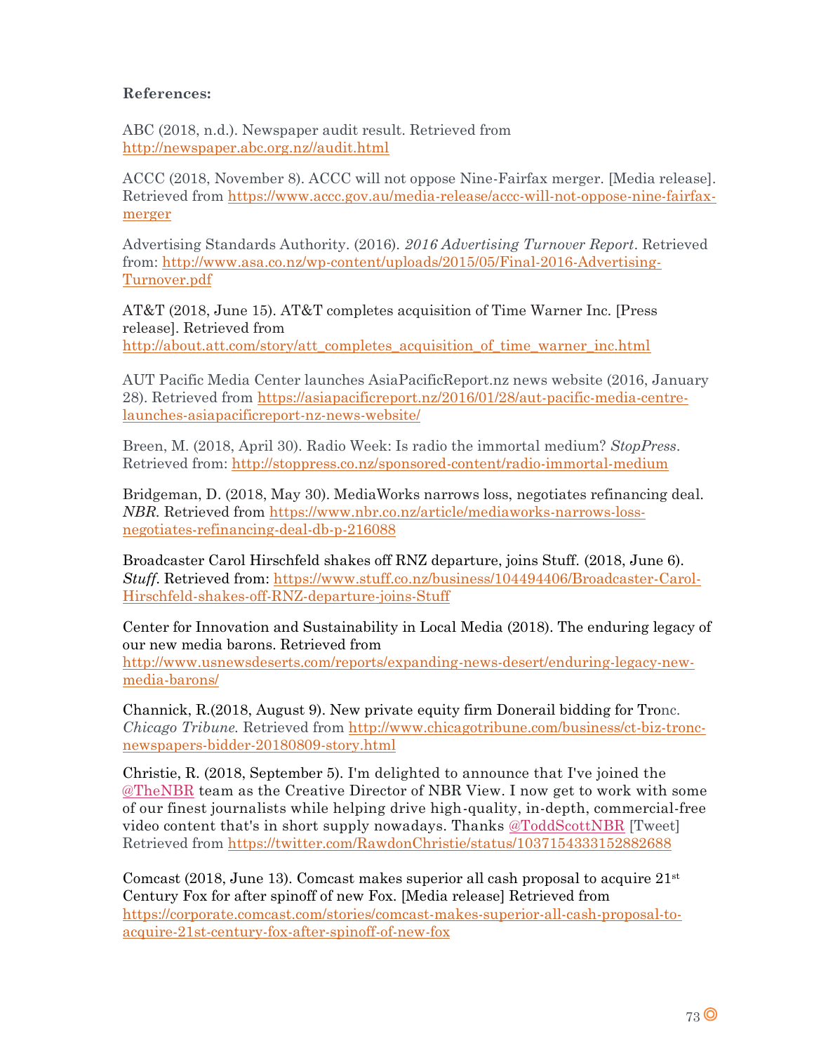**References:**

ABC (2018, n.d.). Newspaper audit result. Retrieved from http://newspaper.abc.org.nz//audit.html

ACCC (2018, November 8). ACCC will not oppose Nine-Fairfax merger. [Media release]. Retrieved from https://www.accc.gov.au/media-release/accc-will-not-oppose-nine-fairfax-merger

Advertising Standards Authority. (2016). *2016 Advertising Turnover Report*. Retrieved from: http://www.asa.co.nz/wp-content/uploads/2015/05/Final-2016-Advertising-Turnover.pdf

AT&T (2018, June 15). AT&T completes acquisition of Time Warner Inc. [Press release]. Retrieved from http://about.att.com/story/att_completes_acquisition_of_time_warner_inc.html

AUT Pacific Media Center launches AsiaPacificReport.nz news website (2016, January 28). Retrieved from https://asiapacificreport.nz/2016/01/28/aut-pacific-media-centre-launches-asiapacificreport-nz-news-website/

Breen, M. (2018, April 30). Radio Week: Is radio the immortal medium? *StopPress*. Retrieved from: http://stoppress.co.nz/sponsored-content/radio-immortal-medium

Bridgeman, D. (2018, May 30). MediaWorks narrows loss, negotiates refinancing deal. *NBR.* Retrieved from https://www.nbr.co.nz/article/mediaworks-narrows-loss-negotiates-refinancing-deal-db-p-216088

Broadcaster Carol Hirschfeld shakes off RNZ departure, joins Stuff. (2018, June 6). *Stuff*. Retrieved from: https://www.stuff.co.nz/business/104494406/Broadcaster-Carol-Hirschfeld-shakes-off-RNZ-departure-joins-Stuff

Center for Innovation and Sustainability in Local Media (2018). The enduring legacy of our new media barons. Retrieved from http://www.usnewsdeserts.com/reports/expanding-news-desert/enduring-legacy-new-media-barons/

Channick, R.(2018, August 9). New private equity firm Donerail bidding for Tronc. *Chicago Tribune.* Retrieved from http://www.chicagotribune.com/business/ct-biz-tronc-newspapers-bidder-20180809-story.html

Christie, R. (2018, September 5). I'm delighted to announce that I've joined the @TheNBR team as the Creative Director of NBR View. I now get to work with some of our finest journalists while helping drive high-quality, in-depth, commercial-free video content that's in short supply nowadays. Thanks @ToddScottNBR [Tweet] Retrieved from https://twitter.com/RawdonChristie/status/1037154333152882688

Comcast (2018, June 13). Comcast makes superior all cash proposal to acquire 21st Century Fox for after spinoff of new Fox. [Media release] Retrieved from https://corporate.comcast.com/stories/comcast-makes-superior-all-cash-proposal-to-acquire-21st-century-fox-after-spinoff-of-new-fox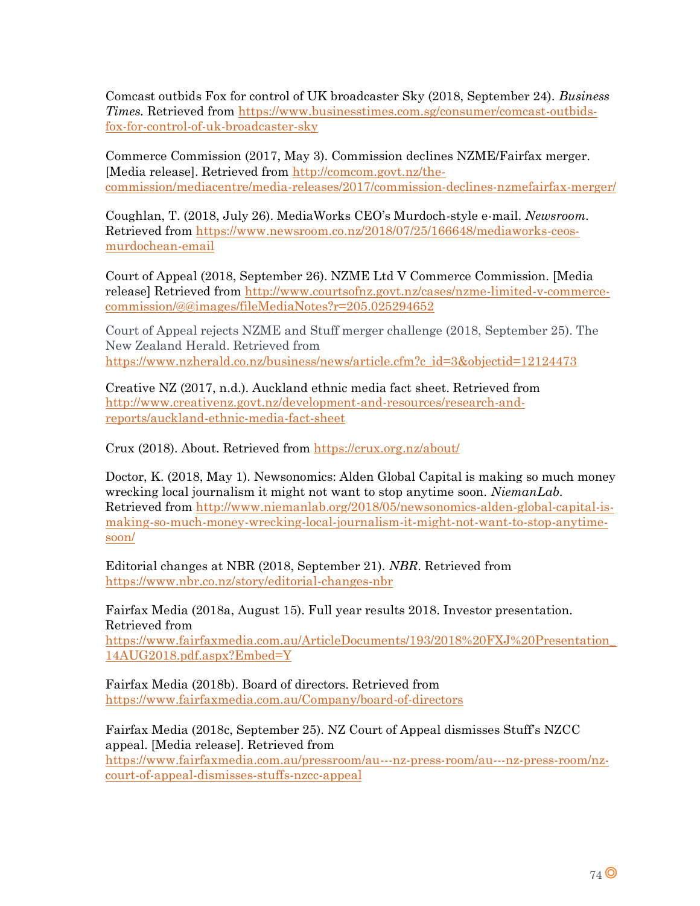Comcast outbids Fox for control of UK broadcaster Sky (2018, September 24). *Business Times*. Retrieved from https://www.businesstimes.com.sg/consumer/comcast-outbids-fox-for-control-of-uk-broadcaster-sky

Commerce Commission (2017, May 3). Commission declines NZME/Fairfax merger. [Media release]. Retrieved from http://comcom.govt.nz/the-commission/mediacentre/media-releases/2017/commission-declines-nzmefairfax-merger/

Coughlan, T. (2018, July 26). MediaWorks CEO's Murdoch-style e-mail. *Newsroom*. Retrieved from https://www.newsroom.co.nz/2018/07/25/166648/mediaworks-ceos-murdochean-email

Court of Appeal (2018, September 26). NZME Ltd V Commerce Commission. [Media release] Retrieved from http://www.courtsofnz.govt.nz/cases/nzme-limited-v-commerce-commission/@@images/fileMediaNotes?r=205.025294652

Court of Appeal rejects NZME and Stuff merger challenge (2018, September 25). The New Zealand Herald. Retrieved from https://www.nzherald.co.nz/business/news/article.cfm?c_id=3&objectid=12124473

Creative NZ (2017, n.d.). Auckland ethnic media fact sheet. Retrieved from http://www.creativenz.govt.nz/development-and-resources/research-and-reports/auckland-ethnic-media-fact-sheet

Crux (2018). About. Retrieved from https://crux.org.nz/about/

Doctor, K. (2018, May 1). Newsonomics: Alden Global Capital is making so much money wrecking local journalism it might not want to stop anytime soon. *NiemanLab*. Retrieved from http://www.niemanlab.org/2018/05/newsonomics-alden-global-capital-is-making-so-much-money-wrecking-local-journalism-it-might-not-want-to-stop-anytime-soon/

Editorial changes at NBR (2018, September 21). *NBR*. Retrieved from https://www.nbr.co.nz/story/editorial-changes-nbr

Fairfax Media (2018a, August 15). Full year results 2018. Investor presentation. Retrieved from https://www.fairfaxmedia.com.au/ArticleDocuments/193/2018%20FXJ%20Presentation_14AUG2018.pdf.aspx?Embed=Y

Fairfax Media (2018b). Board of directors. Retrieved from https://www.fairfaxmedia.com.au/Company/board-of-directors

Fairfax Media (2018c, September 25). NZ Court of Appeal dismisses Stuff's NZCC appeal. [Media release]. Retrieved from https://www.fairfaxmedia.com.au/pressroom/au---nz-press-room/au---nz-press-room/nz-court-of-appeal-dismisses-stuffs-nzcc-appeal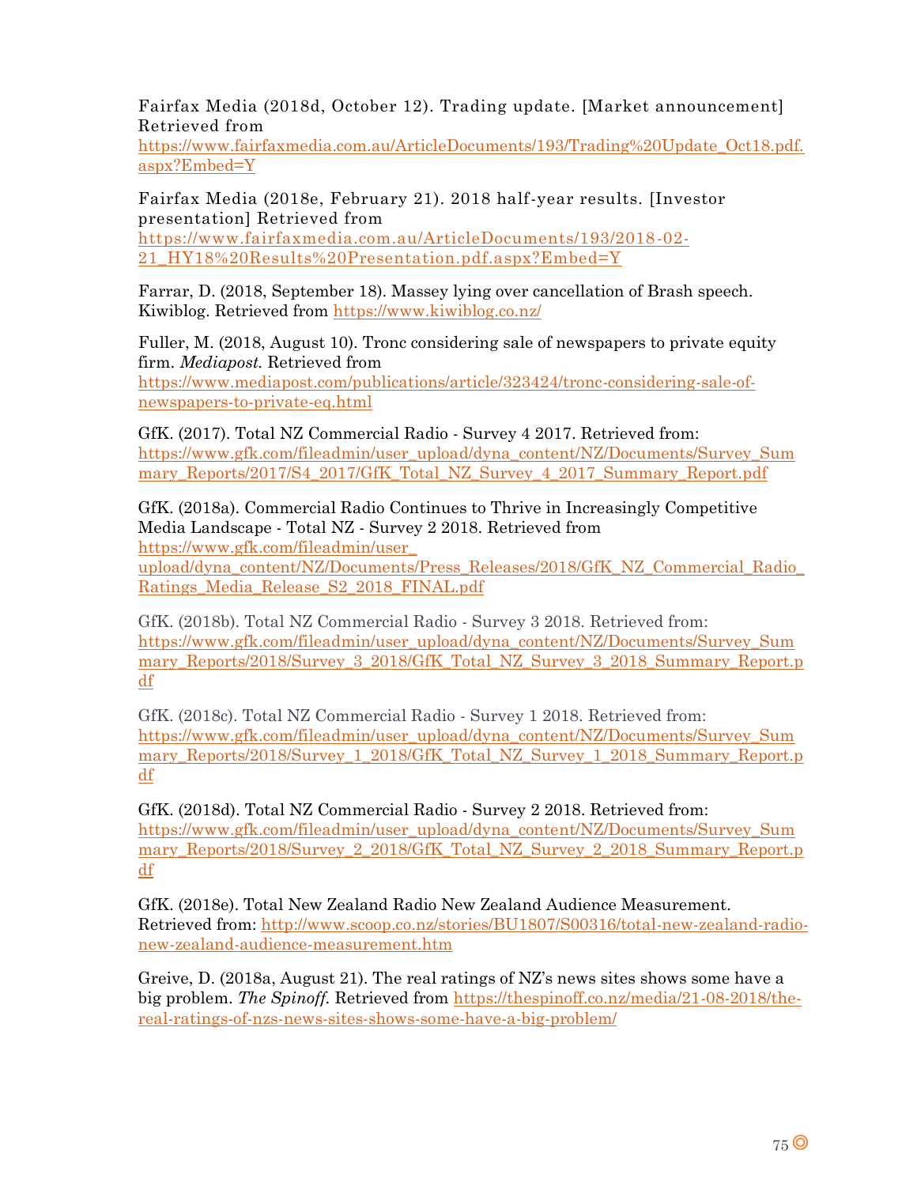Fairfax Media (2018d, October 12). Trading update. [Market announcement] Retrieved from https://www.fairfaxmedia.com.au/ArticleDocuments/193/Trading%20Update_Oct18.pdf.aspx?Embed=Y

Fairfax Media (2018e, February 21). 2018 half-year results. [Investor presentation] Retrieved from https://www.fairfaxmedia.com.au/ArticleDocuments/193/2018-02-21_HY18%20Results%20Presentation.pdf.aspx?Embed=Y

Farrar, D. (2018, September 18). Massey lying over cancellation of Brash speech. Kiwiblog. Retrieved from https://www.kiwiblog.co.nz/

Fuller, M. (2018, August 10). Tronc considering sale of newspapers to private equity firm. *Mediapost.* Retrieved from https://www.mediapost.com/publications/article/323424/tronc-considering-sale-of-newspapers-to-private-eq.html

GfK. (2017). Total NZ Commercial Radio - Survey 4 2017. Retrieved from: https://www.gfk.com/fileadmin/user_upload/dyna_content/NZ/Documents/Survey_Summary_Reports/2017/S4_2017/GfK_Total_NZ_Survey_4_2017_Summary_Report.pdf

GfK. (2018a). Commercial Radio Continues to Thrive in Increasingly Competitive Media Landscape - Total NZ - Survey 2 2018. Retrieved from https://www.gfk.com/fileadmin/user_upload/dyna_content/NZ/Documents/Press_Releases/2018/GfK_NZ_Commercial_Radio_Ratings_Media_Release_S2_2018_FINAL.pdf

GfK. (2018b). Total NZ Commercial Radio - Survey 3 2018. Retrieved from: https://www.gfk.com/fileadmin/user_upload/dyna_content/NZ/Documents/Survey_Summary_Reports/2018/Survey_3_2018/GfK_Total_NZ_Survey_3_2018_Summary_Report.pdf

GfK. (2018c). Total NZ Commercial Radio - Survey 1 2018. Retrieved from: https://www.gfk.com/fileadmin/user_upload/dyna_content/NZ/Documents/Survey_Summary_Reports/2018/Survey_1_2018/GfK_Total_NZ_Survey_1_2018_Summary_Report.pdf

GfK. (2018d). Total NZ Commercial Radio - Survey 2 2018. Retrieved from: https://www.gfk.com/fileadmin/user_upload/dyna_content/NZ/Documents/Survey_Summary_Reports/2018/Survey_2_2018/GfK_Total_NZ_Survey_2_2018_Summary_Report.pdf

GfK. (2018e). Total New Zealand Radio New Zealand Audience Measurement. Retrieved from: http://www.scoop.co.nz/stories/BU1807/S00316/total-new-zealand-radio-new-zealand-audience-measurement.htm

Greive, D. (2018a, August 21). The real ratings of NZ's news sites shows some have a big problem. *The Spinoff.* Retrieved from https://thespinoff.co.nz/media/21-08-2018/the-real-ratings-of-nzs-news-sites-shows-some-have-a-big-problem/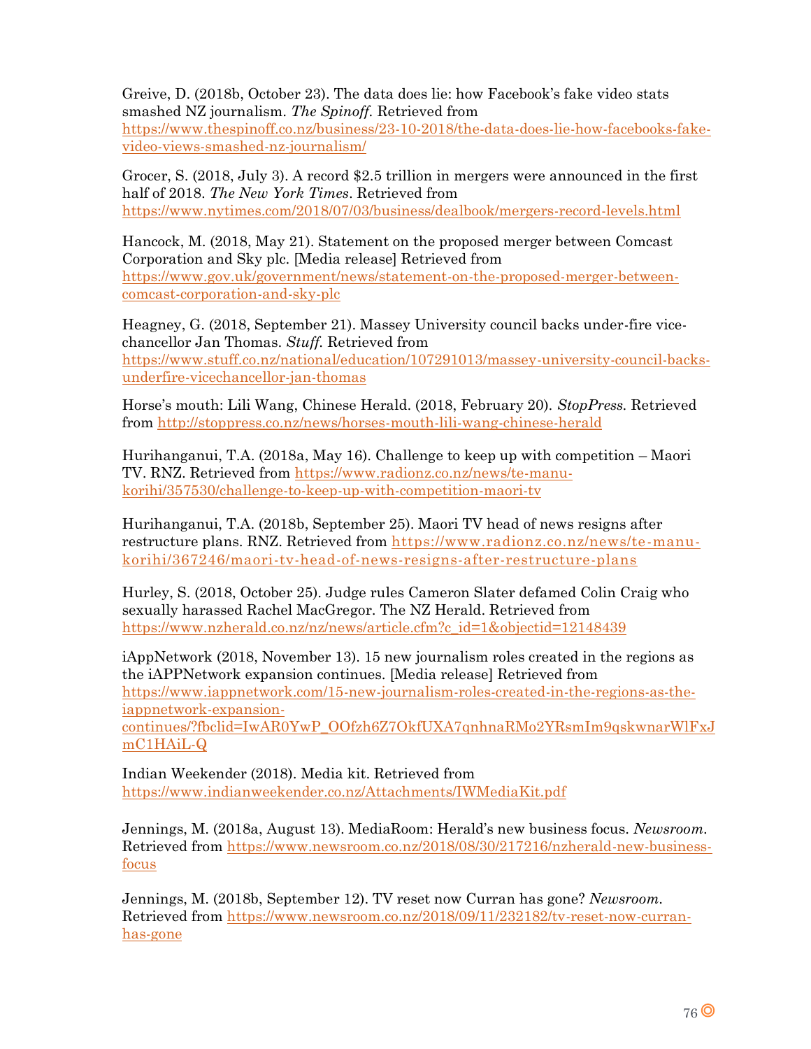Greive, D. (2018b, October 23). The data does lie: how Facebook's fake video stats smashed NZ journalism. *The Spinoff*. Retrieved from https://www.thespinoff.co.nz/business/23-10-2018/the-data-does-lie-how-facebooks-fake-video-views-smashed-nz-journalism/

Grocer, S. (2018, July 3). A record $2.5 trillion in mergers were announced in the first half of 2018. *The New York Times*. Retrieved from https://www.nytimes.com/2018/07/03/business/dealbook/mergers-record-levels.html

Hancock, M. (2018, May 21). Statement on the proposed merger between Comcast Corporation and Sky plc. [Media release] Retrieved from https://www.gov.uk/government/news/statement-on-the-proposed-merger-between-comcast-corporation-and-sky-plc

Heagney, G. (2018, September 21). Massey University council backs under-fire vice-chancellor Jan Thomas. *Stuff*. Retrieved from https://www.stuff.co.nz/national/education/107291013/massey-university-council-backs-underfire-vicechancellor-jan-thomas

Horse's mouth: Lili Wang, Chinese Herald. (2018, February 20). *StopPress*. Retrieved from http://stoppress.co.nz/news/horses-mouth-lili-wang-chinese-herald

Hurihanganui, T.A. (2018a, May 16). Challenge to keep up with competition – Maori TV. RNZ. Retrieved from https://www.radionz.co.nz/news/te-manu-korihi/357530/challenge-to-keep-up-with-competition-maori-tv

Hurihanganui, T.A. (2018b, September 25). Maori TV head of news resigns after restructure plans. RNZ. Retrieved from https://www.radionz.co.nz/news/te-manu-korihi/367246/maori-tv-head-of-news-resigns-after-restructure-plans

Hurley, S. (2018, October 25). Judge rules Cameron Slater defamed Colin Craig who sexually harassed Rachel MacGregor. The NZ Herald. Retrieved from https://www.nzherald.co.nz/nz/news/article.cfm?c_id=1&objectid=12148439

iAppNetwork (2018, November 13). 15 new journalism roles created in the regions as the iAPPNetwork expansion continues. [Media release] Retrieved from https://www.iappnetwork.com/15-new-journalism-roles-created-in-the-regions-as-the-iappnetwork-expansion-continues/?fbclid=IwAR0YwP_OOfzh6Z7OkfUXA7qnhnaRMo2YRsmIm9qskwnarWlFxJmC1HAiL-Q

Indian Weekender (2018). Media kit. Retrieved from https://www.indianweekender.co.nz/Attachments/IWMediaKit.pdf

Jennings, M. (2018a, August 13). MediaRoom: Herald's new business focus. *Newsroom*. Retrieved from https://www.newsroom.co.nz/2018/08/30/217216/nzherald-new-business-focus

Jennings, M. (2018b, September 12). TV reset now Curran has gone? *Newsroom*. Retrieved from https://www.newsroom.co.nz/2018/09/11/232182/tv-reset-now-curran-has-gone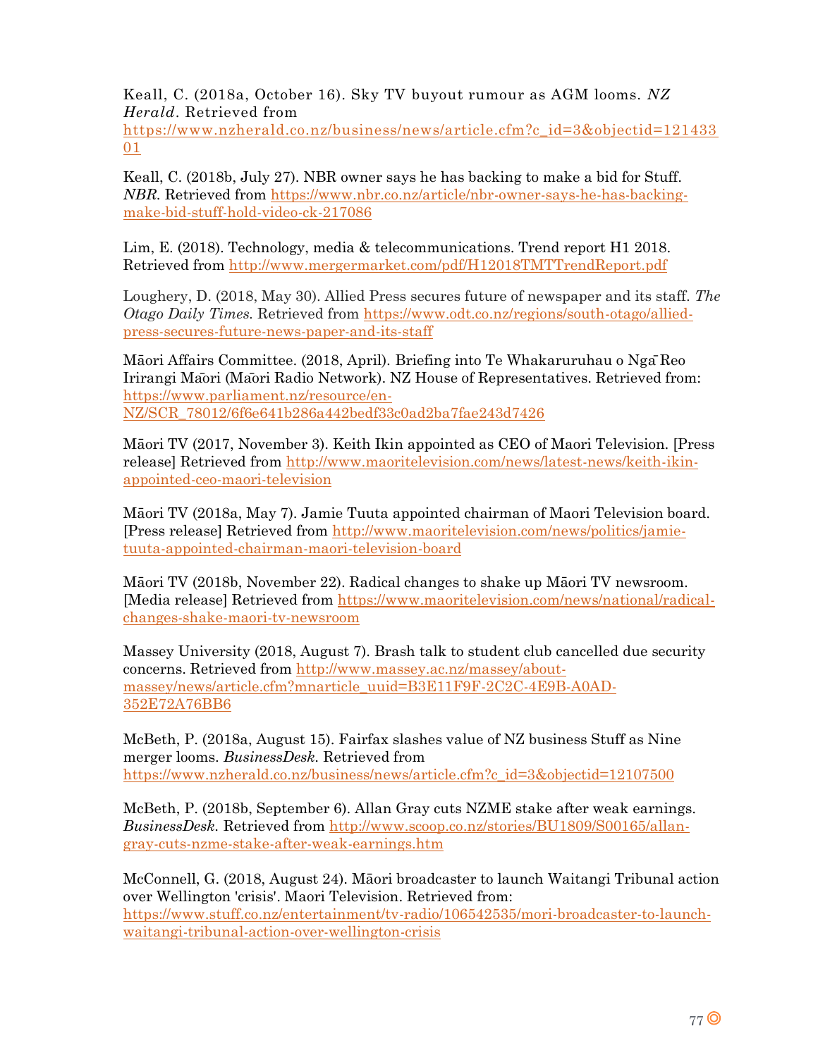Keall, C. (2018a, October 16). Sky TV buyout rumour as AGM looms. *NZ Herald*. Retrieved from https://www.nzherald.co.nz/business/news/article.cfm?c_id=3&objectid=12143301

Keall, C. (2018b, July 27). NBR owner says he has backing to make a bid for Stuff. *NBR.* Retrieved from https://www.nbr.co.nz/article/nbr-owner-says-he-has-backing-make-bid-stuff-hold-video-ck-217086

Lim, E. (2018). Technology, media & telecommunications. Trend report H1 2018. Retrieved from http://www.mergermarket.com/pdf/H12018TMTTrendReport.pdf

Loughery, D. (2018, May 30). Allied Press secures future of newspaper and its staff. *The Otago Daily Times.* Retrieved from https://www.odt.co.nz/regions/south-otago/allied-press-secures-future-news-paper-and-its-staff

Māori Affairs Committee. (2018, April). Briefing into Te Whakaruruhau o Ngā Reo Irirangi Māori (Māori Radio Network). NZ House of Representatives. Retrieved from: https://www.parliament.nz/resource/en-NZ/SCR_78012/6f6e641b286a442bedf33c0ad2ba7fae243d7426

Māori TV (2017, November 3). Keith Ikin appointed as CEO of Maori Television. [Press release] Retrieved from http://www.maoritelevision.com/news/latest-news/keith-ikin-appointed-ceo-maori-television

Māori TV (2018a, May 7). Jamie Tuuta appointed chairman of Maori Television board. [Press release] Retrieved from http://www.maoritelevision.com/news/politics/jamie-tuuta-appointed-chairman-maori-television-board

Māori TV (2018b, November 22). Radical changes to shake up Māori TV newsroom. [Media release] Retrieved from https://www.maoritelevision.com/news/national/radical-changes-shake-maori-tv-newsroom

Massey University (2018, August 7). Brash talk to student club cancelled due security concerns. Retrieved from http://www.massey.ac.nz/massey/about-massey/news/article.cfm?mnarticle_uuid=B3E11F9F-2C2C-4E9B-A0AD-352E72A76BB6

McBeth, P. (2018a, August 15). Fairfax slashes value of NZ business Stuff as Nine merger looms. *BusinessDesk.* Retrieved from https://www.nzherald.co.nz/business/news/article.cfm?c_id=3&objectid=12107500

McBeth, P. (2018b, September 6). Allan Gray cuts NZME stake after weak earnings. *BusinessDesk.* Retrieved from http://www.scoop.co.nz/stories/BU1809/S00165/allan-gray-cuts-nzme-stake-after-weak-earnings.htm

McConnell, G. (2018, August 24). Māori broadcaster to launch Waitangi Tribunal action over Wellington 'crisis'. Maori Television. Retrieved from: https://www.stuff.co.nz/entertainment/tv-radio/106542535/mori-broadcaster-to-launch-waitangi-tribunal-action-over-wellington-crisis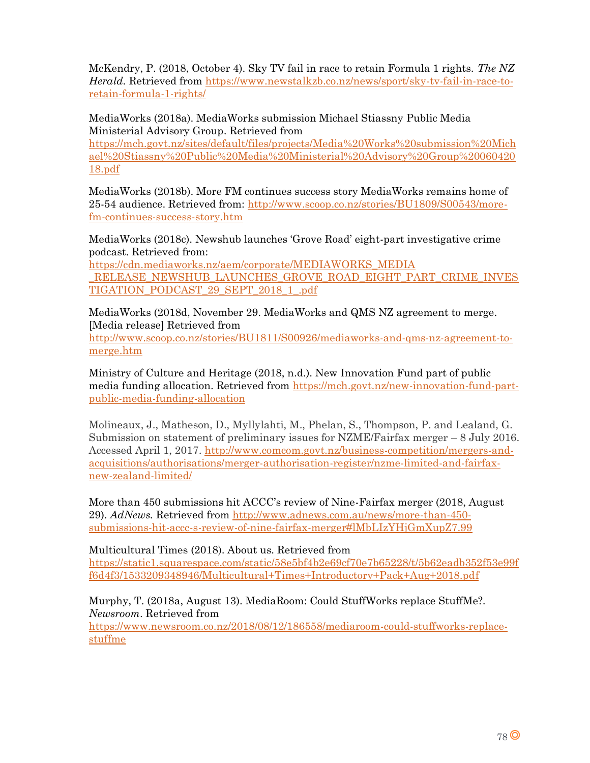McKendry, P. (2018, October 4). Sky TV fail in race to retain Formula 1 rights. *The NZ Herald*. Retrieved from https://www.newstalkzb.co.nz/news/sport/sky-tv-fail-in-race-to-retain-formula-1-rights/

MediaWorks (2018a). MediaWorks submission Michael Stiassny Public Media Ministerial Advisory Group. Retrieved from https://mch.govt.nz/sites/default/files/projects/Media%20Works%20submission%20Michael%20Stiassny%20Public%20Media%20Ministerial%20Advisory%20Group%2006042018.pdf

MediaWorks (2018b). More FM continues success story MediaWorks remains home of 25-54 audience. Retrieved from: http://www.scoop.co.nz/stories/BU1809/S00543/more-fm-continues-success-story.htm

MediaWorks (2018c). Newshub launches 'Grove Road' eight-part investigative crime podcast. Retrieved from: https://cdn.mediaworks.nz/aem/corporate/MEDIAWORKS_MEDIA_RELEASE_NEWSHUB_LAUNCHES_GROVE_ROAD_EIGHT_PART_CRIME_INVESTIGATION_PODCAST_29_SEPT_2018_1_.pdf

MediaWorks (2018d, November 29. MediaWorks and QMS NZ agreement to merge. [Media release] Retrieved from http://www.scoop.co.nz/stories/BU1811/S00926/mediaworks-and-qms-nz-agreement-to-merge.htm

Ministry of Culture and Heritage (2018, n.d.). New Innovation Fund part of public media funding allocation. Retrieved from https://mch.govt.nz/new-innovation-fund-part-public-media-funding-allocation

Molineaux, J., Matheson, D., Myllylahti, M., Phelan, S., Thompson, P. and Lealand, G. Submission on statement of preliminary issues for NZME/Fairfax merger – 8 July 2016. Accessed April 1, 2017. http://www.comcom.govt.nz/business-competition/mergers-and-acquisitions/authorisations/merger-authorisation-register/nzme-limited-and-fairfax-new-zealand-limited/

More than 450 submissions hit ACCC's review of Nine-Fairfax merger (2018, August 29). *AdNews.* Retrieved from http://www.adnews.com.au/news/more-than-450-submissions-hit-accc-s-review-of-nine-fairfax-merger#lMbLIzYHjGmXupZ7.99

Multicultural Times (2018). About us. Retrieved from https://static1.squarespace.com/static/58e5bf4b2e69cf70e7b65228/t/5b62eadb352f53e99ff6d4f3/1533209348946/Multicultural+Times+Introductory+Pack+Aug+2018.pdf

Murphy, T. (2018a, August 13). MediaRoom: Could StuffWorks replace StuffMe?. *Newsroom*. Retrieved from https://www.newsroom.co.nz/2018/08/12/186558/mediaroom-could-stuffworks-replace-stuffme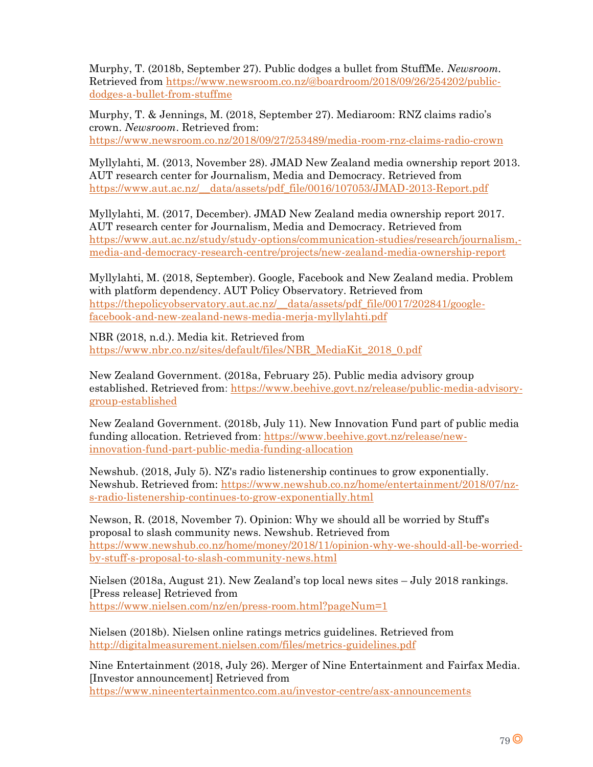Murphy, T. (2018b, September 27). Public dodges a bullet from StuffMe. *Newsroom*. Retrieved from https://www.newsroom.co.nz/@boardroom/2018/09/26/254202/public-dodges-a-bullet-from-stuffme

Murphy, T. & Jennings, M. (2018, September 27). Mediaroom: RNZ claims radio's crown. *Newsroom*. Retrieved from: https://www.newsroom.co.nz/2018/09/27/253489/media-room-rnz-claims-radio-crown

Myllylahti, M. (2013, November 28). JMAD New Zealand media ownership report 2013. AUT research center for Journalism, Media and Democracy. Retrieved from https://www.aut.ac.nz/__data/assets/pdf_file/0016/107053/JMAD-2013-Report.pdf

Myllylahti, M. (2017, December). JMAD New Zealand media ownership report 2017. AUT research center for Journalism, Media and Democracy. Retrieved from https://www.aut.ac.nz/study/study-options/communication-studies/research/journalism,-media-and-democracy-research-centre/projects/new-zealand-media-ownership-report

Myllylahti, M. (2018, September). Google, Facebook and New Zealand media. Problem with platform dependency. AUT Policy Observatory. Retrieved from https://thepolicyobservatory.aut.ac.nz/__data/assets/pdf_file/0017/202841/google-facebook-and-new-zealand-news-media-merja-myllylahti.pdf

NBR (2018, n.d.). Media kit. Retrieved from https://www.nbr.co.nz/sites/default/files/NBR_MediaKit_2018_0.pdf

New Zealand Government. (2018a, February 25). Public media advisory group established. Retrieved from: https://www.beehive.govt.nz/release/public-media-advisory-group-established

New Zealand Government. (2018b, July 11). New Innovation Fund part of public media funding allocation. Retrieved from: https://www.beehive.govt.nz/release/new-innovation-fund-part-public-media-funding-allocation

Newshub. (2018, July 5). NZ's radio listenership continues to grow exponentially. Newshub. Retrieved from: https://www.newshub.co.nz/home/entertainment/2018/07/nz-s-radio-listenership-continues-to-grow-exponentially.html

Newson, R. (2018, November 7). Opinion: Why we should all be worried by Stuff's proposal to slash community news. Newshub. Retrieved from https://www.newshub.co.nz/home/money/2018/11/opinion-why-we-should-all-be-worried-by-stuff-s-proposal-to-slash-community-news.html

Nielsen (2018a, August 21). New Zealand's top local news sites – July 2018 rankings. [Press release] Retrieved from https://www.nielsen.com/nz/en/press-room.html?pageNum=1

Nielsen (2018b). Nielsen online ratings metrics guidelines. Retrieved from http://digitalmeasurement.nielsen.com/files/metrics-guidelines.pdf

Nine Entertainment (2018, July 26). Merger of Nine Entertainment and Fairfax Media. [Investor announcement] Retrieved from https://www.nineentertainmentco.com.au/investor-centre/asx-announcements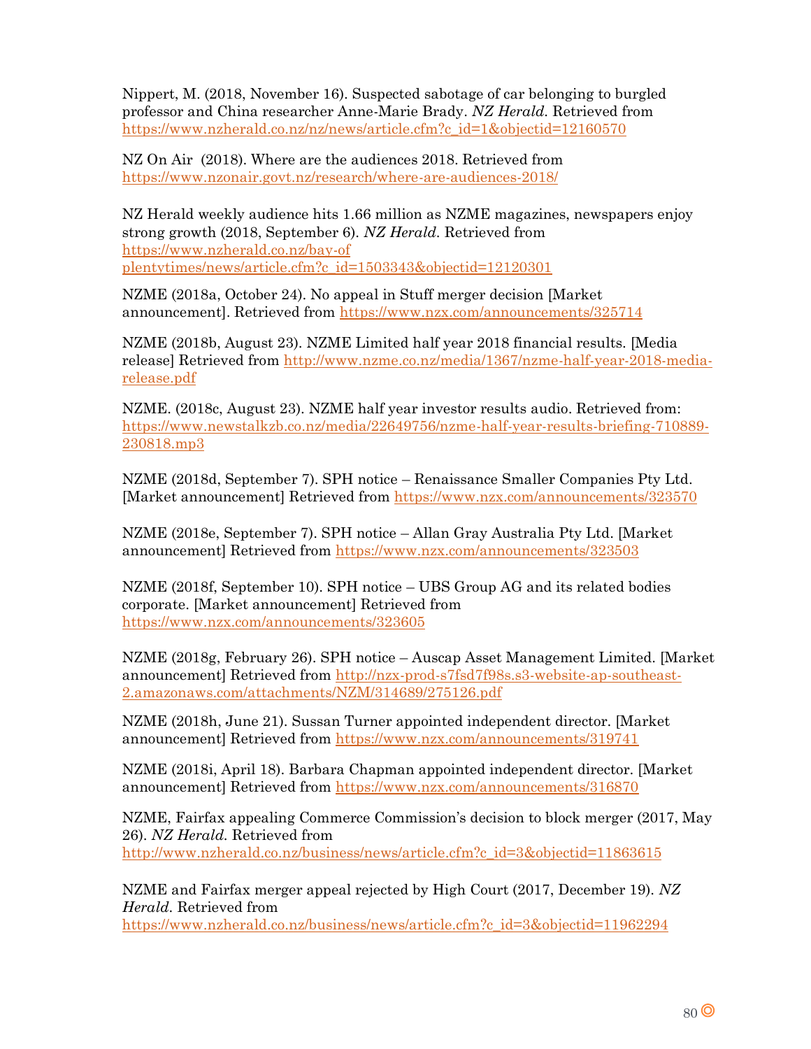Nippert, M. (2018, November 16). Suspected sabotage of car belonging to burgled professor and China researcher Anne-Marie Brady. *NZ Herald*. Retrieved from https://www.nzherald.co.nz/nz/news/article.cfm?c_id=1&objectid=12160570

NZ On Air (2018). Where are the audiences 2018. Retrieved from https://www.nzonair.govt.nz/research/where-are-audiences-2018/

NZ Herald weekly audience hits 1.66 million as NZME magazines, newspapers enjoy strong growth (2018, September 6). *NZ Herald*. Retrieved from https://www.nzherald.co.nz/bay-of-plentytimes/news/article.cfm?c_id=1503343&objectid=12120301

NZME (2018a, October 24). No appeal in Stuff merger decision [Market announcement]. Retrieved from https://www.nzx.com/announcements/325714

NZME (2018b, August 23). NZME Limited half year 2018 financial results. [Media release] Retrieved from http://www.nzme.co.nz/media/1367/nzme-half-year-2018-media-release.pdf

NZME. (2018c, August 23). NZME half year investor results audio. Retrieved from: https://www.newstalkzb.co.nz/media/22649756/nzme-half-year-results-briefing-710889-230818.mp3

NZME (2018d, September 7). SPH notice – Renaissance Smaller Companies Pty Ltd. [Market announcement] Retrieved from https://www.nzx.com/announcements/323570

NZME (2018e, September 7). SPH notice – Allan Gray Australia Pty Ltd. [Market announcement] Retrieved from https://www.nzx.com/announcements/323503

NZME (2018f, September 10). SPH notice – UBS Group AG and its related bodies corporate. [Market announcement] Retrieved from https://www.nzx.com/announcements/323605

NZME (2018g, February 26). SPH notice – Auscap Asset Management Limited. [Market announcement] Retrieved from http://nzx-prod-s7fsd7f98s.s3-website-ap-southeast-2.amazonaws.com/attachments/NZM/314689/275126.pdf

NZME (2018h, June 21). Sussan Turner appointed independent director. [Market announcement] Retrieved from https://www.nzx.com/announcements/319741

NZME (2018i, April 18). Barbara Chapman appointed independent director. [Market announcement] Retrieved from https://www.nzx.com/announcements/316870

NZME, Fairfax appealing Commerce Commission's decision to block merger (2017, May 26). *NZ Herald.* Retrieved from http://www.nzherald.co.nz/business/news/article.cfm?c_id=3&objectid=11863615

NZME and Fairfax merger appeal rejected by High Court (2017, December 19). *NZ Herald.* Retrieved from https://www.nzherald.co.nz/business/news/article.cfm?c_id=3&objectid=11962294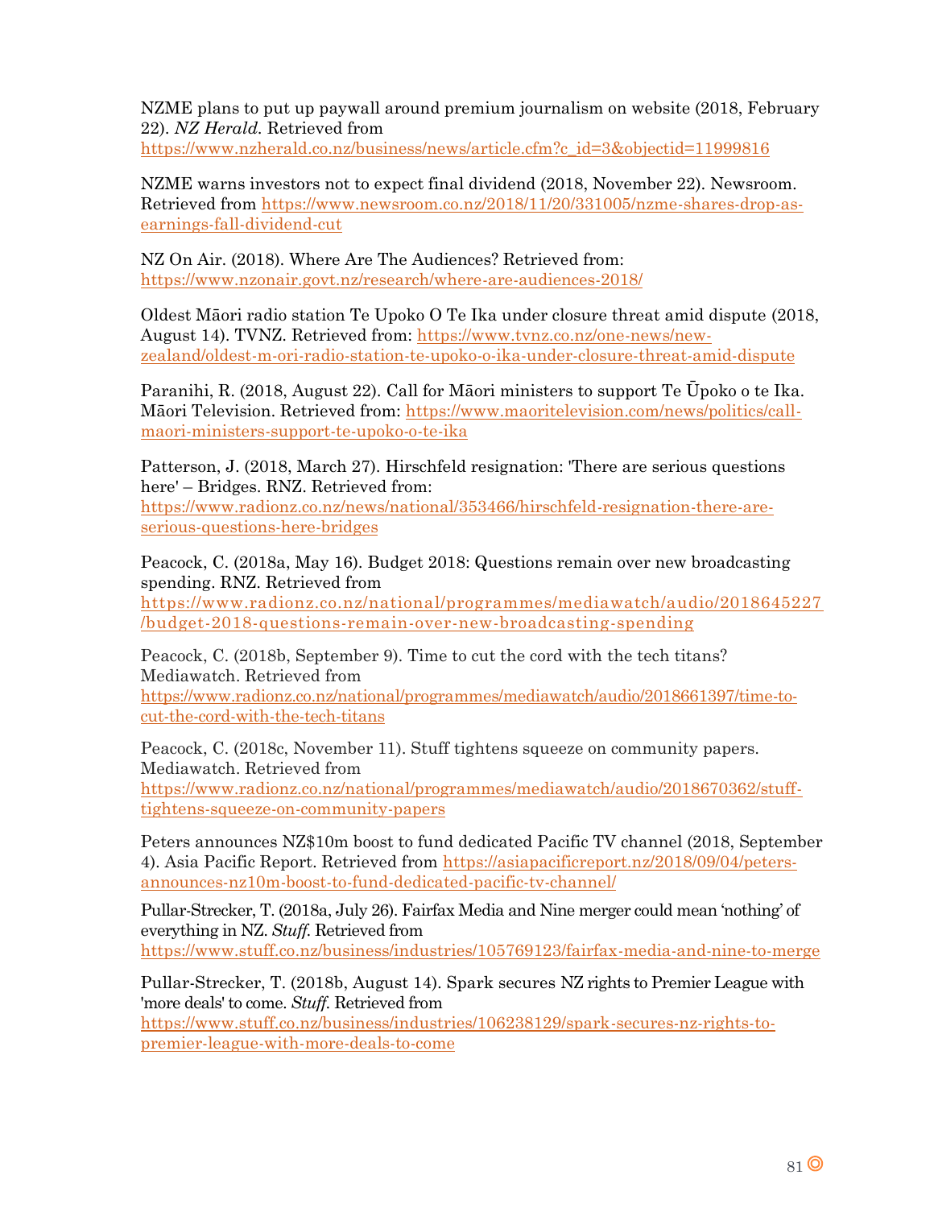NZME plans to put up paywall around premium journalism on website (2018, February 22). *NZ Herald*. Retrieved from https://www.nzherald.co.nz/business/news/article.cfm?c_id=3&objectid=11999816

NZME warns investors not to expect final dividend (2018, November 22). Newsroom. Retrieved from https://www.newsroom.co.nz/2018/11/20/331005/nzme-shares-drop-as-earnings-fall-dividend-cut

NZ On Air. (2018). Where Are The Audiences? Retrieved from: https://www.nzonair.govt.nz/research/where-are-audiences-2018/

Oldest Māori radio station Te Upoko O Te Ika under closure threat amid dispute (2018, August 14). TVNZ. Retrieved from: https://www.tvnz.co.nz/one-news/new-zealand/oldest-m-ori-radio-station-te-upoko-o-ika-under-closure-threat-amid-dispute

Paranihi, R. (2018, August 22). Call for Māori ministers to support Te Ūpoko o te Ika. Māori Television. Retrieved from: https://www.maoritelevision.com/news/politics/call-maori-ministers-support-te-upoko-o-te-ika

Patterson, J. (2018, March 27). Hirschfeld resignation: 'There are serious questions here' – Bridges. RNZ. Retrieved from: https://www.radionz.co.nz/news/national/353466/hirschfeld-resignation-there-are-serious-questions-here-bridges

Peacock, C. (2018a, May 16). Budget 2018: Questions remain over new broadcasting spending. RNZ. Retrieved from https://www.radionz.co.nz/national/programmes/mediawatch/audio/2018645227/budget-2018-questions-remain-over-new-broadcasting-spending

Peacock, C. (2018b, September 9). Time to cut the cord with the tech titans? Mediawatch. Retrieved from https://www.radionz.co.nz/national/programmes/mediawatch/audio/2018661397/time-to-cut-the-cord-with-the-tech-titans

Peacock, C. (2018c, November 11). Stuff tightens squeeze on community papers. Mediawatch. Retrieved from https://www.radionz.co.nz/national/programmes/mediawatch/audio/2018670362/stuff-tightens-squeeze-on-community-papers

Peters announces NZ$10m boost to fund dedicated Pacific TV channel (2018, September 4). Asia Pacific Report. Retrieved from https://asiapacificreport.nz/2018/09/04/peters-announces-nz10m-boost-to-fund-dedicated-pacific-tv-channel/

Pullar-Strecker, T. (2018a, July 26). Fairfax Media and Nine merger could mean 'nothing' of everything in NZ. *Stuff*. Retrieved from https://www.stuff.co.nz/business/industries/105769123/fairfax-media-and-nine-to-merge

Pullar-Strecker, T. (2018b, August 14). Spark secures NZ rights to Premier League with 'more deals' to come. *Stuff*. Retrieved from https://www.stuff.co.nz/business/industries/106238129/spark-secures-nz-rights-to-premier-league-with-more-deals-to-come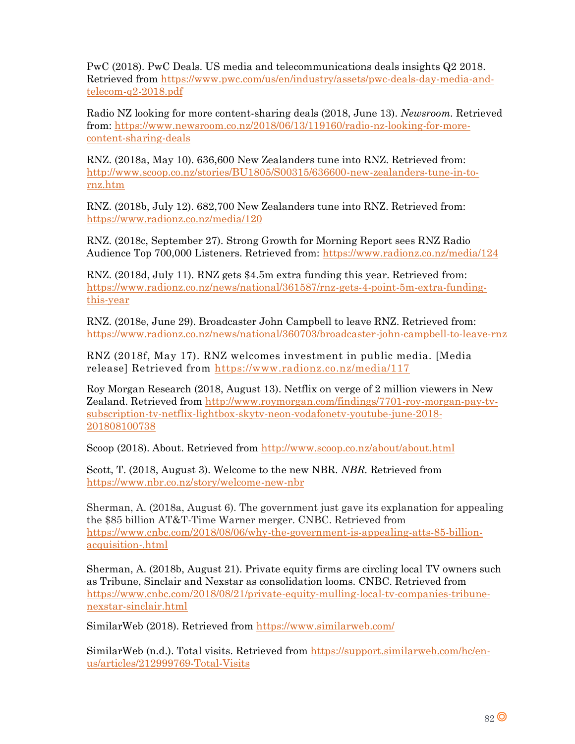PwC (2018). PwC Deals. US media and telecommunications deals insights Q2 2018. Retrieved from https://www.pwc.com/us/en/industry/assets/pwc-deals-day-media-and-telecom-q2-2018.pdf

Radio NZ looking for more content-sharing deals (2018, June 13). *Newsroom*. Retrieved from: https://www.newsroom.co.nz/2018/06/13/119160/radio-nz-looking-for-more-content-sharing-deals

RNZ. (2018a, May 10). 636,600 New Zealanders tune into RNZ. Retrieved from: http://www.scoop.co.nz/stories/BU1805/S00315/636600-new-zealanders-tune-in-to-rnz.htm

RNZ. (2018b, July 12). 682,700 New Zealanders tune into RNZ. Retrieved from: https://www.radionz.co.nz/media/120

RNZ. (2018c, September 27). Strong Growth for Morning Report sees RNZ Radio Audience Top 700,000 Listeners. Retrieved from: https://www.radionz.co.nz/media/124

RNZ. (2018d, July 11). RNZ gets $4.5m extra funding this year. Retrieved from: https://www.radionz.co.nz/news/national/361587/rnz-gets-4-point-5m-extra-funding-this-year

RNZ. (2018e, June 29). Broadcaster John Campbell to leave RNZ. Retrieved from: https://www.radionz.co.nz/news/national/360703/broadcaster-john-campbell-to-leave-rnz

RNZ (2018f, May 17). RNZ welcomes investment in public media. [Media release] Retrieved from https://www.radionz.co.nz/media/117

Roy Morgan Research (2018, August 13). Netflix on verge of 2 million viewers in New Zealand. Retrieved from http://www.roymorgan.com/findings/7701-roy-morgan-pay-tv-subscription-tv-netflix-lightbox-skytv-neon-vodafonetv-youtube-june-2018-201808100738

Scoop (2018). About. Retrieved from http://www.scoop.co.nz/about/about.html

Scott, T. (2018, August 3). Welcome to the new NBR. *NBR*. Retrieved from https://www.nbr.co.nz/story/welcome-new-nbr

Sherman, A. (2018a, August 6). The government just gave its explanation for appealing the $85 billion AT&T-Time Warner merger. CNBC. Retrieved from https://www.cnbc.com/2018/08/06/why-the-government-is-appealing-atts-85-billion-acquisition-.html

Sherman, A. (2018b, August 21). Private equity firms are circling local TV owners such as Tribune, Sinclair and Nexstar as consolidation looms. CNBC. Retrieved from https://www.cnbc.com/2018/08/21/private-equity-mulling-local-tv-companies-tribune-nexstar-sinclair.html

SimilarWeb (2018). Retrieved from https://www.similarweb.com/

SimilarWeb (n.d.). Total visits. Retrieved from https://support.similarweb.com/hc/en-us/articles/212999769-Total-Visits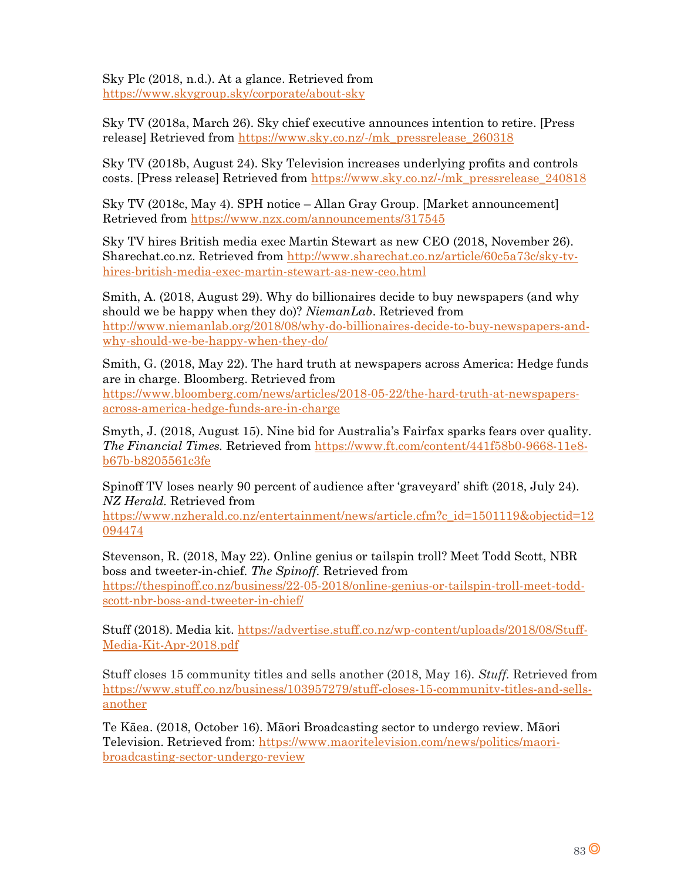Sky Plc (2018, n.d.). At a glance. Retrieved from https://www.skygroup.sky/corporate/about-sky

Sky TV (2018a, March 26). Sky chief executive announces intention to retire. [Press release] Retrieved from https://www.sky.co.nz/-/mk_pressrelease_260318

Sky TV (2018b, August 24). Sky Television increases underlying profits and controls costs. [Press release] Retrieved from https://www.sky.co.nz/-/mk_pressrelease_240818

Sky TV (2018c, May 4). SPH notice – Allan Gray Group. [Market announcement] Retrieved from https://www.nzx.com/announcements/317545

Sky TV hires British media exec Martin Stewart as new CEO (2018, November 26). Sharechat.co.nz. Retrieved from http://www.sharechat.co.nz/article/60c5a73c/sky-tv-hires-british-media-exec-martin-stewart-as-new-ceo.html

Smith, A. (2018, August 29). Why do billionaires decide to buy newspapers (and why should we be happy when they do)? *NiemanLab*. Retrieved from http://www.niemanlab.org/2018/08/why-do-billionaires-decide-to-buy-newspapers-and-why-should-we-be-happy-when-they-do/

Smith, G. (2018, May 22). The hard truth at newspapers across America: Hedge funds are in charge. Bloomberg. Retrieved from https://www.bloomberg.com/news/articles/2018-05-22/the-hard-truth-at-newspapers-across-america-hedge-funds-are-in-charge

Smyth, J. (2018, August 15). Nine bid for Australia's Fairfax sparks fears over quality. *The Financial Times.* Retrieved from https://www.ft.com/content/441f58b0-9668-11e8-b67b-b8205561c3fe

Spinoff TV loses nearly 90 percent of audience after 'graveyard' shift (2018, July 24). *NZ Herald.* Retrieved from https://www.nzherald.co.nz/entertainment/news/article.cfm?c_id=1501119&objectid=12094474

Stevenson, R. (2018, May 22). Online genius or tailspin troll? Meet Todd Scott, NBR boss and tweeter-in-chief. *The Spinoff.* Retrieved from https://thespinoff.co.nz/business/22-05-2018/online-genius-or-tailspin-troll-meet-todd-scott-nbr-boss-and-tweeter-in-chief/

Stuff (2018). Media kit. https://advertise.stuff.co.nz/wp-content/uploads/2018/08/Stuff-Media-Kit-Apr-2018.pdf

Stuff closes 15 community titles and sells another (2018, May 16). *Stuff.* Retrieved from https://www.stuff.co.nz/business/103957279/stuff-closes-15-community-titles-and-sells-another

Te Kāea. (2018, October 16). Māori Broadcasting sector to undergo review. Māori Television. Retrieved from: https://www.maoritelevision.com/news/politics/maori-broadcasting-sector-undergo-review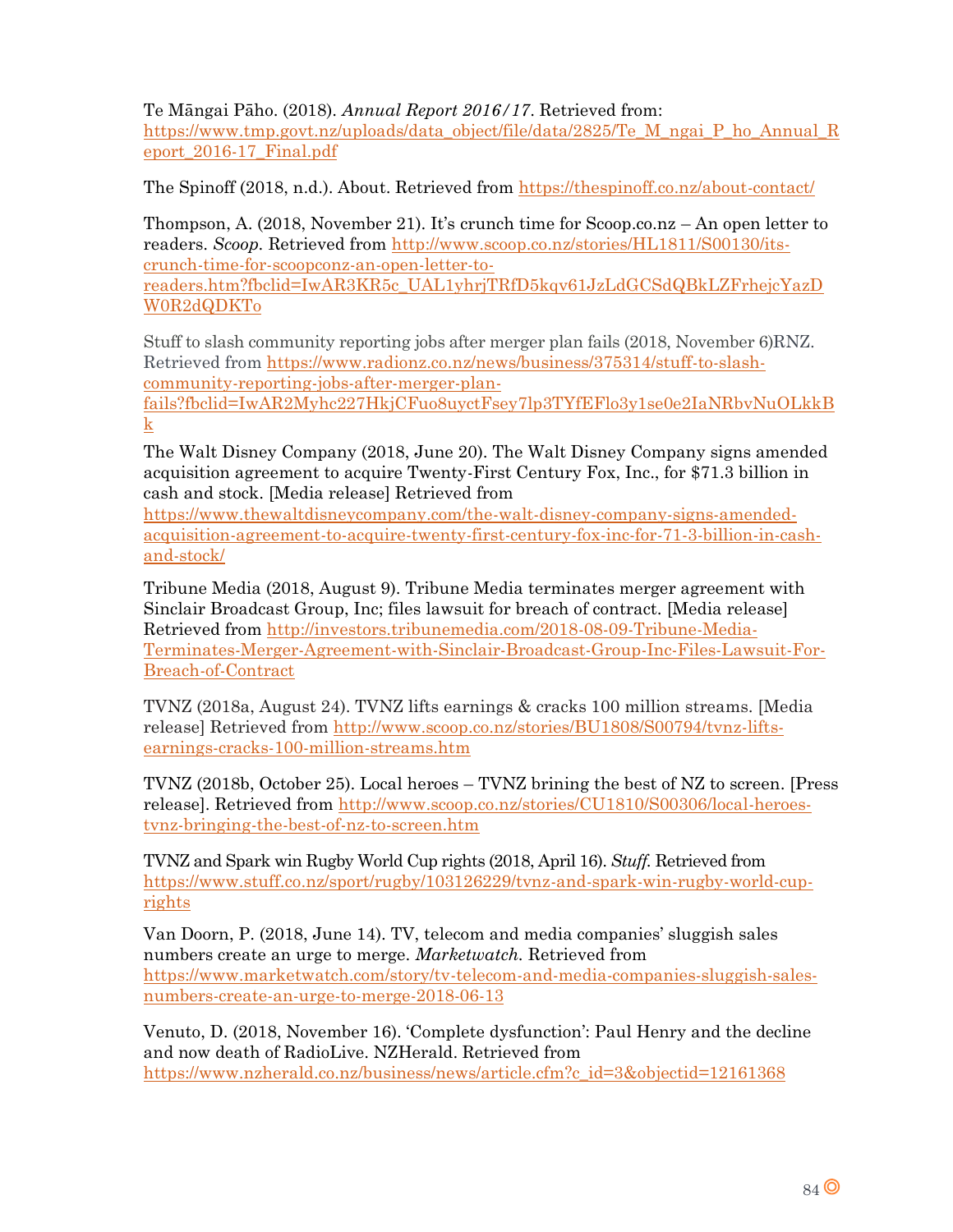Te Māngai Pāho. (2018). *Annual Report 2016/17*. Retrieved from: https://www.tmp.govt.nz/uploads/data_object/file/data/2825/Te_M_ngai_P_ho_Annual_Report_2016-17_Final.pdf

The Spinoff (2018, n.d.). About. Retrieved from https://thespinoff.co.nz/about-contact/

Thompson, A. (2018, November 21). It's crunch time for Scoop.co.nz – An open letter to readers. *Scoop*. Retrieved from http://www.scoop.co.nz/stories/HL1811/S00130/its-crunch-time-for-scoopconz-an-open-letter-to-readers.htm?fbclid=IwAR3KR5c_UAL1yhrjTRfD5kqv61JzLdGCSdQBkLZFrhejcYazDW0R2dQDKTo

Stuff to slash community reporting jobs after merger plan fails (2018, November 6)RNZ. Retrieved from https://www.radionz.co.nz/news/business/375314/stuff-to-slash-community-reporting-jobs-after-merger-plan-fails?fbclid=IwAR2Myhc227HkjCFuo8uyctFsey7lp3TYfEFlo3y1se0e2IaNRbvNuOLkkBk

The Walt Disney Company (2018, June 20). The Walt Disney Company signs amended acquisition agreement to acquire Twenty-First Century Fox, Inc., for $71.3 billion in cash and stock. [Media release] Retrieved from https://www.thewaltdisneycompany.com/the-walt-disney-company-signs-amended-acquisition-agreement-to-acquire-twenty-first-century-fox-inc-for-71-3-billion-in-cash-and-stock/

Tribune Media (2018, August 9). Tribune Media terminates merger agreement with Sinclair Broadcast Group, Inc; files lawsuit for breach of contract. [Media release] Retrieved from http://investors.tribunemedia.com/2018-08-09-Tribune-Media-Terminates-Merger-Agreement-with-Sinclair-Broadcast-Group-Inc-Files-Lawsuit-For-Breach-of-Contract

TVNZ (2018a, August 24). TVNZ lifts earnings & cracks 100 million streams. [Media release] Retrieved from http://www.scoop.co.nz/stories/BU1808/S00794/tvnz-lifts-earnings-cracks-100-million-streams.htm

TVNZ (2018b, October 25). Local heroes – TVNZ brining the best of NZ to screen. [Press release]. Retrieved from http://www.scoop.co.nz/stories/CU1810/S00306/local-heroes-tvnz-bringing-the-best-of-nz-to-screen.htm

TVNZ and Spark win Rugby World Cup rights (2018, April 16). *Stuff.* Retrieved from https://www.stuff.co.nz/sport/rugby/103126229/tvnz-and-spark-win-rugby-world-cup-rights

Van Doorn, P. (2018, June 14). TV, telecom and media companies' sluggish sales numbers create an urge to merge. *Marketwatch*. Retrieved from https://www.marketwatch.com/story/tv-telecom-and-media-companies-sluggish-sales-numbers-create-an-urge-to-merge-2018-06-13

Venuto, D. (2018, November 16). 'Complete dysfunction': Paul Henry and the decline and now death of RadioLive. NZHerald. Retrieved from https://www.nzherald.co.nz/business/news/article.cfm?c_id=3&objectid=12161368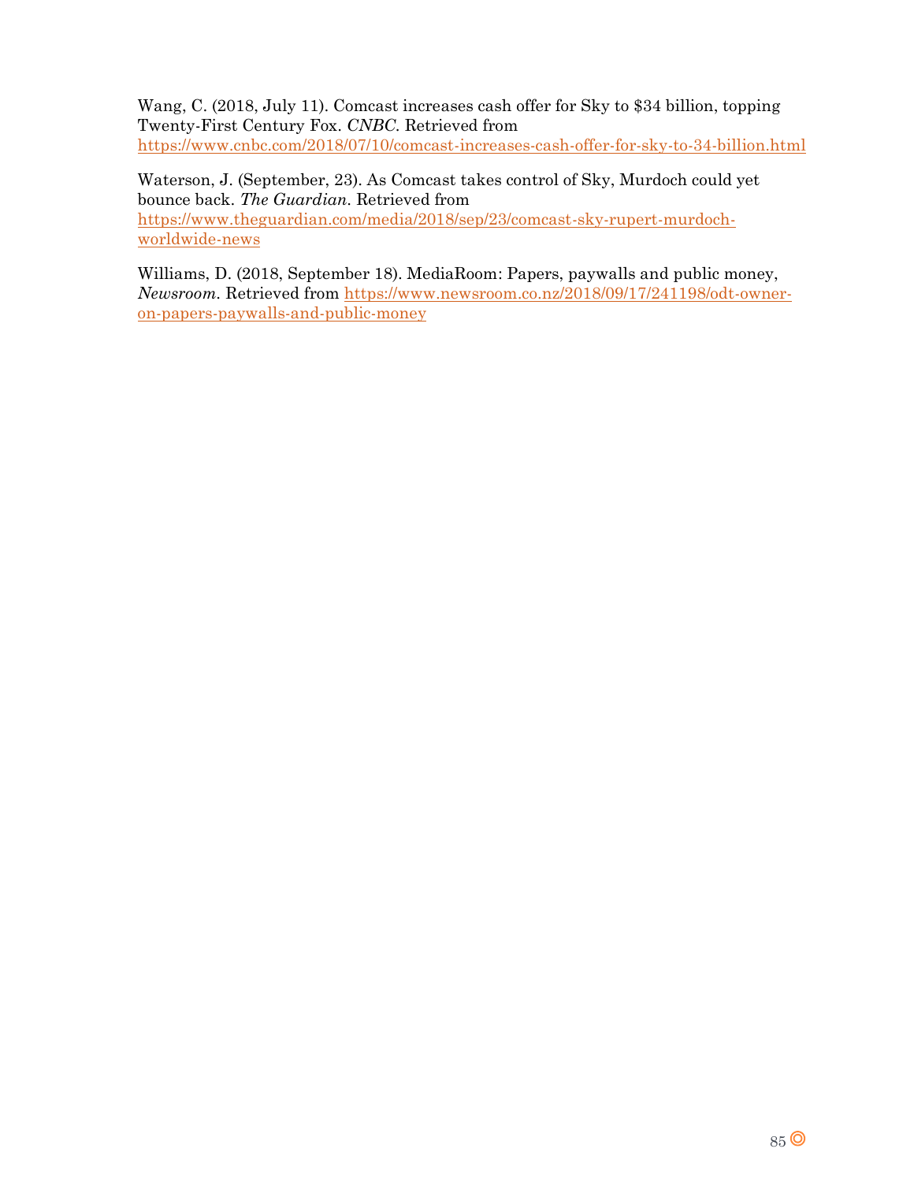Wang, C. (2018, July 11). Comcast increases cash offer for Sky to $34 billion, topping Twenty-First Century Fox. *CNBC*. Retrieved from https://www.cnbc.com/2018/07/10/comcast-increases-cash-offer-for-sky-to-34-billion.html

Waterson, J. (September, 23). As Comcast takes control of Sky, Murdoch could yet bounce back. *The Guardian*. Retrieved from https://www.theguardian.com/media/2018/sep/23/comcast-sky-rupert-murdoch-worldwide-news

Williams, D. (2018, September 18). MediaRoom: Papers, paywalls and public money, *Newsroom*. Retrieved from https://www.newsroom.co.nz/2018/09/17/241198/odt-owner-on-papers-paywalls-and-public-money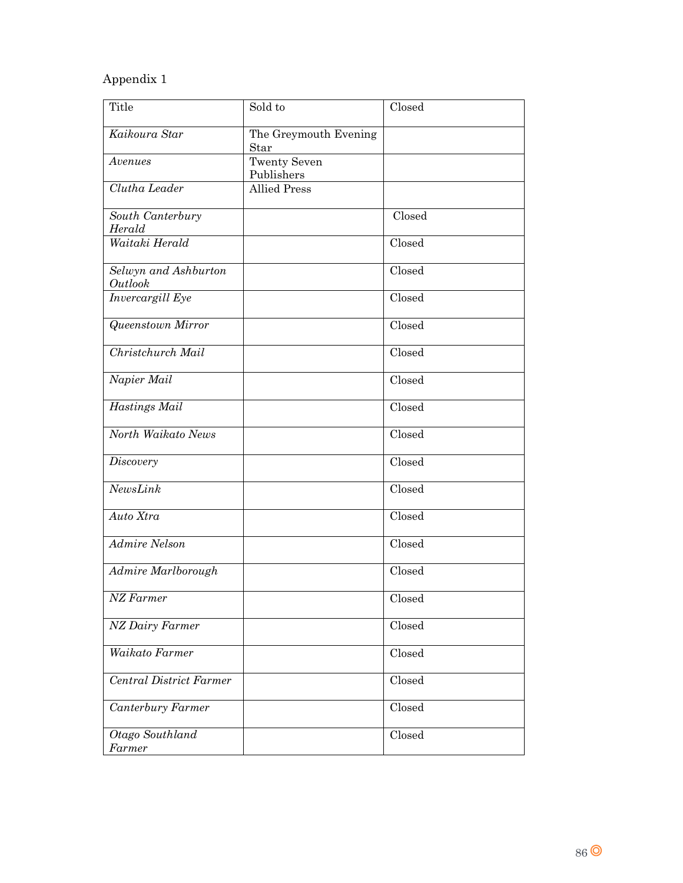Appendix 1

| Title | Sold to | Closed |
|---|---|---|
| *Kaikoura Star* | The Greymouth Evening Star | |
| *Avenues* | Twenty Seven Publishers | |
| *Clutha Leader* | Allied Press | |
| *South Canterbury Herald* | | Closed |
| *Waitaki Herald* | | Closed |
| *Selwyn and Ashburton Outlook* | | Closed |
| *Invercargill Eye* | | Closed |
| *Queenstown Mirror* | | Closed |
| *Christchurch Mail* | | Closed |
| *Napier Mail* | | Closed |
| *Hastings Mail* | | Closed |
| *North Waikato News* | | Closed |
| *Discovery* | | Closed |
| *NewsLink* | | Closed |
| *Auto Xtra* | | Closed |
| *Admire Nelson* | | Closed |
| *Admire Marlborough* | | Closed |
| *NZ Farmer* | | Closed |
| *NZ Dairy Farmer* | | Closed |
| *Waikato Farmer* | | Closed |
| *Central District Farmer* | | Closed |
| *Canterbury Farmer* | | Closed |
| *Otago Southland Farmer* | | Closed |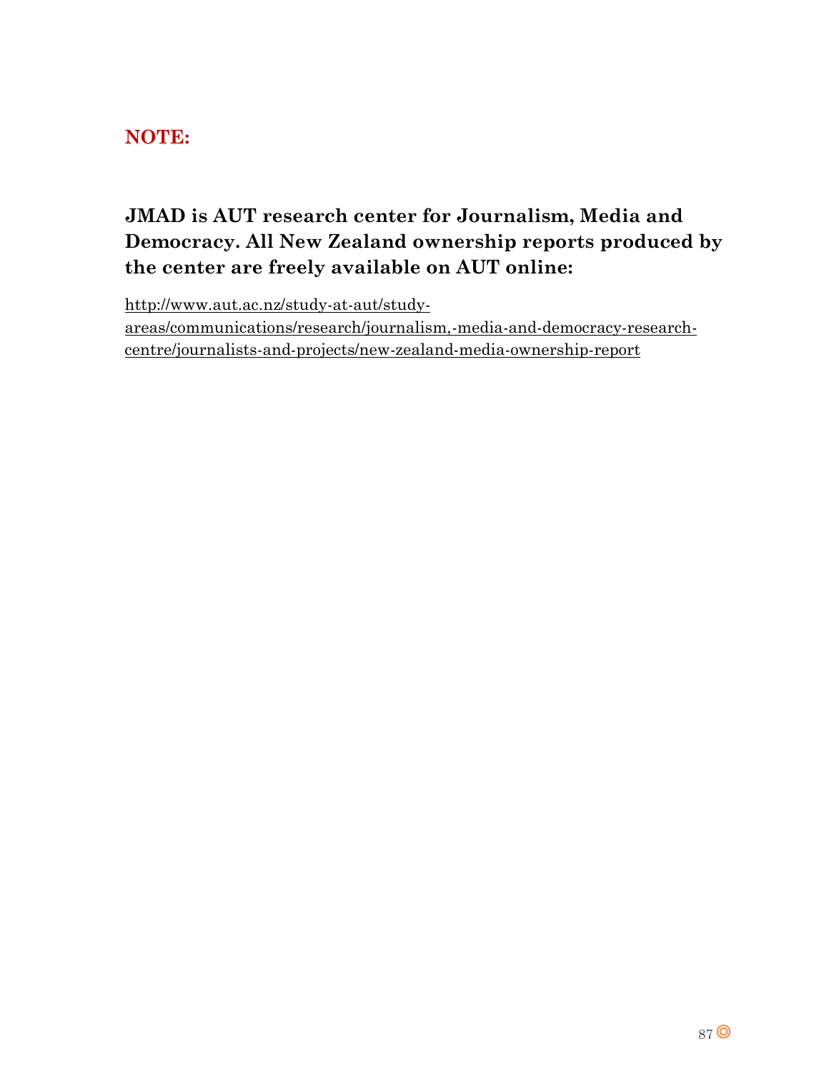**NOTE:**

**JMAD is AUT research center for Journalism, Media and Democracy. All New Zealand ownership reports produced by the center are freely available on AUT online:**

http://www.aut.ac.nz/study-at-aut/study-areas/communications/research/journalism,-media-and-democracy-research-centre/journalists-and-projects/new-zealand-media-ownership-report